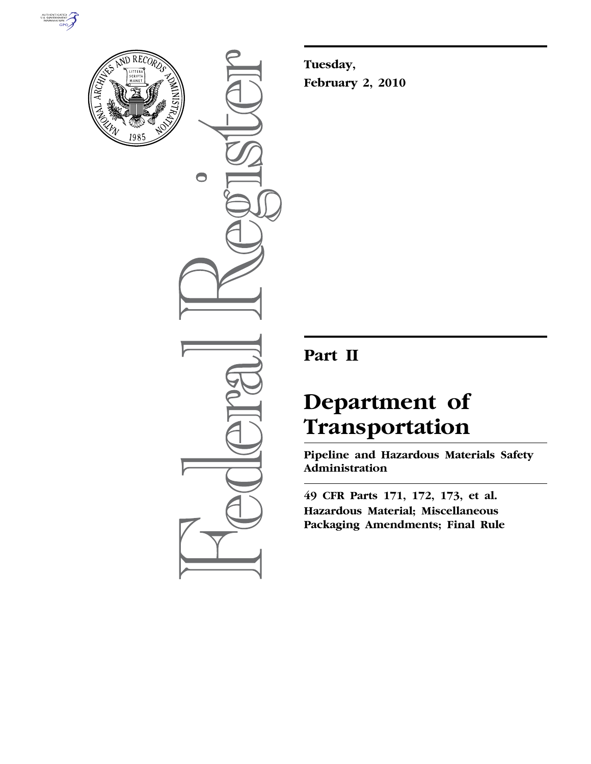Tuesday,

February 2, 2010

# Part II

# Department of Transportation

## Pipeline and Hazardous Materials Safety Administration

**49 CFR Parts 171, 172, 173, et al.**

**Hazardous Material; Miscellaneous Packaging Amendments; Final Rule**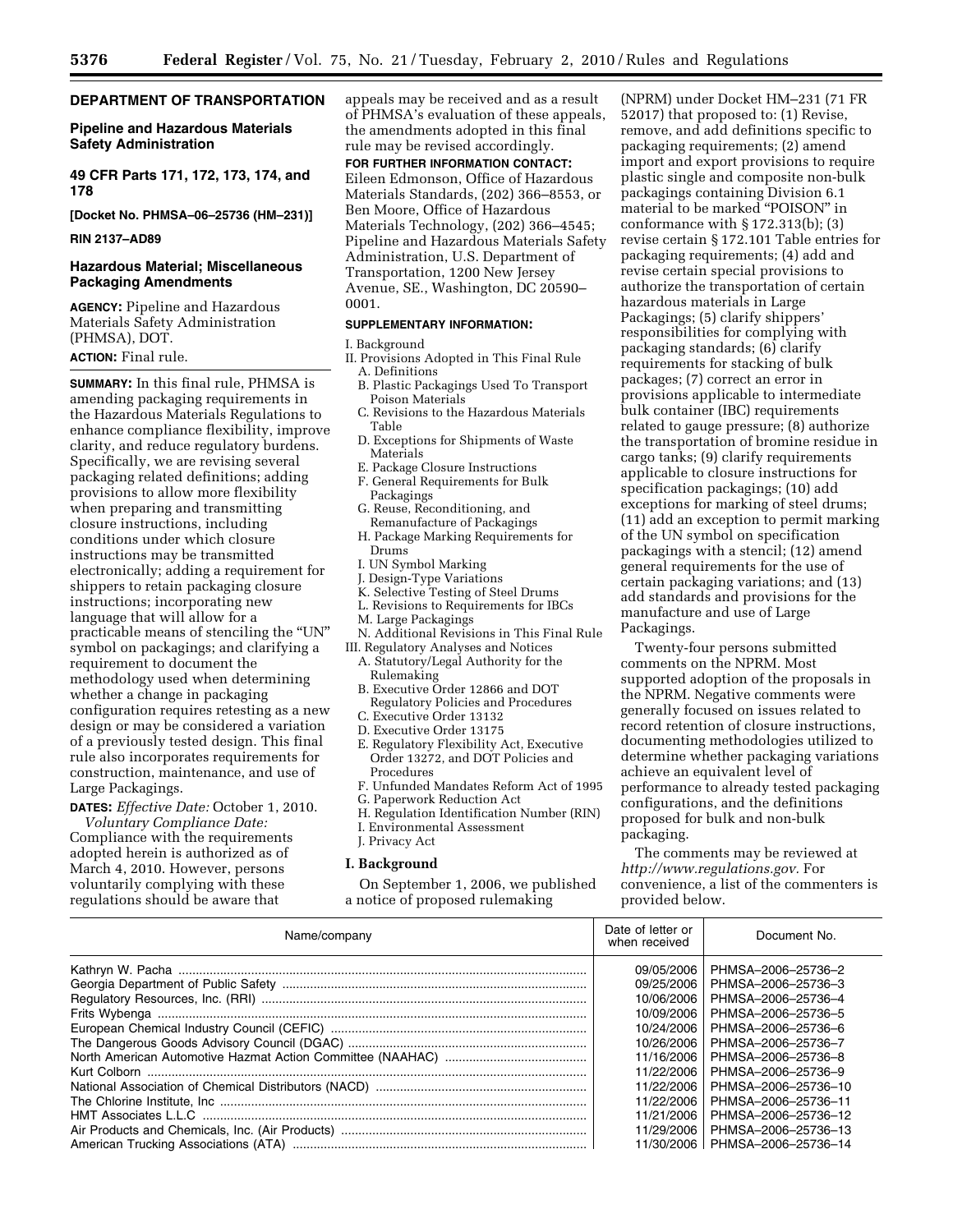# DEPARTMENT OF TRANSPORTATION

## Pipeline and Hazardous Materials Safety Administration

## 49 CFR Parts 171, 172, 173, 174, and 178

**[Docket No. PHMSA–06–25736 (HM–231)]**

**RIN 2137–AD89**

## Hazardous Material; Miscellaneous Packaging Amendments

**AGENCY:** Pipeline and Hazardous Materials Safety Administration (PHMSA), DOT.

**ACTION:** Final rule.

**SUMMARY:** In this final rule, PHMSA is amending packaging requirements in the Hazardous Materials Regulations to enhance compliance flexibility, improve clarity, and reduce regulatory burdens. Specifically, we are revising several packaging related definitions; adding provisions to allow more flexibility when preparing and transmitting closure instructions, including conditions under which closure instructions may be transmitted electronically; adding a requirement for shippers to retain packaging closure instructions; incorporating new language that will allow for a practicable means of stenciling the "UN" symbol on packagings; and clarifying a requirement to document the methodology used when determining whether a change in packaging configuration requires retesting as a new design or may be considered a variation of a previously tested design. This final rule also incorporates requirements for construction, maintenance, and use of Large Packagings.

**DATES:** *Effective Date:* October 1, 2010.

*Voluntary Compliance Date:* Compliance with the requirements adopted herein is authorized as of March 4, 2010. However, persons voluntarily complying with these regulations should be aware that appeals may be received and as a result of PHMSA's evaluation of these appeals, the amendments adopted in this final rule may be revised accordingly.

**FOR FURTHER INFORMATION CONTACT:** Eileen Edmondson, Office of Hazardous Materials Standards, (202) 366–8553, or Ben Moore, Office of Hazardous Materials Technology, (202) 366–4545; Pipeline and Hazardous Materials Safety Administration, U.S. Department of Transportation, 1200 New Jersey Avenue, SE., Washington, DC 20590–0001.

**SUPPLEMENTARY INFORMATION:**

I. Background
II. Provisions Adopted in This Final Rule
  A. Definitions
  B. Plastic Packagings Used To Transport Poison Materials
  C. Revisions to the Hazardous Materials Table
  D. Exceptions for Shipments of Waste Materials
  E. Package Closure Instructions
  F. General Requirements for Bulk Packagings
  G. Reuse, Reconditioning, and Remanufacture of Packagings
  H. Package Marking Requirements for Drums
  I. UN Symbol Marking
  J. Design-Type Variations
  K. Selective Testing of Steel Drums
  L. Revisions to Requirements for IBCs
  M. Large Packagings
  N. Additional Revisions in This Final Rule
III. Regulatory Analyses and Notices
  A. Statutory/Legal Authority for the Rulemaking
  B. Executive Order 12866 and DOT Regulatory Policies and Procedures
  C. Executive Order 13132
  D. Executive Order 13175
  E. Regulatory Flexibility Act, Executive Order 13272, and DOT Policies and Procedures
  F. Unfunded Mandates Reform Act of 1995
  G. Paperwork Reduction Act
  H. Regulation Identification Number (RIN)
  I. Environmental Assessment
  J. Privacy Act

## I. Background

On September 1, 2006, we published a notice of proposed rulemaking (NPRM) under Docket HM–231 (71 FR 52017) that proposed to: (1) Revise, remove, and add definitions specific to packaging requirements; (2) amend import and export provisions to require plastic single and composite non-bulk packagings containing Division 6.1 material to be marked "POISON" in conformance with § 172.313(b); (3) revise certain § 172.101 Table entries for packaging requirements; (4) add and revise certain special provisions to authorize the transportation of certain hazardous materials in Large Packagings; (5) clarify shippers' responsibilities for complying with packaging standards; (6) clarify requirements for stacking of bulk packages; (7) correct an error in provisions applicable to intermediate bulk container (IBC) requirements related to gauge pressure; (8) authorize the transportation of bromine residue in cargo tanks; (9) clarify requirements applicable to closure instructions for specification packagings; (10) add exceptions for marking of steel drums; (11) add an exception to permit marking of the UN symbol on specification packagings with a stencil; (12) amend general requirements for the use of certain packaging variations; and (13) add standards and provisions for the manufacture and use of Large Packagings.

Twenty-four persons submitted comments on the NPRM. Most supported adoption of the proposals in the NPRM. Negative comments were generally focused on issues related to record retention of closure instructions, documenting methodologies utilized to determine whether packaging variations achieve an equivalent level of performance to already tested packaging configurations, and the definitions proposed for bulk and non-bulk packaging.

The comments may be reviewed at *http://www.regulations.gov.* For convenience, a list of the commenters is provided below.

| Name/company | Date of letter or when received | Document No. |
|---|---|---|
| Kathryn W. Pacha | 09/05/2006 | PHMSA–2006–25736–2 |
| Georgia Department of Public Safety | 09/25/2006 | PHMSA–2006–25736–3 |
| Regulatory Resources, Inc. (RRI) | 10/06/2006 | PHMSA–2006–25736–4 |
| Frits Wybenga | 10/09/2006 | PHMSA–2006–25736–5 |
| European Chemical Industry Council (CEFIC) | 10/24/2006 | PHMSA–2006–25736–6 |
| The Dangerous Goods Advisory Council (DGAC) | 10/26/2006 | PHMSA–2006–25736–7 |
| North American Automotive Hazmat Action Committee (NAAHAC) | 11/16/2006 | PHMSA–2006–25736–8 |
| Kurt Colborn | 11/22/2006 | PHMSA–2006–25736–9 |
| National Association of Chemical Distributors (NACD) | 11/22/2006 | PHMSA–2006–25736–10 |
| The Chlorine Institute, Inc | 11/22/2006 | PHMSA–2006–25736–11 |
| HMT Associates L.L.C | 11/21/2006 | PHMSA–2006–25736–12 |
| Air Products and Chemicals, Inc. (Air Products) | 11/29/2006 | PHMSA–2006–25736–13 |
| American Trucking Associations (ATA) | 11/30/2006 | PHMSA–2006–25736–14 |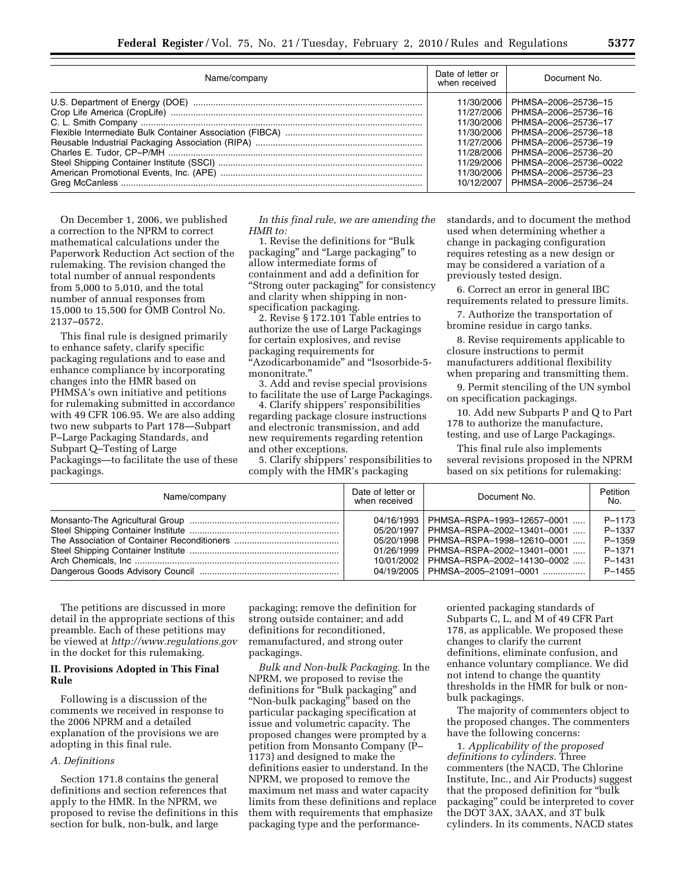| Name/company | Date of letter or when received | Document No. |
|---|---|---|
| U.S. Department of Energy (DOE) | 11/30/2006 | PHMSA–2006–25736–15 |
| Crop Life America (CropLife) | 11/27/2006 | PHMSA–2006–25736–16 |
| C. L. Smith Company | 11/30/2006 | PHMSA–2006–25736–17 |
| Flexible Intermediate Bulk Container Association (FIBCA) | 11/30/2006 | PHMSA–2006–25736–18 |
| Reusable Industrial Packaging Association (RIPA) | 11/27/2006 | PHMSA–2006–25736–19 |
| Charles E. Tudor, CP–P/MH | 11/28/2006 | PHMSA–2006–25736–20 |
| Steel Shipping Container Institute (SSCI) | 11/29/2006 | PHMSA–2006–25736–0022 |
| American Promotional Events, Inc. (APE) | 11/30/2006 | PHMSA–2006–25736–23 |
| Greg McCanless | 10/12/2007 | PHMSA–2006–25736–24 |

On December 1, 2006, we published a correction to the NPRM to correct mathematical calculations under the Paperwork Reduction Act section of the rulemaking. The revision changed the total number of annual respondents from 5,000 to 5,010, and the total number of annual responses from 15,000 to 15,500 for OMB Control No. 2137–0572.

This final rule is designed primarily to enhance safety, clarify specific packaging regulations and to ease and enhance compliance by incorporating changes into the HMR based on PHMSA's own initiative and petitions for rulemaking submitted in accordance with 49 CFR 106.95. We are also adding two new subparts to Part 178—Subpart P–Large Packaging Standards, and Subpart Q–Testing of Large Packagings—to facilitate the use of these packagings.

*In this final rule, we are amending the HMR to:*

1. Revise the definitions for "Bulk packaging" and "Large packaging" to allow intermediate forms of containment and add a definition for "Strong outer packaging" for consistency and clarity when shipping in non-specification packaging.

2. Revise § 172.101 Table entries to authorize the use of Large Packagings for certain explosives, and revise packaging requirements for "Azodicarbonamide" and "Isosorbide-5-mononitrate."

3. Add and revise special provisions to facilitate the use of Large Packagings.

4. Clarify shippers' responsibilities regarding package closure instructions and electronic transmission, and add new requirements regarding retention and other exceptions.

5. Clarify shippers' responsibilities to comply with the HMR's packaging standards, and to document the method used when determining whether a change in packaging configuration requires retesting as a new design or may be considered a variation of a previously tested design.

6. Correct an error in general IBC requirements related to pressure limits.

7. Authorize the transportation of bromine residue in cargo tanks.

8. Revise requirements applicable to closure instructions to permit manufacturers additional flexibility when preparing and transmitting them.

9. Permit stenciling of the UN symbol on specification packagings.

10. Add new Subparts P and Q to Part 178 to authorize the manufacture, testing, and use of Large Packagings.

This final rule also implements several revisions proposed in the NPRM based on six petitions for rulemaking:

| Name/company | Date of letter or when received | Document No. | Petition No. |
|---|---|---|---|
| Monsanto-The Agricultural Group | 04/16/1993 | PHMSA–RSPA–1993–12657–0001 | P–1173 |
| Steel Shipping Container Institute | 05/20/1997 | PHMSA–RSPA–2002–13401–0001 | P–1337 |
| The Association of Container Reconditioners | 05/20/1998 | PHMSA–RSPA–1998–12610–0001 | P–1359 |
| Steel Shipping Container Institute | 01/26/1999 | PHMSA–RSPA–2002–13401–0001 | P–1371 |
| Arch Chemicals, Inc | 10/01/2002 | PHMSA–RSPA–2002–14130–0002 | P–1431 |
| Dangerous Goods Advisory Council | 04/19/2005 | PHMSA–2005–21091–0001 | P–1455 |

The petitions are discussed in more detail in the appropriate sections of this preamble. Each of these petitions may be viewed at *http://www.regulations.gov* in the docket for this rulemaking.

## II. Provisions Adopted in This Final Rule

Following is a discussion of the comments we received in response to the 2006 NPRM and a detailed explanation of the provisions we are adopting in this final rule.

### *A. Definitions*

Section 171.8 contains the general definitions and section references that apply to the HMR. In the NPRM, we proposed to revise the definitions in this section for bulk, non-bulk, and large packaging; remove the definition for strong outside container; and add definitions for reconditioned, remanufactured, and strong outer packagings.

*Bulk and Non-bulk Packaging.* In the NPRM, we proposed to revise the definitions for "Bulk packaging" and "Non-bulk packaging" based on the particular packaging specification at issue and volumetric capacity. The proposed changes were prompted by a petition from Monsanto Company (P–1173) and designed to make the definitions easier to understand. In the NPRM, we proposed to remove the maximum net mass and water capacity limits from these definitions and replace them with requirements that emphasize packaging type and the performance-oriented packaging standards of Subparts C, L, and M of 49 CFR Part 178, as applicable. We proposed these changes to clarify the current definitions, eliminate confusion, and enhance voluntary compliance. We did not intend to change the quantity thresholds in the HMR for bulk or non-bulk packagings.

The majority of commenters object to the proposed changes. The commenters have the following concerns:

1. *Applicability of the proposed definitions to cylinders.* Three commenters (the NACD, The Chlorine Institute, Inc., and Air Products) suggest that the proposed definition for "bulk packaging" could be interpreted to cover the DOT 3AX, 3AAX, and 3T bulk cylinders. In its comments, NACD states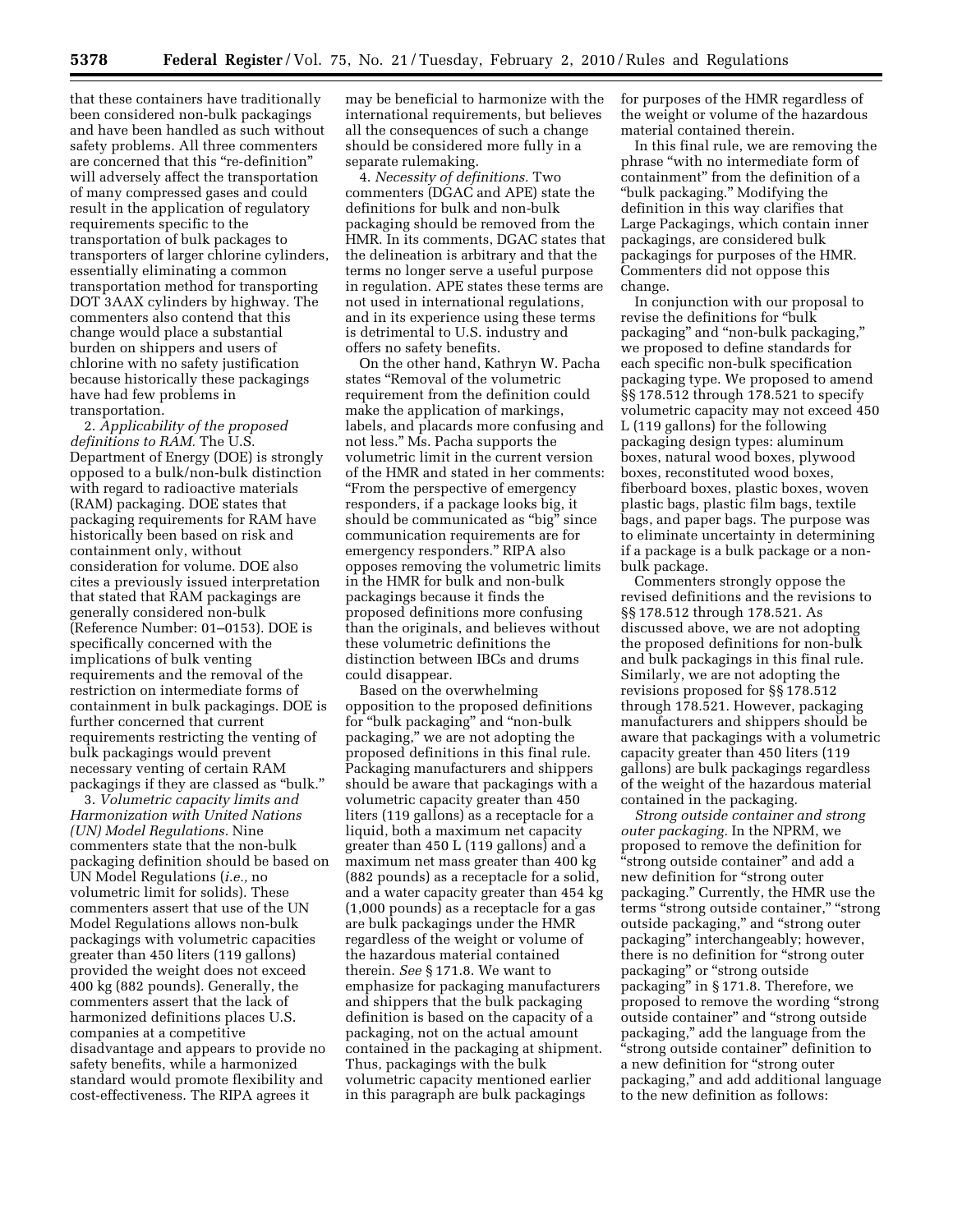that these containers have traditionally been considered non-bulk packagings and have been handled as such without safety problems. All three commenters are concerned that this "re-definition" will adversely affect the transportation of many compressed gases and could result in the application of regulatory requirements specific to the transportation of bulk packages to transporters of larger chlorine cylinders, essentially eliminating a common transportation method for transporting DOT 3AAX cylinders by highway. The commenters also contend that this change would place a substantial burden on shippers and users of chlorine with no safety justification because historically these packagings have had few problems in transportation.

2. *Applicability of the proposed definitions to RAM.* The U.S. Department of Energy (DOE) is strongly opposed to a bulk/non-bulk distinction with regard to radioactive materials (RAM) packaging. DOE states that packaging requirements for RAM have historically been based on risk and containment only, without consideration for volume. DOE also cites a previously issued interpretation that stated that RAM packagings are generally considered non-bulk (Reference Number: 01–0153). DOE is specifically concerned with the implications of bulk venting requirements and the removal of the restriction on intermediate forms of containment in bulk packagings. DOE is further concerned that current requirements restricting the venting of bulk packagings would prevent necessary venting of certain RAM packagings if they are classed as "bulk."

3. *Volumetric capacity limits and Harmonization with United Nations (UN) Model Regulations.* Nine commenters state that the non-bulk packaging definition should be based on UN Model Regulations (*i.e.,* no volumetric limit for solids). These commenters assert that use of the UN Model Regulations allows non-bulk packagings with volumetric capacities greater than 450 liters (119 gallons) provided the weight does not exceed 400 kg (882 pounds). Generally, the commenters assert that the lack of harmonized definitions places U.S. companies at a competitive disadvantage and appears to provide no safety benefits, while a harmonized standard would promote flexibility and cost-effectiveness. The RIPA agrees it may be beneficial to harmonize with the international requirements, but believes all the consequences of such a change should be considered more fully in a separate rulemaking.

4. *Necessity of definitions.* Two commenters (DGAC and APE) state the definitions for bulk and non-bulk packaging should be removed from the HMR. In its comments, DGAC states that the delineation is arbitrary and that the terms no longer serve a useful purpose in regulation. APE states these terms are not used in international regulations, and in its experience using these terms is detrimental to U.S. industry and offers no safety benefits.

On the other hand, Kathryn W. Pacha states "Removal of the volumetric requirement from the definition could make the application of markings, labels, and placards more confusing and not less." Ms. Pacha supports the volumetric limit in the current version of the HMR and stated in her comments: "From the perspective of emergency responders, if a package looks big, it should be communicated as "big" since communication requirements are for emergency responders." RIPA also opposes removing the volumetric limits in the HMR for bulk and non-bulk packagings because it finds the proposed definitions more confusing than the originals, and believes without these volumetric definitions the distinction between IBCs and drums could disappear.

Based on the overwhelming opposition to the proposed definitions for "bulk packaging" and "non-bulk packaging," we are not adopting the proposed definitions in this final rule. Packaging manufacturers and shippers should be aware that packagings with a volumetric capacity greater than 450 liters (119 gallons) as a receptacle for a liquid, both a maximum net capacity greater than 450 L (119 gallons) and a maximum net mass greater than 400 kg (882 pounds) as a receptacle for a solid, and a water capacity greater than 454 kg (1,000 pounds) as a receptacle for a gas are bulk packagings under the HMR regardless of the weight or volume of the hazardous material contained therein. *See* § 171.8. We want to emphasize for packaging manufacturers and shippers that the bulk packaging definition is based on the capacity of a packaging, not on the actual amount contained in the packaging at shipment. Thus, packagings with the bulk volumetric capacity mentioned earlier in this paragraph are bulk packagings for purposes of the HMR regardless of the weight or volume of the hazardous material contained therein.

In this final rule, we are removing the phrase "with no intermediate form of containment" from the definition of a "bulk packaging." Modifying the definition in this way clarifies that Large Packagings, which contain inner packagings, are considered bulk packagings for purposes of the HMR. Commenters did not oppose this change.

In conjunction with our proposal to revise the definitions for "bulk packaging" and "non-bulk packaging," we proposed to define standards for each specific non-bulk specification packaging type. We proposed to amend §§ 178.512 through 178.521 to specify volumetric capacity may not exceed 450 L (119 gallons) for the following packaging design types: aluminum boxes, natural wood boxes, plywood boxes, reconstituted wood boxes, fiberboard boxes, plastic boxes, woven plastic bags, plastic film bags, textile bags, and paper bags. The purpose was to eliminate uncertainty in determining if a package is a bulk package or a non-bulk package.

Commenters strongly oppose the revised definitions and the revisions to §§ 178.512 through 178.521. As discussed above, we are not adopting the proposed definitions for non-bulk and bulk packagings in this final rule. Similarly, we are not adopting the revisions proposed for §§ 178.512 through 178.521. However, packaging manufacturers and shippers should be aware that packagings with a volumetric capacity greater than 450 liters (119 gallons) are bulk packagings regardless of the weight of the hazardous material contained in the packaging.

*Strong outside container and strong outer packaging.* In the NPRM, we proposed to remove the definition for "strong outside container" and add a new definition for "strong outer packaging." Currently, the HMR use the terms "strong outside container," "strong outside packaging," and "strong outer packaging" interchangeably; however, there is no definition for "strong outer packaging" or "strong outside packaging" in § 171.8. Therefore, we proposed to remove the wording "strong outside container" and "strong outside packaging," add the language from the "strong outside container" definition to a new definition for "strong outer packaging," and add additional language to the new definition as follows: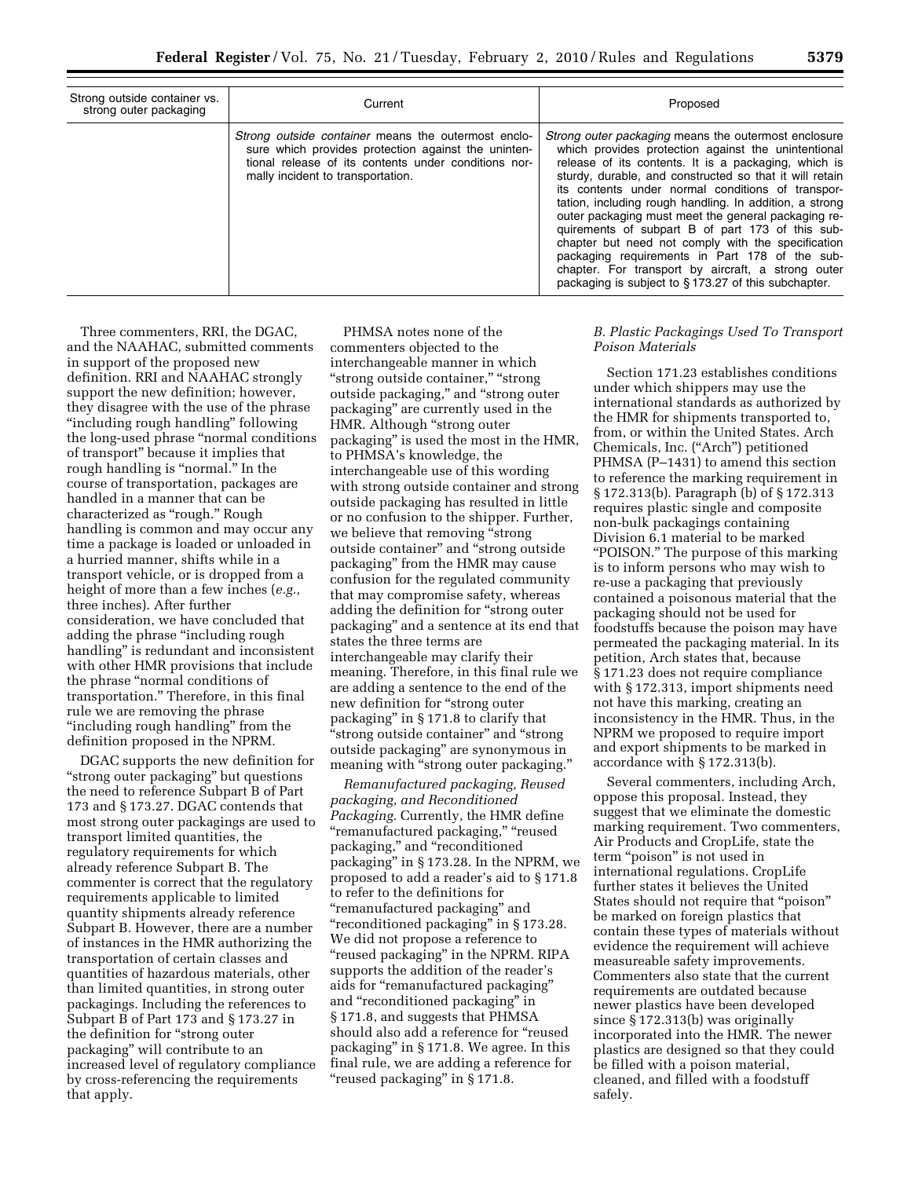| Strong outside container vs. strong outer packaging | Current | Proposed |
|---|---|---|
| | *Strong outside container* means the outermost enclosure which provides protection against the unintentional release of its contents under conditions normally incident to transportation. | *Strong outer packaging* means the outermost enclosure which provides protection against the unintentional release of its contents. It is a packaging, which is sturdy, durable, and constructed so that it will retain its contents under normal conditions of transportation, including rough handling. In addition, a strong outer packaging must meet the general packaging requirements of subpart B of part 173 of this subchapter but need not comply with the specification packaging requirements in Part 178 of the subchapter. For transport by aircraft, a strong outer packaging is subject to § 173.27 of this subchapter. |

Three commenters, RRI, the DGAC, and the NAAHAC, submitted comments in support of the proposed new definition. RRI and NAAHAC strongly support the new definition; however, they disagree with the use of the phrase "including rough handling" following the long-used phrase "normal conditions of transport" because it implies that rough handling is "normal." In the course of transportation, packages are handled in a manner that can be characterized as "rough." Rough handling is common and may occur any time a package is loaded or unloaded in a hurried manner, shifts while in a transport vehicle, or is dropped from a height of more than a few inches (*e.g.,* three inches). After further consideration, we have concluded that adding the phrase "including rough handling" is redundant and inconsistent with other HMR provisions that include the phrase "normal conditions of transportation." Therefore, in this final rule we are removing the phrase "including rough handling" from the definition proposed in the NPRM.

DGAC supports the new definition for "strong outer packaging" but questions the need to reference Subpart B of Part 173 and § 173.27. DGAC contends that most strong outer packagings are used to transport limited quantities, the regulatory requirements for which already reference Subpart B. The commenter is correct that the regulatory requirements applicable to limited quantity shipments already reference Subpart B. However, there are a number of instances in the HMR authorizing the transportation of certain classes and quantities of hazardous materials, other than limited quantities, in strong outer packagings. Including the references to Subpart B of Part 173 and § 173.27 in the definition for "strong outer packaging" will contribute to an increased level of regulatory compliance by cross-referencing the requirements that apply.

PHMSA notes none of the commenters objected to the interchangeable manner in which "strong outside container," "strong outside packaging," and "strong outer packaging" are currently used in the HMR. Although "strong outer packaging" is used the most in the HMR, to PHMSA's knowledge, the interchangeable use of this wording with strong outside container and strong outside packaging has resulted in little or no confusion to the shipper. Further, we believe that removing "strong outside container" and "strong outside packaging" from the HMR may cause confusion for the regulated community that may compromise safety, whereas adding the definition for "strong outer packaging" and a sentence at its end that states the three terms are interchangeable may clarify their meaning. Therefore, in this final rule we are adding a sentence to the end of the new definition for "strong outer packaging" in § 171.8 to clarify that "strong outside container" and "strong outside packaging" are synonymous in meaning with "strong outer packaging."

*Remanufactured packaging, Reused packaging, and Reconditioned Packaging.* Currently, the HMR define "remanufactured packaging," "reused packaging," and "reconditioned packaging" in § 173.28. In the NPRM, we proposed to add a reader's aid to § 171.8 to refer to the definitions for "remanufactured packaging" and "reconditioned packaging" in § 173.28. We did not propose a reference to "reused packaging" in the NPRM. RIPA supports the addition of the reader's aids for "remanufactured packaging" and "reconditioned packaging" in § 171.8, and suggests that PHMSA should also add a reference for "reused packaging" in § 171.8. We agree. In this final rule, we are adding a reference for "reused packaging" in § 171.8.

### *B. Plastic Packagings Used To Transport Poison Materials*

Section 171.23 establishes conditions under which shippers may use the international standards as authorized by the HMR for shipments transported to, from, or within the United States. Arch Chemicals, Inc. ("Arch") petitioned PHMSA (P–1431) to amend this section to reference the marking requirement in § 172.313(b). Paragraph (b) of § 172.313 requires plastic single and composite non-bulk packagings containing Division 6.1 material to be marked "POISON." The purpose of this marking is to inform persons who may wish to re-use a packaging that previously contained a poisonous material that the packaging should not be used for foodstuffs because the poison may have permeated the packaging material. In its petition, Arch states that, because § 171.23 does not require compliance with § 172.313, import shipments need not have this marking, creating an inconsistency in the HMR. Thus, in the NPRM we proposed to require import and export shipments to be marked in accordance with § 172.313(b).

Several commenters, including Arch, oppose this proposal. Instead, they suggest that we eliminate the domestic marking requirement. Two commenters, Air Products and CropLife, state the term "poison" is not used in international regulations. CropLife further states it believes the United States should not require that "poison" be marked on foreign plastics that contain these types of materials without evidence the requirement will achieve measureable safety improvements. Commenters also state that the current requirements are outdated because newer plastics have been developed since § 172.313(b) was originally incorporated into the HMR. The newer plastics are designed so that they could be filled with a poison material, cleaned, and filled with a foodstuff safely.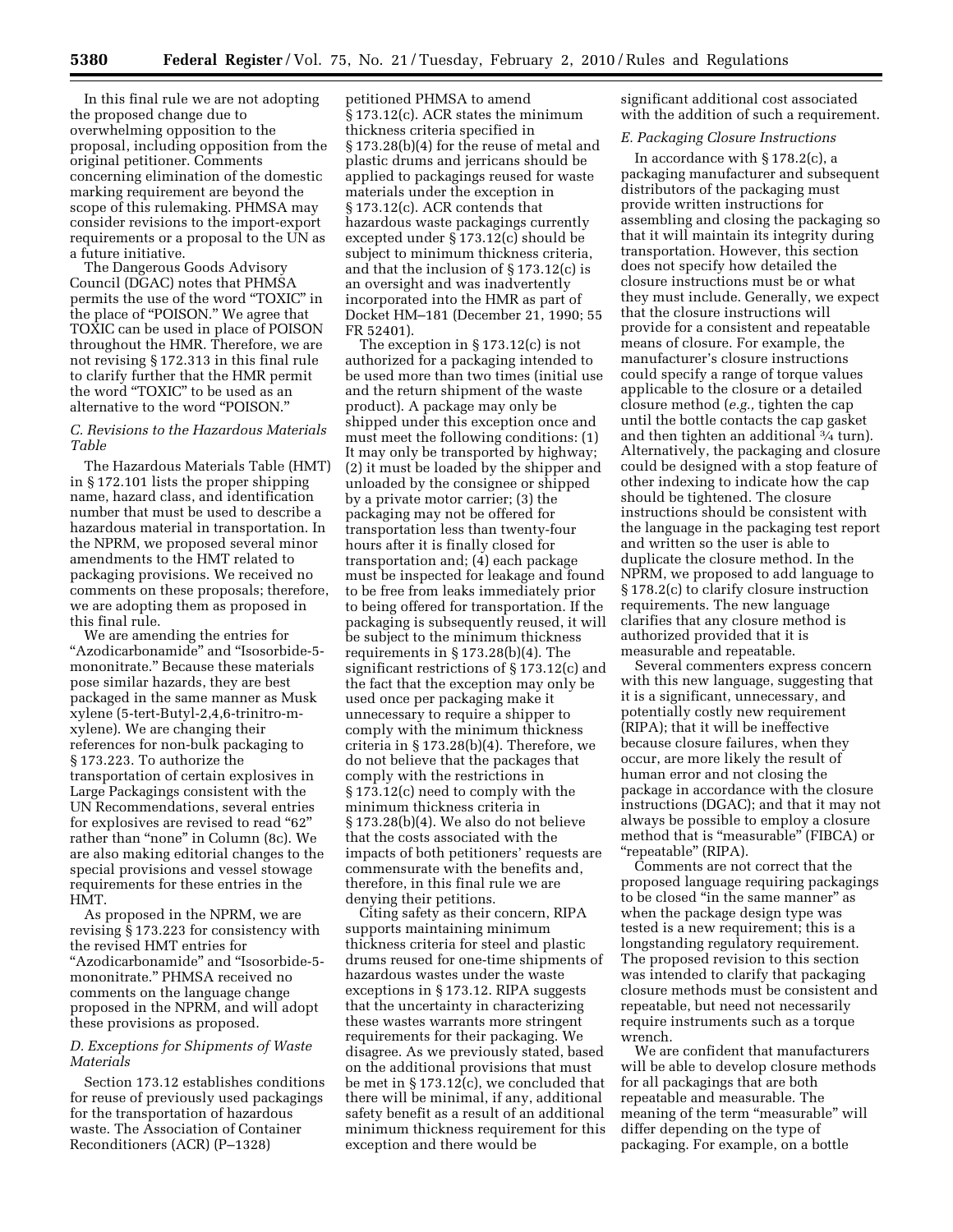In this final rule we are not adopting the proposed change due to overwhelming opposition to the proposal, including opposition from the original petitioner. Comments concerning elimination of the domestic marking requirement are beyond the scope of this rulemaking. PHMSA may consider revisions to the import-export requirements or a proposal to the UN as a future initiative.

The Dangerous Goods Advisory Council (DGAC) notes that PHMSA permits the use of the word "TOXIC" in the place of "POISON." We agree that TOXIC can be used in place of POISON throughout the HMR. Therefore, we are not revising § 172.313 in this final rule to clarify further that the HMR permit the word "TOXIC" to be used as an alternative to the word "POISON."

### *C. Revisions to the Hazardous Materials Table*

The Hazardous Materials Table (HMT) in § 172.101 lists the proper shipping name, hazard class, and identification number that must be used to describe a hazardous material in transportation. In the NPRM, we proposed several minor amendments to the HMT related to packaging provisions. We received no comments on these proposals; therefore, we are adopting them as proposed in this final rule.

We are amending the entries for "Azodicarbonamide" and "Isosorbide-5-mononitrate." Because these materials pose similar hazards, they are best packaged in the same manner as Musk xylene (5-tert-Butyl-2,4,6-trinitro-m-xylene). We are changing their references for non-bulk packaging to § 173.223. To authorize the transportation of certain explosives in Large Packagings consistent with the UN Recommendations, several entries for explosives are revised to read "62" rather than "none" in Column (8c). We are also making editorial changes to the special provisions and vessel stowage requirements for these entries in the HMT.

As proposed in the NPRM, we are revising § 173.223 for consistency with the revised HMT entries for "Azodicarbonamide" and "Isosorbide-5-mononitrate." PHMSA received no comments on the language change proposed in the NPRM, and will adopt these provisions as proposed.

### *D. Exceptions for Shipments of Waste Materials*

Section 173.12 establishes conditions for reuse of previously used packagings for the transportation of hazardous waste. The Association of Container Reconditioners (ACR) (P–1328) petitioned PHMSA to amend § 173.12(c). ACR states the minimum thickness criteria specified in § 173.28(b)(4) for the reuse of metal and plastic drums and jerricans should be applied to packagings reused for waste materials under the exception in § 173.12(c). ACR contends that hazardous waste packagings currently excepted under § 173.12(c) should be subject to minimum thickness criteria, and that the inclusion of § 173.12(c) is an oversight and was inadvertently incorporated into the HMR as part of Docket HM–181 (December 21, 1990; 55 FR 52401).

The exception in § 173.12(c) is not authorized for a packaging intended to be used more than two times (initial use and the return shipment of the waste product). A package may only be shipped under this exception once and must meet the following conditions: (1) It may only be transported by highway; (2) it must be loaded by the shipper and unloaded by the consignee or shipped by a private motor carrier; (3) the packaging may not be offered for transportation less than twenty-four hours after it is finally closed for transportation and; (4) each package must be inspected for leakage and found to be free from leaks immediately prior to being offered for transportation. If the packaging is subsequently reused, it will be subject to the minimum thickness requirements in § 173.28(b)(4). The significant restrictions of § 173.12(c) and the fact that the exception may only be used once per packaging make it unnecessary to require a shipper to comply with the minimum thickness criteria in § 173.28(b)(4). Therefore, we do not believe that the packages that comply with the restrictions in § 173.12(c) need to comply with the minimum thickness criteria in § 173.28(b)(4). We also do not believe that the costs associated with the impacts of both petitioners' requests are commensurate with the benefits and, therefore, in this final rule we are denying their petitions.

Citing safety as their concern, RIPA supports maintaining minimum thickness criteria for steel and plastic drums reused for one-time shipments of hazardous wastes under the waste exceptions in § 173.12. RIPA suggests that the uncertainty in characterizing these wastes warrants more stringent requirements for their packaging. We disagree. As we previously stated, based on the additional provisions that must be met in § 173.12(c), we concluded that there will be minimal, if any, additional safety benefit as a result of an additional minimum thickness requirement for this exception and there would be significant additional cost associated with the addition of such a requirement.

### *E. Packaging Closure Instructions*

In accordance with § 178.2(c), a packaging manufacturer and subsequent distributors of the packaging must provide written instructions for assembling and closing the packaging so that it will maintain its integrity during transportation. However, this section does not specify how detailed the closure instructions must be or what they must include. Generally, we expect that the closure instructions will provide for a consistent and repeatable means of closure. For example, the manufacturer's closure instructions could specify a range of torque values applicable to the closure or a detailed closure method (*e.g.,* tighten the cap until the bottle contacts the cap gasket and then tighten an additional ¾ turn). Alternatively, the packaging and closure could be designed with a stop feature of other indexing to indicate how the cap should be tightened. The closure instructions should be consistent with the language in the packaging test report and written so the user is able to duplicate the closure method. In the NPRM, we proposed to add language to § 178.2(c) to clarify closure instruction requirements. The new language clarifies that any closure method is authorized provided that it is measurable and repeatable.

Several commenters express concern with this new language, suggesting that it is a significant, unnecessary, and potentially costly new requirement (RIPA); that it will be ineffective because closure failures, when they occur, are more likely the result of human error and not closing the package in accordance with the closure instructions (DGAC); and that it may not always be possible to employ a closure method that is "measurable" (FIBCA) or "repeatable" (RIPA).

Comments are not correct that the proposed language requiring packagings to be closed "in the same manner" as when the package design type was tested is a new requirement; this is a longstanding regulatory requirement. The proposed revision to this section was intended to clarify that packaging closure methods must be consistent and repeatable, but need not necessarily require instruments such as a torque wrench.

We are confident that manufacturers will be able to develop closure methods for all packagings that are both repeatable and measurable. The meaning of the term "measurable" will differ depending on the type of packaging. For example, on a bottle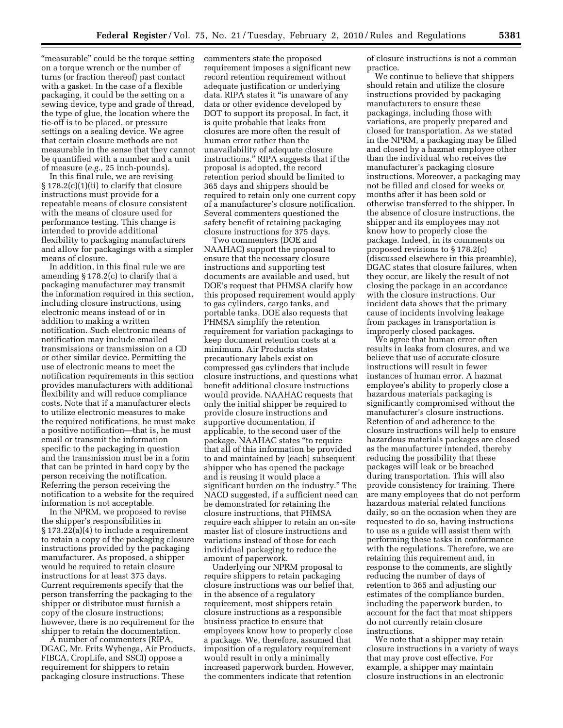"measurable" could be the torque setting on a torque wrench or the number of turns (or fraction thereof) past contact with a gasket. In the case of a flexible packaging, it could be the setting on a sewing device, type and grade of thread, the type of glue, the location where the tie-off is to be placed, or pressure settings on a sealing device. We agree that certain closure methods are not measurable in the sense that they cannot be quantified with a number and a unit of measure (*e.g.,* 25 inch-pounds).

In this final rule, we are revising § 178.2(c)(1)(ii) to clarify that closure instructions must provide for a repeatable means of closure consistent with the means of closure used for performance testing. This change is intended to provide additional flexibility to packaging manufacturers and allow for packagings with a simpler means of closure.

In addition, in this final rule we are amending § 178.2(c) to clarify that a packaging manufacturer may transmit the information required in this section, including closure instructions, using electronic means instead of or in addition to making a written notification. Such electronic means of notification may include emailed transmissions or transmission on a CD or other similar device. Permitting the use of electronic means to meet the notification requirements in this section provides manufacturers with additional flexibility and will reduce compliance costs. Note that if a manufacturer elects to utilize electronic measures to make the required notifications, he must make a positive notification—that is, he must email or transmit the information specific to the packaging in question and the transmission must be in a form that can be printed in hard copy by the person receiving the notification. Referring the person receiving the notification to a website for the required information is not acceptable.

In the NPRM, we proposed to revise the shipper's responsibilities in § 173.22(a)(4) to include a requirement to retain a copy of the packaging closure instructions provided by the packaging manufacturer. As proposed, a shipper would be required to retain closure instructions for at least 375 days. Current requirements specify that the person transferring the packaging to the shipper or distributor must furnish a copy of the closure instructions; however, there is no requirement for the shipper to retain the documentation.

A number of commenters (RIPA, DGAC, Mr. Frits Wybenga, Air Products, FIBCA, CropLife, and SSCI) oppose a requirement for shippers to retain packaging closure instructions. These commenters state the proposed requirement imposes a significant new record retention requirement without adequate justification or underlying data. RIPA states it "is unaware of any data or other evidence developed by DOT to support its proposal. In fact, it is quite probable that leaks from closures are more often the result of human error rather than the unavailability of adequate closure instructions." RIPA suggests that if the proposal is adopted, the record retention period should be limited to 365 days and shippers should be required to retain only one current copy of a manufacturer's closure notification. Several commenters questioned the safety benefit of retaining packaging closure instructions for 375 days.

Two commenters (DOE and NAAHAC) support the proposal to ensure that the necessary closure instructions and supporting test documents are available and used, but DOE's request that PHMSA clarify how this proposed requirement would apply to gas cylinders, cargo tanks, and portable tanks. DOE also requests that PHMSA simplify the retention requirement for variation packagings to keep document retention costs at a minimum. Air Products states precautionary labels exist on compressed gas cylinders that include closure instructions, and questions what benefit additional closure instructions would provide. NAAHAC requests that only the initial shipper be required to provide closure instructions and supportive documentation, if applicable, to the second user of the package. NAAHAC states "to require that all of this information be provided to and maintained by [each] subsequent shipper who has opened the package and is reusing it would place a significant burden on the industry." The NACD suggested, if a sufficient need can be demonstrated for retaining the closure instructions, that PHMSA require each shipper to retain an on-site master list of closure instructions and variations instead of those for each individual packaging to reduce the amount of paperwork.

Underlying our NPRM proposal to require shippers to retain packaging closure instructions was our belief that, in the absence of a regulatory requirement, most shippers retain closure instructions as a responsible business practice to ensure that employees know how to properly close a package. We, therefore, assumed that imposition of a regulatory requirement would result in only a minimally increased paperwork burden. However, the commenters indicate that retention of closure instructions is not a common practice.

We continue to believe that shippers should retain and utilize the closure instructions provided by packaging manufacturers to ensure these packagings, including those with variations, are properly prepared and closed for transportation. As we stated in the NPRM, a packaging may be filled and closed by a hazmat employee other than the individual who receives the manufacturer's packaging closure instructions. Moreover, a packaging may not be filled and closed for weeks or months after it has been sold or otherwise transferred to the shipper. In the absence of closure instructions, the shipper and its employees may not know how to properly close the package. Indeed, in its comments on proposed revisions to § 178.2(c) (discussed elsewhere in this preamble), DGAC states that closure failures, when they occur, are likely the result of not closing the package in an accordance with the closure instructions. Our incident data shows that the primary cause of incidents involving leakage from packages in transportation is improperly closed packages.

We agree that human error often results in leaks from closures, and we believe that use of accurate closure instructions will result in fewer instances of human error. A hazmat employee's ability to properly close a hazardous materials packaging is significantly compromised without the manufacturer's closure instructions. Retention of and adherence to the closure instructions will help to ensure hazardous materials packages are closed as the manufacturer intended, thereby reducing the possibility that these packages will leak or be breached during transportation. This will also provide consistency for training. There are many employees that do not perform hazardous material related functions daily, so on the occasion when they are requested to do so, having instructions to use as a guide will assist them with performing these tasks in conformance with the regulations. Therefore, we are retaining this requirement and, in response to the comments, are slightly reducing the number of days of retention to 365 and adjusting our estimates of the compliance burden, including the paperwork burden, to account for the fact that most shippers do not currently retain closure instructions.

We note that a shipper may retain closure instructions in a variety of ways that may prove cost effective. For example, a shipper may maintain closure instructions in an electronic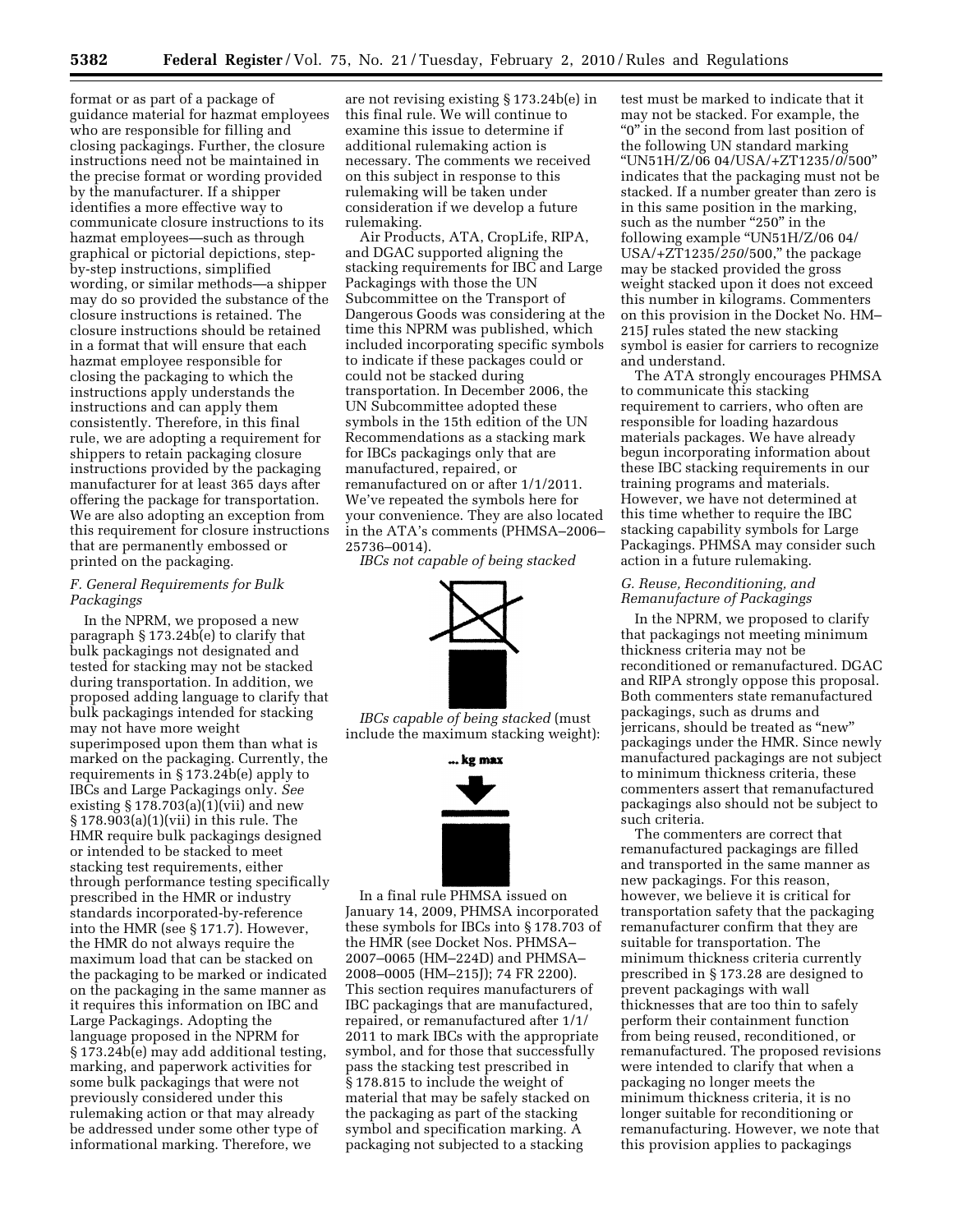format or as part of a package of guidance material for hazmat employees who are responsible for filling and closing packagings. Further, the closure instructions need not be maintained in the precise format or wording provided by the manufacturer. If a shipper identifies a more effective way to communicate closure instructions to its hazmat employees—such as through graphical or pictorial depictions, step-by-step instructions, simplified wording, or similar methods—a shipper may do so provided the substance of the closure instructions is retained. The closure instructions should be retained in a format that will ensure that each hazmat employee responsible for closing the packaging to which the instructions apply understands the instructions and can apply them consistently. Therefore, in this final rule, we are adopting a requirement for shippers to retain packaging closure instructions provided by the packaging manufacturer for at least 365 days after offering the package for transportation. We are also adopting an exception from this requirement for closure instructions that are permanently embossed or printed on the packaging.

### *F. General Requirements for Bulk Packagings*

In the NPRM, we proposed a new paragraph § 173.24b(e) to clarify that bulk packagings not designated and tested for stacking may not be stacked during transportation. In addition, we proposed adding language to clarify that bulk packagings intended for stacking may not have more weight superimposed upon them than what is marked on the packaging. Currently, the requirements in § 173.24b(e) apply to IBCs and Large Packagings only. *See* existing § 178.703(a)(1)(vii) and new § 178.903(a)(1)(vii) in this rule. The HMR require bulk packagings designed or intended to be stacked to meet stacking test requirements, either through performance testing specifically prescribed in the HMR or industry standards incorporated-by-reference into the HMR (see § 171.7). However, the HMR do not always require the maximum load that can be stacked on the packaging to be marked or indicated on the packaging in the same manner as it requires this information on IBC and Large Packagings. Adopting the language proposed in the NPRM for § 173.24b(e) may add additional testing, marking, and paperwork activities for some bulk packagings that were not previously considered under this rulemaking action or that may already be addressed under some other type of informational marking. Therefore, we are not revising existing § 173.24b(e) in this final rule. We will continue to examine this issue to determine if additional rulemaking action is necessary. The comments we received on this subject in response to this rulemaking will be taken under consideration if we develop a future rulemaking.

Air Products, ATA, CropLife, RIPA, and DGAC supported aligning the stacking requirements for IBC and Large Packagings with those the UN Subcommittee on the Transport of Dangerous Goods was considering at the time this NPRM was published, which included incorporating specific symbols to indicate if these packages could or could not be stacked during transportation. In December 2006, the UN Subcommittee adopted these symbols in the 15th edition of the UN Recommendations as a stacking mark for IBCs packagings only that are manufactured, repaired, or remanufactured on or after 1/1/2011. We've repeated the symbols here for your convenience. They are also located in the ATA's comments (PHMSA–2006–25736–0014).

*IBCs not capable of being stacked*

*IBCs capable of being stacked* (must include the maximum stacking weight):

... kg max

In a final rule PHMSA issued on January 14, 2009, PHMSA incorporated these symbols for IBCs into § 178.703 of the HMR (see Docket Nos. PHMSA–2007–0065 (HM–224D) and PHMSA–2008–0005 (HM–215J); 74 FR 2200). This section requires manufacturers of IBC packagings that are manufactured, repaired, or remanufactured after 1/1/2011 to mark IBCs with the appropriate symbol, and for those that successfully pass the stacking test prescribed in § 178.815 to include the weight of material that may be safely stacked on the packaging as part of the stacking symbol and specification marking. A packaging not subjected to a stacking test must be marked to indicate that it may not be stacked. For example, the "0" in the second from last position of the following UN standard marking "UN51H/Z/06 04/USA/+ZT1235/*0*/500" indicates that the packaging must not be stacked. If a number greater than zero is in this same position in the marking, such as the number "250" in the following example "UN51H/Z/06 04/USA/+ZT1235/*250*/500," the package may be stacked provided the gross weight stacked upon it does not exceed this number in kilograms. Commenters on this provision in the Docket No. HM–215J rules stated the new stacking symbol is easier for carriers to recognize and understand.

The ATA strongly encourages PHMSA to communicate this stacking requirement to carriers, who often are responsible for loading hazardous materials packages. We have already begun incorporating information about these IBC stacking requirements in our training programs and materials. However, we have not determined at this time whether to require the IBC stacking capability symbols for Large Packagings. PHMSA may consider such action in a future rulemaking.

### *G. Reuse, Reconditioning, and Remanufacture of Packagings*

In the NPRM, we proposed to clarify that packagings not meeting minimum thickness criteria may not be reconditioned or remanufactured. DGAC and RIPA strongly oppose this proposal. Both commenters state remanufactured packagings, such as drums and jerricans, should be treated as "new" packagings under the HMR. Since newly manufactured packagings are not subject to minimum thickness criteria, these commenters assert that remanufactured packagings also should not be subject to such criteria.

The commenters are correct that remanufactured packagings are filled and transported in the same manner as new packagings. For this reason, however, we believe it is critical for transportation safety that the packaging remanufacturer confirm that they are suitable for transportation. The minimum thickness criteria currently prescribed in § 173.28 are designed to prevent packagings with wall thicknesses that are too thin to safely perform their containment function from being reused, reconditioned, or remanufactured. The proposed revisions were intended to clarify that when a packaging no longer meets the minimum thickness criteria, it is no longer suitable for reconditioning or remanufacturing. However, we note that this provision applies to packagings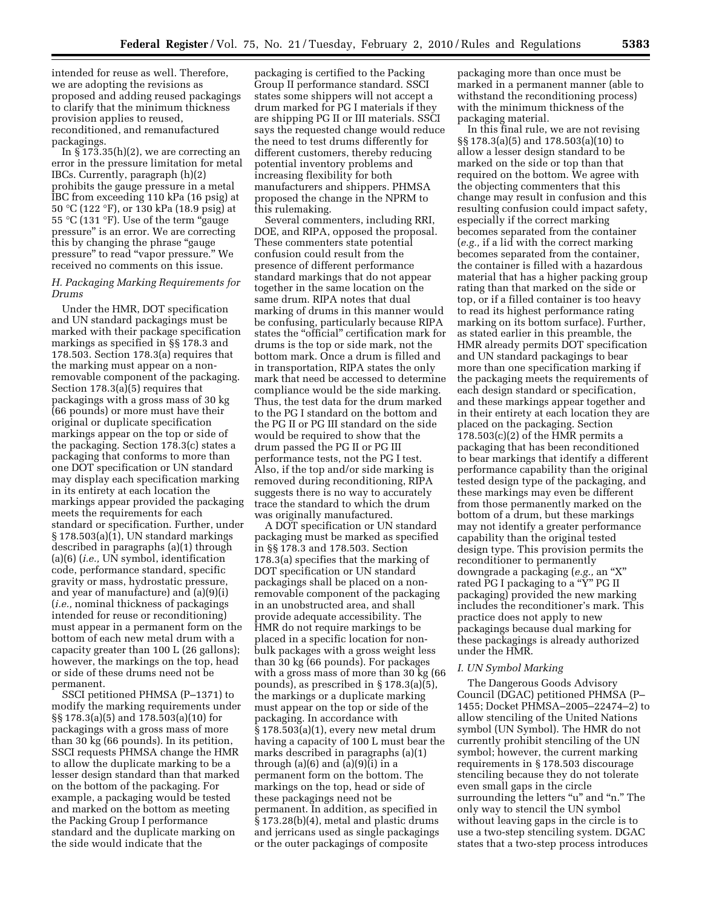intended for reuse as well. Therefore, we are adopting the revisions as proposed and adding reused packagings to clarify that the minimum thickness provision applies to reused, reconditioned, and remanufactured packagings.

In § 173.35(h)(2), we are correcting an error in the pressure limitation for metal IBCs. Currently, paragraph (h)(2) prohibits the gauge pressure in a metal IBC from exceeding 110 kPa (16 psig) at 50 °C (122 °F), or 130 kPa (18.9 psig) at 55 °C (131 °F). Use of the term "gauge pressure" is an error. We are correcting this by changing the phrase "gauge pressure" to read "vapor pressure." We received no comments on this issue.

### *H. Packaging Marking Requirements for Drums*

Under the HMR, DOT specification and UN standard packagings must be marked with their package specification markings as specified in §§ 178.3 and 178.503. Section 178.3(a) requires that the marking must appear on a non-removable component of the packaging. Section 178.3(a)(5) requires that packagings with a gross mass of 30 kg (66 pounds) or more must have their original or duplicate specification markings appear on the top or side of the packaging. Section 178.3(c) states a packaging that conforms to more than one DOT specification or UN standard may display each specification marking in its entirety at each location the markings appear provided the packaging meets the requirements for each standard or specification. Further, under § 178.503(a)(1), UN standard markings described in paragraphs (a)(1) through (a)(6) (*i.e.,* UN symbol, identification code, performance standard, specific gravity or mass, hydrostatic pressure, and year of manufacture) and (a)(9)(i) (*i.e.,* nominal thickness of packagings intended for reuse or reconditioning) must appear in a permanent form on the bottom of each new metal drum with a capacity greater than 100 L (26 gallons); however, the markings on the top, head or side of these drums need not be permanent.

SSCI petitioned PHMSA (P–1371) to modify the marking requirements under §§ 178.3(a)(5) and 178.503(a)(10) for packagings with a gross mass of more than 30 kg (66 pounds). In its petition, SSCI requests PHMSA change the HMR to allow the duplicate marking to be a lesser design standard than that marked on the bottom of the packaging. For example, a packaging would be tested and marked on the bottom as meeting the Packing Group I performance standard and the duplicate marking on the side would indicate that the packaging is certified to the Packing Group II performance standard. SSCI states some shippers will not accept a drum marked for PG I materials if they are shipping PG II or III materials. SSCI says the requested change would reduce the need to test drums differently for different customers, thereby reducing potential inventory problems and increasing flexibility for both manufacturers and shippers. PHMSA proposed the change in the NPRM to this rulemaking.

Several commenters, including RRI, DOE, and RIPA, opposed the proposal. These commenters state potential confusion could result from the presence of different performance standard markings that do not appear together in the same location on the same drum. RIPA notes that dual marking of drums in this manner would be confusing, particularly because RIPA states the "official" certification mark for drums is the top or side mark, not the bottom mark. Once a drum is filled and in transportation, RIPA states the only mark that need be accessed to determine compliance would be the side marking. Thus, the test data for the drum marked to the PG I standard on the bottom and the PG II or PG III standard on the side would be required to show that the drum passed the PG II or PG III performance tests, not the PG I test. Also, if the top and/or side marking is removed during reconditioning, RIPA suggests there is no way to accurately trace the standard to which the drum was originally manufactured.

A DOT specification or UN standard packaging must be marked as specified in §§ 178.3 and 178.503. Section 178.3(a) specifies that the marking of DOT specification or UN standard packagings shall be placed on a non-removable component of the packaging in an unobstructed area, and shall provide adequate accessibility. The HMR do not require markings to be placed in a specific location for non-bulk packages with a gross weight less than 30 kg (66 pounds). For packages with a gross mass of more than 30 kg (66 pounds), as prescribed in § 178.3(a)(5), the markings or a duplicate marking must appear on the top or side of the packaging. In accordance with § 178.503(a)(1), every new metal drum having a capacity of 100 L must bear the marks described in paragraphs (a)(1) through (a)(6) and (a)(9)(i) in a permanent form on the bottom. The markings on the top, head or side of these packagings need not be permanent. In addition, as specified in § 173.28(b)(4), metal and plastic drums and jerricans used as single packagings or the outer packagings of composite packagings intended for reuse or reconditioning as single packaging more than once must be marked in a permanent manner (able to withstand the reconditioning process) with the minimum thickness of the packaging material.

In this final rule, we are not revising §§ 178.3(a)(5) and 178.503(a)(10) to allow a lesser design standard to be marked on the side or top than that required on the bottom. We agree with the objecting commenters that this change may result in confusion and this resulting confusion could impact safety, especially if the correct marking becomes separated from the container (*e.g.,* if a lid with the correct marking becomes separated from the container, the container is filled with a hazardous material that has a higher packing group rating than that marked on the side or top, or if a filled container is too heavy to read its highest performance rating marking on its bottom surface). Further, as stated earlier in this preamble, the HMR already permits DOT specification and UN standard packagings to bear more than one specification marking if the packaging meets the requirements of each design standard or specification, and these markings appear together and in their entirety at each location they are placed on the packaging. Section 178.503(c)(2) of the HMR permits a packaging that has been reconditioned to bear markings that identify a different performance capability than the original tested design type of the packaging, and these markings may even be different from those permanently marked on the bottom of a drum, but these markings may not identify a greater performance capability than the original tested design type. This provision permits the reconditioner to permanently downgrade a packaging (*e.g.,* an "X" rated PG I packaging to a "Y" PG II packaging) provided the new marking includes the reconditioner's mark. This practice does not apply to new packagings because dual marking for these packagings is already authorized under the HMR.

### *I. UN Symbol Marking*

The Dangerous Goods Advisory Council (DGAC) petitioned PHMSA (P–1455; Docket PHMSA–2005–22474–2) to allow stenciling of the United Nations symbol (UN Symbol). The HMR do not currently prohibit stenciling of the UN symbol; however, the current marking requirements in § 178.503 discourage stenciling because they do not tolerate even small gaps in the circle surrounding the letters "u" and "n." The only way to stencil the UN symbol without leaving gaps in the circle is to use a two-step stenciling system. DGAC states that a two-step process introduces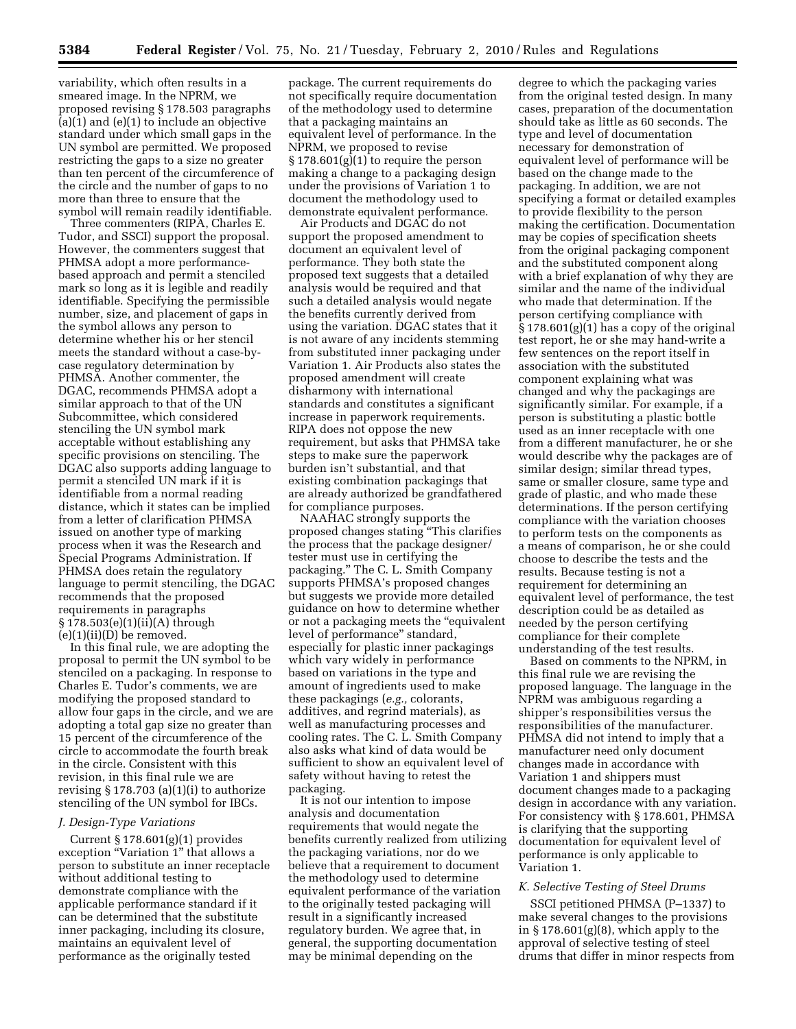variability, which often results in a smeared image. In the NPRM, we proposed revising § 178.503 paragraphs (a)(1) and (e)(1) to include an objective standard under which small gaps in the UN symbol are permitted. We proposed restricting the gaps to a size no greater than ten percent of the circumference of the circle and the number of gaps to no more than three to ensure that the symbol will remain readily identifiable.

Three commenters (RIPA, Charles E. Tudor, and SSCI) support the proposal. However, the commenters suggest that PHMSA adopt a more performance-based approach and permit a stenciled mark so long as it is legible and readily identifiable. Specifying the permissible number, size, and placement of gaps in the symbol allows any person to determine whether his or her stencil meets the standard without a case-by-case regulatory determination by PHMSA. Another commenter, the DGAC, recommends PHMSA adopt a similar approach to that of the UN Subcommittee, which considered stenciling the UN symbol mark acceptable without establishing any specific provisions on stenciling. The DGAC also supports adding language to permit a stenciled UN mark if it is identifiable from a normal reading distance, which it states can be implied from a letter of clarification PHMSA issued on another type of marking process when it was the Research and Special Programs Administration. If PHMSA does retain the regulatory language to permit stenciling, the DGAC recommends that the proposed requirements in paragraphs § 178.503(e)(1)(ii)(A) through (e)(1)(ii)(D) be removed.

In this final rule, we are adopting the proposal to permit the UN symbol to be stenciled on a packaging. In response to Charles E. Tudor's comments, we are modifying the proposed standard to allow four gaps in the circle, and we are adopting a total gap size no greater than 15 percent of the circumference of the circle to accommodate the fourth break in the circle. Consistent with this revision, in this final rule we are revising § 178.703 (a)(1)(i) to authorize stenciling of the UN symbol for IBCs.

### *J. Design-Type Variations*

Current § 178.601(g)(1) provides exception "Variation 1" that allows a person to substitute an inner receptacle without additional testing to demonstrate compliance with the applicable performance standard if it can be determined that the substitute inner packaging, including its closure, maintains an equivalent level of performance as the originally tested package. The current requirements do not specifically require documentation of the methodology used to determine that a packaging maintains an equivalent level of performance. In the NPRM, we proposed to revise § 178.601(g)(1) to require the person making a change to a packaging design under the provisions of Variation 1 to document the methodology used to demonstrate equivalent performance.

Air Products and DGAC do not support the proposed amendment to document an equivalent level of performance. They both state the proposed text suggests that a detailed analysis would be required and that such a detailed analysis would negate the benefits currently derived from using the variation. DGAC states that it is not aware of any incidents stemming from substituted inner packaging under Variation 1. Air Products also states the proposed amendment will create disharmony with international standards and constitutes a significant increase in paperwork requirements. RIPA does not oppose the new requirement, but asks that PHMSA take steps to make sure the paperwork burden isn't substantial, and that existing combination packagings that are already authorized be grandfathered for compliance purposes.

NAAHAC strongly supports the proposed changes stating "This clarifies the process that the package designer/tester must use in certifying the packaging." The C. L. Smith Company supports PHMSA's proposed changes but suggests we provide more detailed guidance on how to determine whether or not a packaging meets the "equivalent level of performance" standard, especially for plastic inner packagings which vary widely in performance based on variations in the type and amount of ingredients used to make these packagings (*e.g.,* colorants, additives, and regrind materials), as well as manufacturing processes and cooling rates. The C. L. Smith Company also asks what kind of data would be sufficient to show an equivalent level of safety without having to retest the packaging.

It is not our intention to impose analysis and documentation requirements that would negate the benefits currently realized from utilizing the packaging variations, nor do we believe that a requirement to document the methodology used to determine equivalent performance of the variation to the originally tested packaging will result in a significantly increased regulatory burden. We agree that, in general, the supporting documentation may be minimal depending on the degree to which the packaging varies from the original tested design. In many cases, preparation of the documentation should take as little as 60 seconds. The type and level of documentation necessary for demonstration of equivalent level of performance will be based on the change made to the packaging. In addition, we are not specifying a format or detailed examples to provide flexibility to the person making the certification. Documentation may be copies of specification sheets from the original packaging component and the substituted component along with a brief explanation of why they are similar and the name of the individual who made that determination. If the person certifying compliance with § 178.601(g)(1) has a copy of the original test report, he or she may hand-write a few sentences on the report itself in association with the substituted component explaining what was changed and why the packagings are significantly similar. For example, if a person is substituting a plastic bottle used as an inner receptacle with one from a different manufacturer, he or she would describe why the packages are of similar design; similar thread types, same or smaller closure, same type and grade of plastic, and who made these determinations. If the person certifying compliance with the variation chooses to perform tests on the components as a means of comparison, he or she could choose to describe the tests and the results. Because testing is not a requirement for determining an equivalent level of performance, the test description could be as detailed as needed by the person certifying compliance for their complete understanding of the test results.

Based on comments to the NPRM, in this final rule we are revising the proposed language. The language in the NPRM was ambiguous regarding a shipper's responsibilities versus the responsibilities of the manufacturer. PHMSA did not intend to imply that a manufacturer need only document changes made in accordance with Variation 1 and shippers must document changes made to a packaging design in accordance with any variation. For consistency with § 178.601, PHMSA is clarifying that the supporting documentation for equivalent level of performance is only applicable to Variation 1.

### *K. Selective Testing of Steel Drums*

SSCI petitioned PHMSA (P–1337) to make several changes to the provisions in § 178.601(g)(8), which apply to the approval of selective testing of steel drums that differ in minor respects from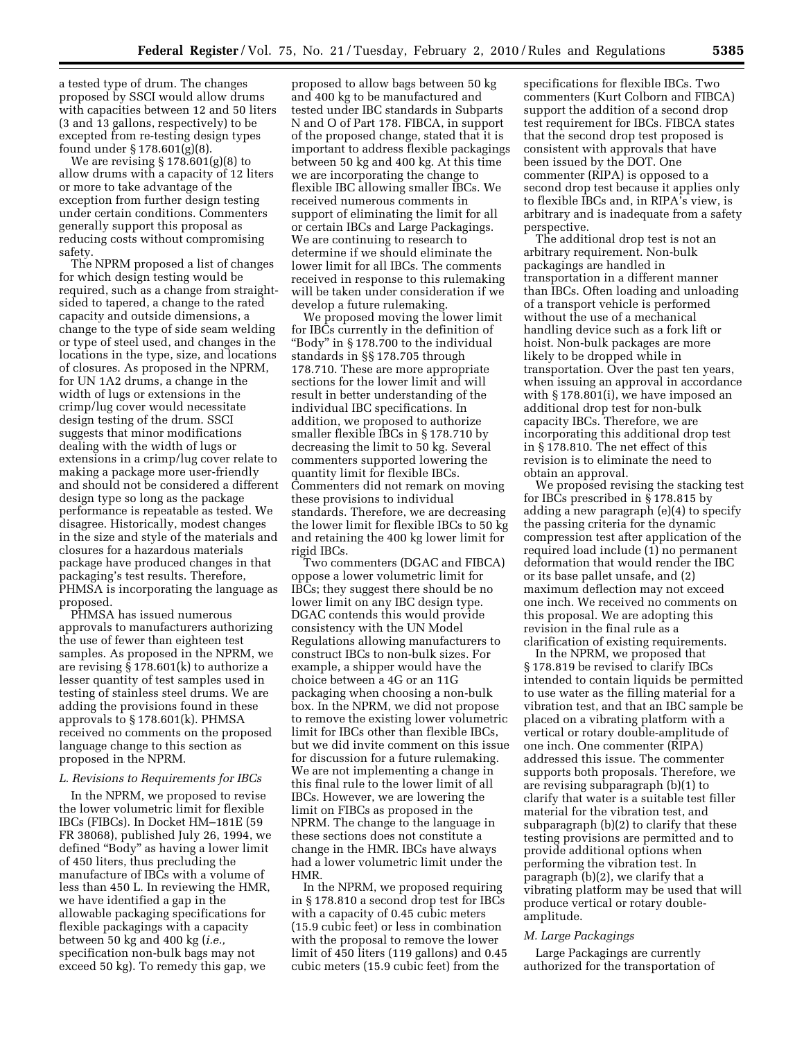a tested type of drum. The changes proposed by SSCI would allow drums with capacities between 12 and 50 liters (3 and 13 gallons, respectively) to be excepted from re-testing design types found under § 178.601(g)(8).

We are revising § 178.601(g)(8) to allow drums with a capacity of 12 liters or more to take advantage of the exception from further design testing under certain conditions. Commenters generally support this proposal as reducing costs without compromising safety.

The NPRM proposed a list of changes for which design testing would be required, such as a change from straight-sided to tapered, a change to the rated capacity and outside dimensions, a change to the type of side seam welding or type of steel used, and changes in the locations in the type, size, and locations of closures. As proposed in the NPRM, for UN 1A2 drums, a change in the width of lugs or extensions in the crimp/lug cover would necessitate design testing of the drum. SSCI suggests that minor modifications dealing with the width of lugs or extensions in a crimp/lug cover relate to making a package more user-friendly and should not be considered a different design type so long as the package performance is repeatable as tested. We disagree. Historically, modest changes in the size and style of the materials and closures for a hazardous materials package have produced changes in that packaging's test results. Therefore, PHMSA is incorporating the language as proposed.

PHMSA has issued numerous approvals to manufacturers authorizing the use of fewer than eighteen test samples. As proposed in the NPRM, we are revising § 178.601(k) to authorize a lesser quantity of test samples used in testing of stainless steel drums. We are adding the provisions found in these approvals to § 178.601(k). PHMSA received no comments on the proposed language change to this section as proposed in the NPRM.

### L. Revisions to Requirements for IBCs

In the NPRM, we proposed to revise the lower volumetric limit for flexible IBCs (FIBCs). In Docket HM–181E (59 FR 38068), published July 26, 1994, we defined "Body" as having a lower limit of 450 liters, thus precluding the manufacture of IBCs with a volume of less than 450 L. In reviewing the HMR, we have identified a gap in the allowable packaging specifications for flexible packagings with a capacity between 50 kg and 400 kg (*i.e.,* specification non-bulk bags may not exceed 50 kg). To remedy this gap, we proposed to allow bags between 50 kg and 400 kg to be manufactured and tested under IBC standards in Subparts N and O of Part 178. FIBCA, in support of the proposed change, stated that it is important to address flexible packagings between 50 kg and 400 kg. At this time we are incorporating the change to flexible IBC allowing smaller IBCs. We received numerous comments in support of eliminating the limit for all or certain IBCs and Large Packagings. We are continuing to research to determine if we should eliminate the lower limit for all IBCs. The comments received in response to this rulemaking will be taken under consideration if we develop a future rulemaking.

We proposed moving the lower limit for IBCs currently in the definition of "Body" in § 178.700 to the individual standards in §§ 178.705 through 178.710. These are more appropriate sections for the lower limit and will result in better understanding of the individual IBC specifications. In addition, we proposed to authorize smaller flexible IBCs in § 178.710 by decreasing the limit to 50 kg. Several commenters supported lowering the quantity limit for flexible IBCs. Commenters did not remark on moving these provisions to individual standards. Therefore, we are decreasing the lower limit for flexible IBCs to 50 kg and retaining the 400 kg lower limit for rigid IBCs.

Two commenters (DGAC and FIBCA) oppose a lower volumetric limit for IBCs; they suggest there should be no lower limit on any IBC design type. DGAC contends this would provide consistency with the UN Model Regulations allowing manufacturers to construct IBCs to non-bulk sizes. For example, a shipper would have the choice between a 4G or an 11G packaging when choosing a non-bulk box. In the NPRM, we did not propose to remove the existing lower volumetric limit for IBCs other than flexible IBCs, but we did invite comment on this issue for discussion for a future rulemaking. We are not implementing a change in this final rule to the lower limit of all IBCs. However, we are lowering the limit on FIBCs as proposed in the NPRM. The change to the language in these sections does not constitute a change in the HMR. IBCs have always had a lower volumetric limit under the HMR.

In the NPRM, we proposed requiring in § 178.810 a second drop test for IBCs with a capacity of 0.45 cubic meters (15.9 cubic feet) or less in combination with the proposal to remove the lower limit of 450 liters (119 gallons) and 0.45 cubic meters (15.9 cubic feet) from the specifications for flexible IBCs. Two commenters (Kurt Colborn and FIBCA) support the addition of a second drop test requirement for IBCs. FIBCA states that the second drop test proposed is consistent with approvals that have been issued by the DOT. One commenter (RIPA) is opposed to a second drop test because it applies only to flexible IBCs and, in RIPA's view, is arbitrary and is inadequate from a safety perspective.

The additional drop test is not an arbitrary requirement. Non-bulk packagings are handled in transportation in a different manner than IBCs. Often loading and unloading of a transport vehicle is performed without the use of a mechanical handling device such as a fork lift or hoist. Non-bulk packages are more likely to be dropped while in transportation. Over the past ten years, when issuing an approval in accordance with § 178.801(i), we have imposed an additional drop test for non-bulk capacity IBCs. Therefore, we are incorporating this additional drop test in § 178.810. The net effect of this revision is to eliminate the need to obtain an approval.

We proposed revising the stacking test for IBCs prescribed in § 178.815 by adding a new paragraph (e)(4) to specify the passing criteria for the dynamic compression test after application of the required load include (1) no permanent deformation that would render the IBC or its base pallet unsafe, and (2) maximum deflection may not exceed one inch. We received no comments on this proposal. We are adopting this revision in the final rule as a clarification of existing requirements.

In the NPRM, we proposed that § 178.819 be revised to clarify IBCs intended to contain liquids be permitted to use water as the filling material for a vibration test, and that an IBC sample be placed on a vibrating platform with a vertical or rotary double-amplitude of one inch. One commenter (RIPA) addressed this issue. The commenter supports both proposals. Therefore, we are revising subparagraph (b)(1) to clarify that water is a suitable test filler material for the vibration test, and subparagraph (b)(2) to clarify that these testing provisions are permitted and to provide additional options when performing the vibration test. In paragraph (b)(2), we clarify that a vibrating platform may be used that will produce vertical or rotary double-amplitude.

### M. Large Packagings

Large Packagings are currently authorized for the transportation of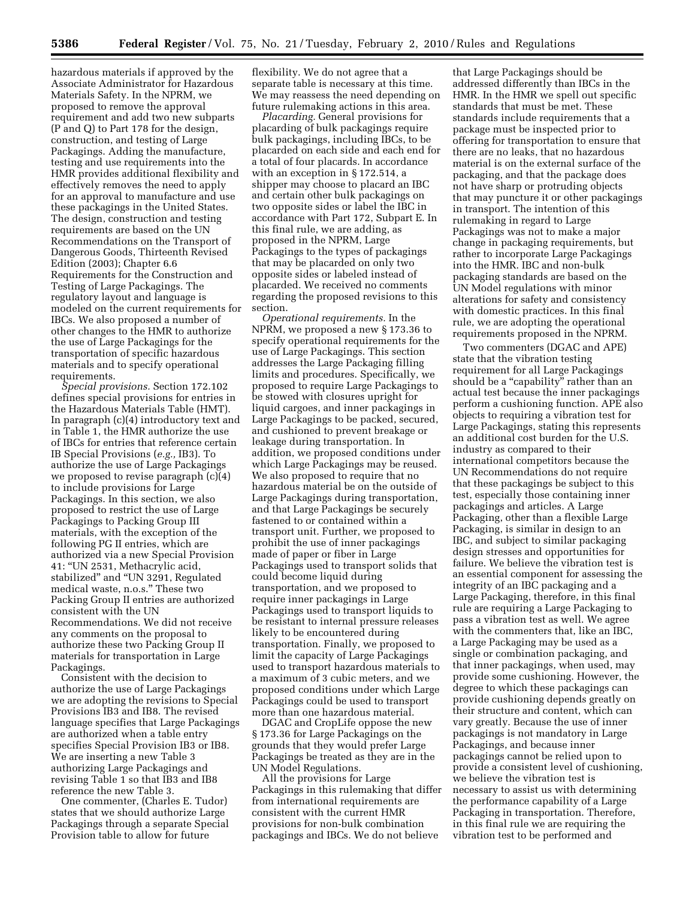hazardous materials if approved by the Associate Administrator for Hazardous Materials Safety. In the NPRM, we proposed to remove the approval requirement and add two new subparts (P and Q) to Part 178 for the design, construction, and testing of Large Packagings. Adding the manufacture, testing and use requirements into the HMR provides additional flexibility and effectively removes the need to apply for an approval to manufacture and use these packagings in the United States. The design, construction and testing requirements are based on the UN Recommendations on the Transport of Dangerous Goods, Thirteenth Revised Edition (2003); Chapter 6.6 Requirements for the Construction and Testing of Large Packagings. The regulatory layout and language is modeled on the current requirements for IBCs. We also proposed a number of other changes to the HMR to authorize the use of Large Packagings for the transportation of specific hazardous materials and to specify operational requirements.

*Special provisions.* Section 172.102 defines special provisions for entries in the Hazardous Materials Table (HMT). In paragraph (c)(4) introductory text and in Table 1, the HMR authorize the use of IBCs for entries that reference certain IB Special Provisions (*e.g.,* IB3). To authorize the use of Large Packagings we proposed to revise paragraph (c)(4) to include provisions for Large Packagings. In this section, we also proposed to restrict the use of Large Packagings to Packing Group III materials, with the exception of the following PG II entries, which are authorized via a new Special Provision 41: "UN 2531, Methacrylic acid, stabilized" and "UN 3291, Regulated medical waste, n.o.s." These two Packing Group II entries are authorized consistent with the UN Recommendations. We did not receive any comments on the proposal to authorize these two Packing Group II materials for transportation in Large Packagings.

Consistent with the decision to authorize the use of Large Packagings we are adopting the revisions to Special Provisions IB3 and IB8. The revised language specifies that Large Packagings are authorized when a table entry specifies Special Provision IB3 or IB8. We are inserting a new Table 3 authorizing Large Packagings and revising Table 1 so that IB3 and IB8 reference the new Table 3.

One commenter, (Charles E. Tudor) states that we should authorize Large Packagings through a separate Special Provision table to allow for future flexibility. We do not agree that a separate table is necessary at this time. We may reassess the need depending on future rulemaking actions in this area.

*Placarding.* General provisions for placarding of bulk packagings require bulk packagings, including IBCs, to be placarded on each side and each end for a total of four placards. In accordance with an exception in § 172.514, a shipper may choose to placard an IBC and certain other bulk packagings on two opposite sides or label the IBC in accordance with Part 172, Subpart E. In this final rule, we are adding, as proposed in the NPRM, Large Packagings to the types of packagings that may be placarded on only two opposite sides or labeled instead of placarded. We received no comments regarding the proposed revisions to this section.

*Operational requirements.* In the NPRM, we proposed a new § 173.36 to specify operational requirements for the use of Large Packagings. This section addresses the Large Packaging filling limits and procedures. Specifically, we proposed to require Large Packagings to be stowed with closures upright for liquid cargoes, and inner packagings in Large Packagings to be packed, secured, and cushioned to prevent breakage or leakage during transportation. In addition, we proposed conditions under which Large Packagings may be reused. We also proposed to require that no hazardous material be on the outside of Large Packagings during transportation, and that Large Packagings be securely fastened to or contained within a transport unit. Further, we proposed to prohibit the use of inner packagings made of paper or fiber in Large Packagings used to transport solids that could become liquid during transportation, and we proposed to require inner packagings in Large Packagings used to transport liquids to be resistant to internal pressure releases likely to be encountered during transportation. Finally, we proposed to limit the capacity of Large Packagings used to transport hazardous materials to a maximum of 3 cubic meters, and we proposed conditions under which Large Packagings could be used to transport more than one hazardous material.

DGAC and CropLife oppose the new § 173.36 for Large Packagings on the grounds that they would prefer Large Packagings be treated as they are in the UN Model Regulations.

All the provisions for Large Packagings in this rulemaking that differ from international requirements are consistent with the current HMR provisions for non-bulk combination packagings and IBCs. We do not believe that Large Packagings should be addressed differently than IBCs in the HMR. In the HMR we spell out specific standards that must be met. These standards include requirements that a package must be inspected prior to offering for transportation to ensure that there are no leaks, that no hazardous material is on the external surface of the packaging, and that the package does not have sharp or protruding objects that may puncture it or other packagings in transport. The intention of this rulemaking in regard to Large Packagings was not to make a major change in packaging requirements, but rather to incorporate Large Packagings into the HMR. IBC and non-bulk packaging standards are based on the UN Model regulations with minor alterations for safety and consistency with domestic practices. In this final rule, we are adopting the operational requirements proposed in the NPRM.

Two commenters (DGAC and APE) state that the vibration testing requirement for all Large Packagings should be a "capability" rather than an actual test because the inner packagings perform a cushioning function. APE also objects to requiring a vibration test for Large Packagings, stating this represents an additional cost burden for the U.S. industry as compared to their international competitors because the UN Recommendations do not require that these packagings be subject to this test, especially those containing inner packagings and articles. A Large Packaging, other than a flexible Large Packaging, is similar in design to an IBC, and subject to similar packaging design stresses and opportunities for failure. We believe the vibration test is an essential component for assessing the integrity of an IBC packaging and a Large Packaging, therefore, in this final rule are requiring a Large Packaging to pass a vibration test as well. We agree with the commenters that, like an IBC, a Large Packaging may be used as a single or combination packaging, and that inner packagings, when used, may provide some cushioning. However, the degree to which these packagings can provide cushioning depends greatly on their structure and content, which can vary greatly. Because the use of inner packagings is not mandatory in Large Packagings, and because inner packagings cannot be relied upon to provide a consistent level of cushioning, we believe the vibration test is necessary to assist us with determining the performance capability of a Large Packaging in transportation. Therefore, in this final rule we are requiring the vibration test to be performed and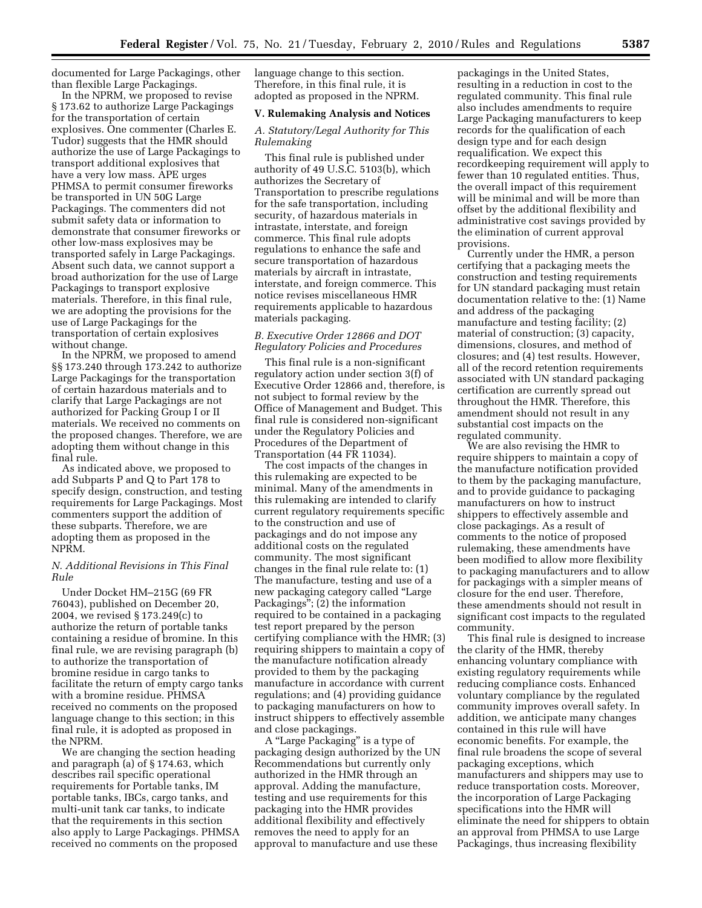documented for Large Packagings, other than flexible Large Packagings.

In the NPRM, we proposed to revise § 173.62 to authorize Large Packagings for the transportation of certain explosives. One commenter (Charles E. Tudor) suggests that the HMR should authorize the use of Large Packagings to transport additional explosives that have a very low mass. APE urges PHMSA to permit consumer fireworks be transported in UN 50G Large Packagings. The commenters did not submit safety data or information to demonstrate that consumer fireworks or other low-mass explosives may be transported safely in Large Packagings. Absent such data, we cannot support a broad authorization for the use of Large Packagings to transport explosive materials. Therefore, in this final rule, we are adopting the provisions for the use of Large Packagings for the transportation of certain explosives without change.

In the NPRM, we proposed to amend §§ 173.240 through 173.242 to authorize Large Packagings for the transportation of certain hazardous materials and to clarify that Large Packagings are not authorized for Packing Group I or II materials. We received no comments on the proposed changes. Therefore, we are adopting them without change in this final rule.

As indicated above, we proposed to add Subparts P and Q to Part 178 to specify design, construction, and testing requirements for Large Packagings. Most commenters support the addition of these subparts. Therefore, we are adopting them as proposed in the NPRM.

### N. Additional Revisions in This Final Rule

Under Docket HM–215G (69 FR 76043), published on December 20, 2004, we revised § 173.249(c) to authorize the return of portable tanks containing a residue of bromine. In this final rule, we are revising paragraph (b) to authorize the transportation of bromine residue in cargo tanks to facilitate the return of empty cargo tanks with a bromine residue. PHMSA received no comments on the proposed language change to this section; in this final rule, it is adopted as proposed in the NPRM.

We are changing the section heading and paragraph (a) of § 174.63, which describes rail specific operational requirements for Portable tanks, IM portable tanks, IBCs, cargo tanks, and multi-unit tank car tanks, to indicate that the requirements in this section also apply to Large Packagings. PHMSA received no comments on the proposed language change to this section. Therefore, in this final rule, it is adopted as proposed in the NPRM.

## V. Rulemaking Analysis and Notices

### A. Statutory/Legal Authority for This Rulemaking

This final rule is published under authority of 49 U.S.C. 5103(b), which authorizes the Secretary of Transportation to prescribe regulations for the safe transportation, including security, of hazardous materials in intrastate, interstate, and foreign commerce. This final rule adopts regulations to enhance the safe and secure transportation of hazardous materials by aircraft in intrastate, interstate, and foreign commerce. This notice revises miscellaneous HMR requirements applicable to hazardous materials packaging.

### B. Executive Order 12866 and DOT Regulatory Policies and Procedures

This final rule is a non-significant regulatory action under section 3(f) of Executive Order 12866 and, therefore, is not subject to formal review by the Office of Management and Budget. This final rule is considered non-significant under the Regulatory Policies and Procedures of the Department of Transportation (44 FR 11034).

The cost impacts of the changes in this rulemaking are expected to be minimal. Many of the amendments in this rulemaking are intended to clarify current regulatory requirements specific to the construction and use of packagings and do not impose any additional costs on the regulated community. The most significant changes in the final rule relate to: (1) The manufacture, testing and use of a new packaging category called "Large Packagings"; (2) the information required to be contained in a packaging test report prepared by the person certifying compliance with the HMR; (3) requiring shippers to maintain a copy of the manufacture notification already provided to them by the packaging manufacture in accordance with current regulations; and (4) providing guidance to packaging manufacturers on how to instruct shippers to effectively assemble and close packagings.

A "Large Packaging" is a type of packaging design authorized by the UN Recommendations but currently only authorized in the HMR through an approval. Adding the manufacture, testing and use requirements for this packaging into the HMR provides additional flexibility and effectively removes the need to apply for an approval to manufacture and use these packagings in the United States, resulting in a reduction in cost to the regulated community. This final rule also includes amendments to require Large Packaging manufacturers to keep records for the qualification of each design type and for each design requalification. We expect this recordkeeping requirement will apply to fewer than 10 regulated entities. Thus, the overall impact of this requirement will be minimal and will be more than offset by the additional flexibility and administrative cost savings provided by the elimination of current approval provisions.

Currently under the HMR, a person certifying that a packaging meets the construction and testing requirements for UN standard packaging must retain documentation relative to the: (1) Name and address of the packaging manufacture and testing facility; (2) material of construction; (3) capacity, dimensions, closures, and method of closures; and (4) test results. However, all of the record retention requirements associated with UN standard packaging certification are currently spread out throughout the HMR. Therefore, this amendment should not result in any substantial cost impacts on the regulated community.

We are also revising the HMR to require shippers to maintain a copy of the manufacture notification provided to them by the packaging manufacture, and to provide guidance to packaging manufacturers on how to instruct shippers to effectively assemble and close packagings. As a result of comments to the notice of proposed rulemaking, these amendments have been modified to allow more flexibility to packaging manufacturers and to allow for packagings with a simpler means of closure for the end user. Therefore, these amendments should not result in significant cost impacts to the regulated community.

This final rule is designed to increase the clarity of the HMR, thereby enhancing voluntary compliance with existing regulatory requirements while reducing compliance costs. Enhanced voluntary compliance by the regulated community improves overall safety. In addition, we anticipate many changes contained in this rule will have economic benefits. For example, the final rule broadens the scope of several packaging exceptions, which manufacturers and shippers may use to reduce transportation costs. Moreover, the incorporation of Large Packaging specifications into the HMR will eliminate the need for shippers to obtain an approval from PHMSA to use Large Packagings, thus increasing flexibility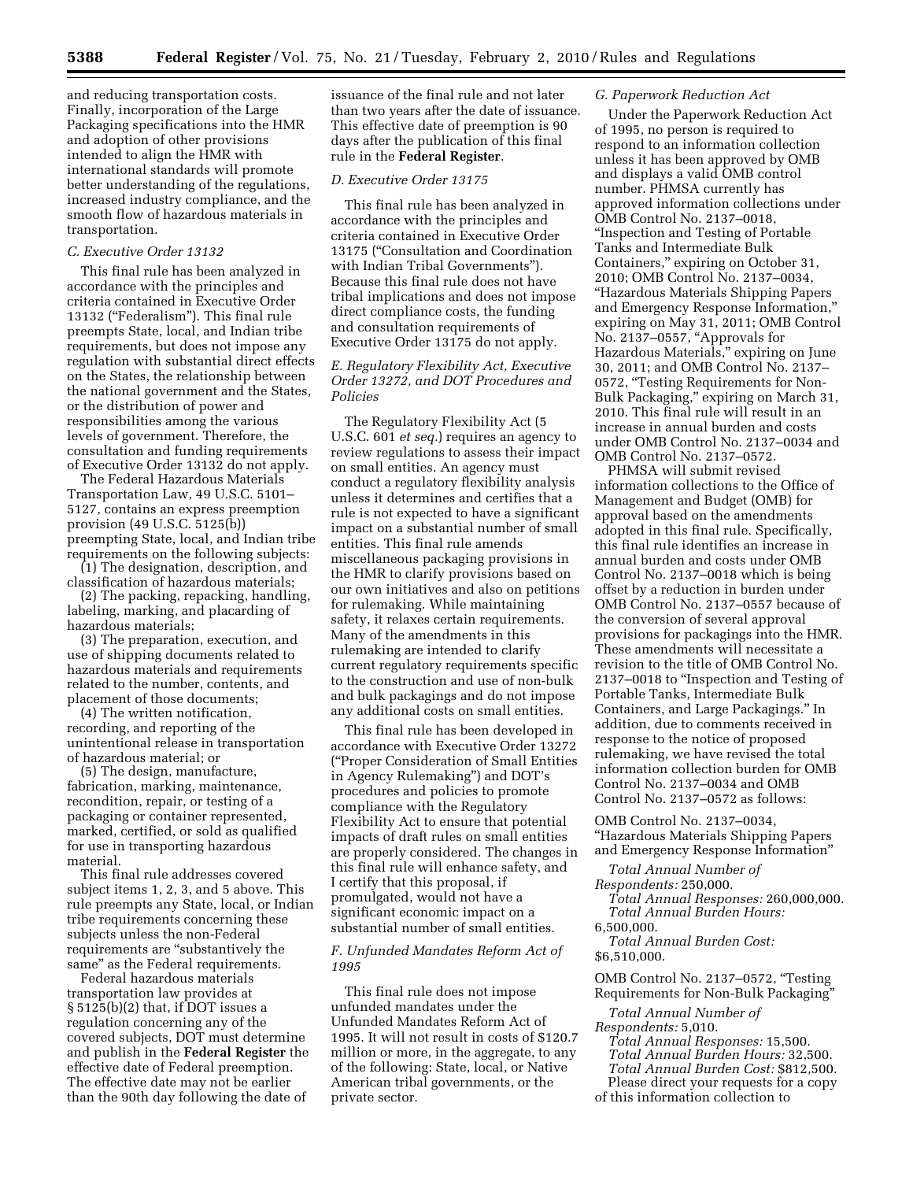and reducing transportation costs. Finally, incorporation of the Large Packaging specifications into the HMR and adoption of other provisions intended to align the HMR with international standards will promote better understanding of the regulations, increased industry compliance, and the smooth flow of hazardous materials in transportation.

### C. Executive Order 13132

This final rule has been analyzed in accordance with the principles and criteria contained in Executive Order 13132 ("Federalism"). This final rule preempts State, local, and Indian tribe requirements, but does not impose any regulation with substantial direct effects on the States, the relationship between the national government and the States, or the distribution of power and responsibilities among the various levels of government. Therefore, the consultation and funding requirements of Executive Order 13132 do not apply.

The Federal Hazardous Materials Transportation Law, 49 U.S.C. 5101–5127, contains an express preemption provision (49 U.S.C. 5125(b)) preempting State, local, and Indian tribe requirements on the following subjects:

(1) The designation, description, and classification of hazardous materials;

(2) The packing, repacking, handling, labeling, marking, and placarding of hazardous materials;

(3) The preparation, execution, and use of shipping documents related to hazardous materials and requirements related to the number, contents, and placement of those documents;

(4) The written notification, recording, and reporting of the unintentional release in transportation of hazardous material; or

(5) The design, manufacture, fabrication, marking, maintenance, recondition, repair, or testing of a packaging or container represented, marked, certified, or sold as qualified for use in transporting hazardous material.

This final rule addresses covered subject items 1, 2, 3, and 5 above. This rule preempts any State, local, or Indian tribe requirements concerning these subjects unless the non-Federal requirements are "substantively the same" as the Federal requirements.

Federal hazardous materials transportation law provides at § 5125(b)(2) that, if DOT issues a regulation concerning any of the covered subjects, DOT must determine and publish in the **Federal Register** the effective date of Federal preemption. The effective date may not be earlier than the 90th day following the date of issuance of the final rule and not later than two years after the date of issuance. This effective date of preemption is 90 days after the publication of this final rule in the **Federal Register**.

### D. Executive Order 13175

This final rule has been analyzed in accordance with the principles and criteria contained in Executive Order 13175 ("Consultation and Coordination with Indian Tribal Governments"). Because this final rule does not have tribal implications and does not impose direct compliance costs, the funding and consultation requirements of Executive Order 13175 do not apply.

### E. Regulatory Flexibility Act, Executive Order 13272, and DOT Procedures and Policies

The Regulatory Flexibility Act (5 U.S.C. 601 *et seq.*) requires an agency to review regulations to assess their impact on small entities. An agency must conduct a regulatory flexibility analysis unless it determines and certifies that a rule is not expected to have a significant impact on a substantial number of small entities. This final rule amends miscellaneous packaging provisions in the HMR to clarify provisions based on our own initiatives and also on petitions for rulemaking. While maintaining safety, it relaxes certain requirements. Many of the amendments in this rulemaking are intended to clarify current regulatory requirements specific to the construction and use of non-bulk and bulk packagings and do not impose any additional costs on small entities.

This final rule has been developed in accordance with Executive Order 13272 ("Proper Consideration of Small Entities in Agency Rulemaking") and DOT's procedures and policies to promote compliance with the Regulatory Flexibility Act to ensure that potential impacts of draft rules on small entities are properly considered. The changes in this final rule will enhance safety, and I certify that this proposal, if promulgated, would not have a significant economic impact on a substantial number of small entities.

### F. Unfunded Mandates Reform Act of 1995

This final rule does not impose unfunded mandates under the Unfunded Mandates Reform Act of 1995. It will not result in costs of $120.7 million or more, in the aggregate, to any of the following: State, local, or Native American tribal governments, or the private sector.

### G. Paperwork Reduction Act

Under the Paperwork Reduction Act of 1995, no person is required to respond to an information collection unless it has been approved by OMB and displays a valid OMB control number. PHMSA currently has approved information collections under OMB Control No. 2137–0018, "Inspection and Testing of Portable Tanks and Intermediate Bulk Containers," expiring on October 31, 2010; OMB Control No. 2137–0034, "Hazardous Materials Shipping Papers and Emergency Response Information," expiring on May 31, 2011; OMB Control No. 2137–0557, "Approvals for Hazardous Materials," expiring on June 30, 2011; and OMB Control No. 2137–0572, "Testing Requirements for Non-Bulk Packaging," expiring on March 31, 2010. This final rule will result in an increase in annual burden and costs under OMB Control No. 2137–0034 and OMB Control No. 2137–0572.

PHMSA will submit revised information collections to the Office of Management and Budget (OMB) for approval based on the amendments adopted in this final rule. Specifically, this final rule identifies an increase in annual burden and costs under OMB Control No. 2137–0018 which is being offset by a reduction in burden under OMB Control No. 2137–0557 because of the conversion of several approval provisions for packagings into the HMR. These amendments will necessitate a revision to the title of OMB Control No. 2137–0018 to "Inspection and Testing of Portable Tanks, Intermediate Bulk Containers, and Large Packagings." In addition, due to comments received in response to the notice of proposed rulemaking, we have revised the total information collection burden for OMB Control No. 2137–0034 and OMB Control No. 2137–0572 as follows:

OMB Control No. 2137–0034, "Hazardous Materials Shipping Papers and Emergency Response Information"

*Total Annual Number of Respondents:* 250,000.
*Total Annual Responses:* 260,000,000.
*Total Annual Burden Hours:* 6,500,000.
*Total Annual Burden Cost:* $6,510,000.

OMB Control No. 2137–0572, "Testing Requirements for Non-Bulk Packaging"

*Total Annual Number of Respondents:* 5,010.
*Total Annual Responses:* 15,500.
*Total Annual Burden Hours:* 32,500.
*Total Annual Burden Cost:* $812,500.

Please direct your requests for a copy of this information collection to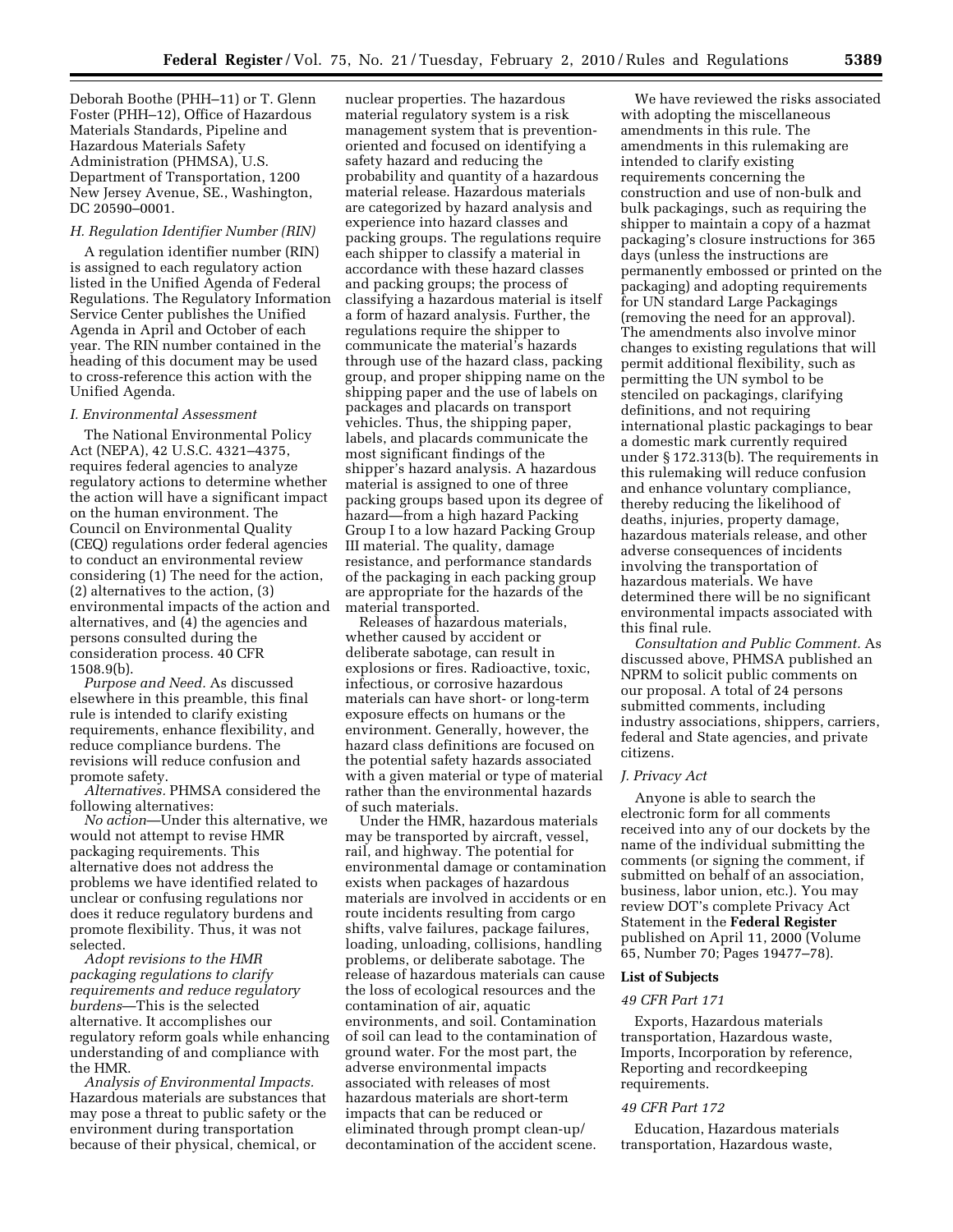Deborah Boothe (PHH–11) or T. Glenn Foster (PHH–12), Office of Hazardous Materials Standards, Pipeline and Hazardous Materials Safety Administration (PHMSA), U.S. Department of Transportation, 1200 New Jersey Avenue, SE., Washington, DC 20590–0001.

### H. Regulation Identifier Number (RIN)

A regulation identifier number (RIN) is assigned to each regulatory action listed in the Unified Agenda of Federal Regulations. The Regulatory Information Service Center publishes the Unified Agenda in April and October of each year. The RIN number contained in the heading of this document may be used to cross-reference this action with the Unified Agenda.

### I. Environmental Assessment

The National Environmental Policy Act (NEPA), 42 U.S.C. 4321–4375, requires federal agencies to analyze regulatory actions to determine whether the action will have a significant impact on the human environment. The Council on Environmental Quality (CEQ) regulations order federal agencies to conduct an environmental review considering (1) The need for the action, (2) alternatives to the action, (3) environmental impacts of the action and alternatives, and (4) the agencies and persons consulted during the consideration process. 40 CFR 1508.9(b).

*Purpose and Need.* As discussed elsewhere in this preamble, this final rule is intended to clarify existing requirements, enhance flexibility, and reduce compliance burdens. The revisions will reduce confusion and promote safety.

*Alternatives.* PHMSA considered the following alternatives:

*No action*—Under this alternative, we would not attempt to revise HMR packaging requirements. This alternative does not address the problems we have identified related to unclear or confusing regulations nor does it reduce regulatory burdens and promote flexibility. Thus, it was not selected.

*Adopt revisions to the HMR packaging regulations to clarify requirements and reduce regulatory burdens*—This is the selected alternative. It accomplishes our regulatory reform goals while enhancing understanding of and compliance with the HMR.

*Analysis of Environmental Impacts.* Hazardous materials are substances that may pose a threat to public safety or the environment during transportation because of their physical, chemical, or nuclear properties. The hazardous material regulatory system is a risk management system that is prevention-oriented and focused on identifying a safety hazard and reducing the probability and quantity of a hazardous material release. Hazardous materials are categorized by hazard analysis and experience into hazard classes and packing groups. The regulations require each shipper to classify a material in accordance with these hazard classes and packing groups; the process of classifying a hazardous material is itself a form of hazard analysis. Further, the regulations require the shipper to communicate the material's hazards through use of the hazard class, packing group, and proper shipping name on the shipping paper and the use of labels on packages and placards on transport vehicles. Thus, the shipping paper, labels, and placards communicate the most significant findings of the shipper's hazard analysis. A hazardous material is assigned to one of three packing groups based upon its degree of hazard—from a high hazard Packing Group I to a low hazard Packing Group III material. The quality, damage resistance, and performance standards of the packaging in each packing group are appropriate for the hazards of the material transported.

Releases of hazardous materials, whether caused by accident or deliberate sabotage, can result in explosions or fires. Radioactive, toxic, infectious, or corrosive hazardous materials can have short- or long-term exposure effects on humans or the environment. Generally, however, the hazard class definitions are focused on the potential safety hazards associated with a given material or type of material rather than the environmental hazards of such materials.

Under the HMR, hazardous materials may be transported by aircraft, vessel, rail, and highway. The potential for environmental damage or contamination exists when packages of hazardous materials are involved in accidents or en route incidents resulting from cargo shifts, valve failures, package failures, loading, unloading, collisions, handling problems, or deliberate sabotage. The release of hazardous materials can cause the loss of ecological resources and the contamination of air, aquatic environments, and soil. Contamination of soil can lead to the contamination of ground water. For the most part, the adverse environmental impacts associated with releases of most hazardous materials are short-term impacts that can be reduced or eliminated through prompt clean-up/decontamination of the accident scene.

We have reviewed the risks associated with adopting the miscellaneous amendments in this rule. The amendments in this rulemaking are intended to clarify existing requirements concerning the construction and use of non-bulk and bulk packagings, such as requiring the shipper to maintain a copy of a hazmat packaging's closure instructions for 365 days (unless the instructions are permanently embossed or printed on the packaging) and adopting requirements for UN standard Large Packagings (removing the need for an approval). The amendments also involve minor changes to existing regulations that will permit additional flexibility, such as permitting the UN symbol to be stenciled on packagings, clarifying definitions, and not requiring international plastic packagings to bear a domestic mark currently required under § 172.313(b). The requirements in this rulemaking will reduce confusion and enhance voluntary compliance, thereby reducing the likelihood of deaths, injuries, property damage, hazardous materials release, and other adverse consequences of incidents involving the transportation of hazardous materials. We have determined there will be no significant environmental impacts associated with this final rule.

*Consultation and Public Comment.* As discussed above, PHMSA published an NPRM to solicit public comments on our proposal. A total of 24 persons submitted comments, including industry associations, shippers, carriers, federal and State agencies, and private citizens.

### J. Privacy Act

Anyone is able to search the electronic form for all comments received into any of our dockets by the name of the individual submitting the comments (or signing the comment, if submitted on behalf of an association, business, labor union, etc.). You may review DOT's complete Privacy Act Statement in the **Federal Register** published on April 11, 2000 (Volume 65, Number 70; Pages 19477–78).

## List of Subjects

### 49 CFR Part 171

Exports, Hazardous materials transportation, Hazardous waste, Imports, Incorporation by reference, Reporting and recordkeeping requirements.

### 49 CFR Part 172

Education, Hazardous materials transportation, Hazardous waste,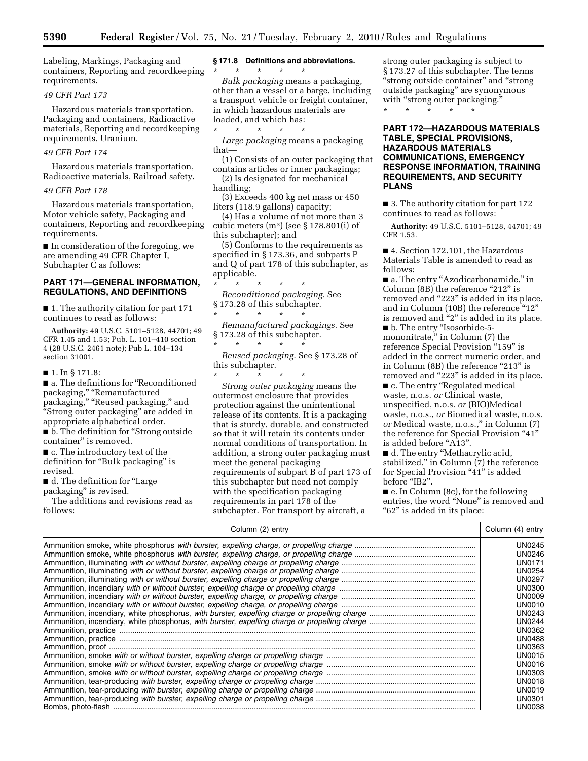Labeling, Markings, Packaging and containers, Reporting and recordkeeping requirements.

*49 CFR Part 173*

Hazardous materials transportation, Packaging and containers, Radioactive materials, Reporting and recordkeeping requirements, Uranium.

*49 CFR Part 174*

Hazardous materials transportation, Radioactive materials, Railroad safety.

*49 CFR Part 178*

Hazardous materials transportation, Motor vehicle safety, Packaging and containers, Reporting and recordkeeping requirements.

■ In consideration of the foregoing, we are amending 49 CFR Chapter I, Subchapter C as follows:

## PART 171—GENERAL INFORMATION, REGULATIONS, AND DEFINITIONS

■ 1. The authority citation for part 171 continues to read as follows:

**Authority:** 49 U.S.C. 5101–5128, 44701; 49 CFR 1.45 and 1.53; Pub. L. 101–410 section 4 (28 U.S.C. 2461 note); Pub L. 104–134 section 31001.

■ 1. In § 171.8:

■ a. The definitions for "Reconditioned packaging," "Remanufactured packaging," "Reused packaging," and "Strong outer packaging" are added in appropriate alphabetical order.

■ b. The definition for "Strong outside container" is removed.

■ c. The introductory text of the definition for "Bulk packaging" is revised.

■ d. The definition for "Large packaging" is revised.

The additions and revisions read as follows:

### § 171.8 Definitions and abbreviations.

\* \* \* \* \*

*Bulk packaging* means a packaging, other than a vessel or a barge, including a transport vehicle or freight container, in which hazardous materials are loaded, and which has:

\* \* \* \* \*

*Large packaging* means a packaging that—

(1) Consists of an outer packaging that contains articles or inner packagings;

(2) Is designated for mechanical handling;

(3) Exceeds 400 kg net mass or 450 liters (118.9 gallons) capacity;

(4) Has a volume of not more than 3 cubic meters ($m^3$) (see § 178.801(i) of this subchapter); and

(5) Conforms to the requirements as specified in § 173.36, and subparts P and Q of part 178 of this subchapter, as applicable.

\* \* \* \* \*

*Reconditioned packaging.* See § 173.28 of this subchapter.

\* \* \* \* \*

*Remanufactured packagings.* See § 173.28 of this subchapter.

\* \* \* \* \*

*Reused packaging.* See § 173.28 of this subchapter.

\* \* \* \* \*

*Strong outer packaging* means the outermost enclosure that provides protection against the unintentional release of its contents. It is a packaging that is sturdy, durable, and constructed so that it will retain its contents under normal conditions of transportation. In addition, a strong outer packaging must meet the general packaging requirements of subpart B of part 173 of this subchapter but need not comply with the specification packaging requirements in part 178 of the subchapter. For transport by aircraft, a strong outer packaging is subject to § 173.27 of this subchapter. The terms "strong outside container" and "strong outside packaging" are synonymous with "strong outer packaging."

\* \* \* \* \*

## PART 172—HAZARDOUS MATERIALS TABLE, SPECIAL PROVISIONS, HAZARDOUS MATERIALS COMMUNICATIONS, EMERGENCY RESPONSE INFORMATION, TRAINING REQUIREMENTS, AND SECURITY PLANS

■ 3. The authority citation for part 172 continues to read as follows:

**Authority:** 49 U.S.C. 5101–5128, 44701; 49 CFR 1.53.

■ 4. Section 172.101, the Hazardous Materials Table is amended to read as follows:

■ a. The entry "Azodicarbonamide," in Column (8B) the reference "212" is removed and "223" is added in its place, and in Column (10B) the reference "12" is removed and "2" is added in its place.

■ b. The entry "Isosorbide-5-mononitrate," in Column (7) the reference Special Provision "159" is added in the correct numeric order, and in Column (8B) the reference "213" is removed and "223" is added in its place.

■ c. The entry "Regulated medical waste, n.o.s. *or* Clinical waste, unspecified, n.o.s. *or* (BIO)Medical waste, n.o.s., *or* Biomedical waste, n.o.s. *or* Medical waste, n.o.s.," in Column (7) the reference for Special Provision "41" is added before "A13".

■ d. The entry "Methacrylic acid, stabilized," in Column (7) the reference for Special Provision "41" is added before "IB2".

■ e. In Column (8c), for the following entries, the word "None" is removed and "62" is added in its place:

| Column (2) entry | Column (4) entry |
|---|---|
| Ammunition smoke, white phosphorus *with burster, expelling charge, or propelling charge* | UN0245 |
| Ammunition smoke, white phosphorus *with burster, expelling charge, or propelling charge* | UN0246 |
| Ammunition, illuminating *with or without burster, expelling charge or propelling charge* | UN0171 |
| Ammunition, illuminating *with or without burster, expelling charge or propelling charge* | UN0254 |
| Ammunition, illuminating *with or without burster, expelling charge or propelling charge* | UN0297 |
| Ammunition, incendiary *with or without burster, expelling charge or propelling charge* | UN0300 |
| Ammunition, incendiary *with or without burster, expelling charge, or propelling charge* | UN0009 |
| Ammunition, incendiary *with or without burster, expelling charge, or propelling charge* | UN0010 |
| Ammunition, incendiary, white phosphorus, *with burster, expelling charge or propelling charge* | UN0243 |
| Ammunition, incendiary, white phosphorus, *with burster, expelling charge or propelling charge* | UN0244 |
| Ammunition, practice | UN0362 |
| Ammunition, practice | UN0488 |
| Ammunition, proof | UN0363 |
| Ammunition, smoke *with or without burster, expelling charge or propelling charge* | UN0015 |
| Ammunition, smoke *with or without burster, expelling charge or propelling charge* | UN0016 |
| Ammunition, smoke *with or without burster, expelling charge or propelling charge* | UN0303 |
| Ammunition, tear-producing *with burster, expelling charge or propelling charge* | UN0018 |
| Ammunition, tear-producing *with burster, expelling charge or propelling charge* | UN0019 |
| Ammunition, tear-producing *with burster, expelling charge or propelling charge* | UN0301 |
| Bombs, photo-flash | UN0038 |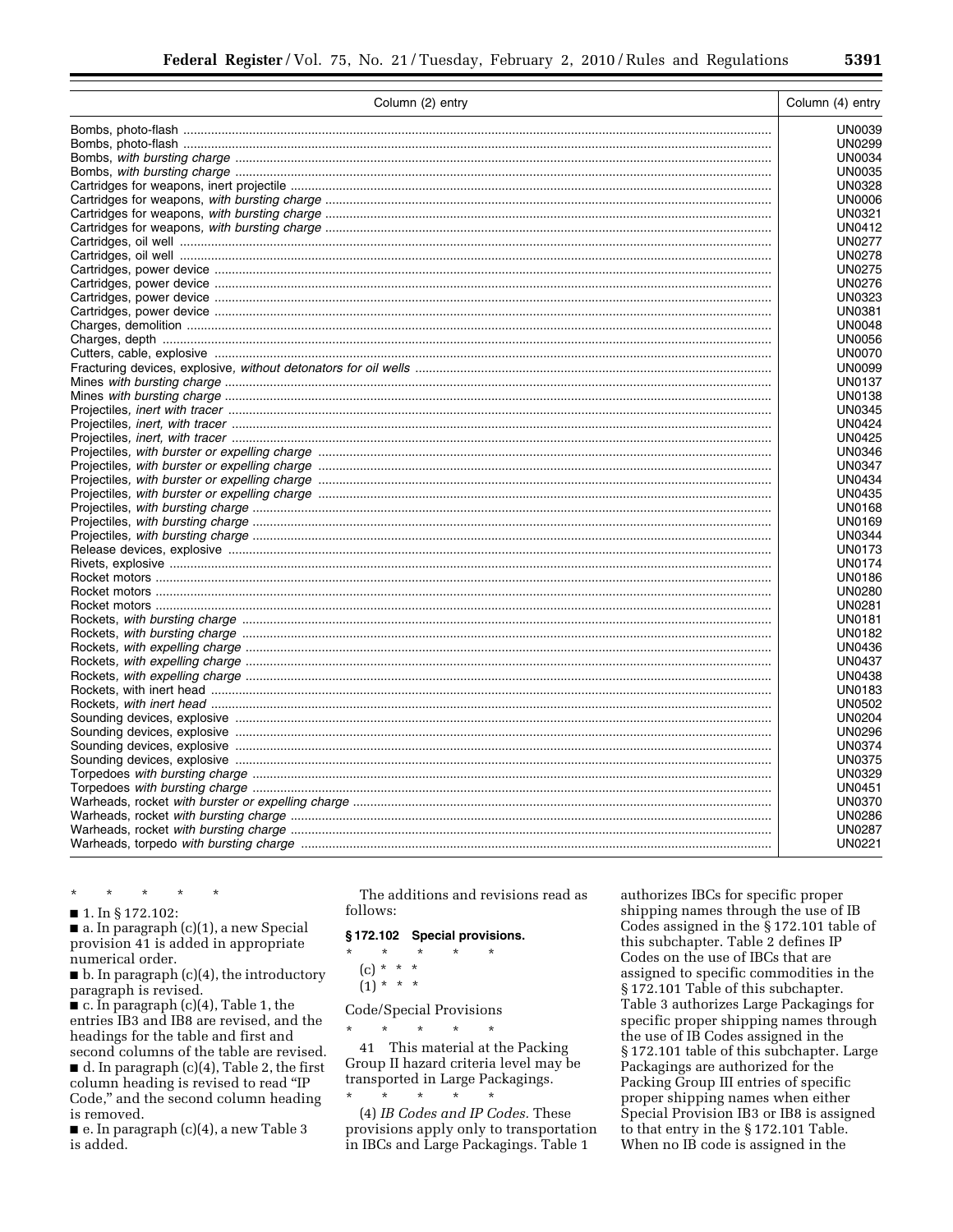| Column (2) entry | Column (4) entry |
| --- | --- |
| Bombs, photo-flash | UN0039 |
| Bombs, photo-flash | UN0299 |
| Bombs, *with bursting charge* | UN0034 |
| Bombs, *with bursting charge* | UN0035 |
| Cartridges for weapons, inert projectile | UN0328 |
| Cartridges for weapons, *with bursting charge* | UN0006 |
| Cartridges for weapons, *with bursting charge* | UN0321 |
| Cartridges for weapons, *with bursting charge* | UN0412 |
| Cartridges, oil well | UN0277 |
| Cartridges, oil well | UN0278 |
| Cartridges, power device | UN0275 |
| Cartridges, power device | UN0276 |
| Cartridges, power device | UN0323 |
| Cartridges, power device | UN0381 |
| Charges, demolition | UN0048 |
| Charges, depth | UN0056 |
| Cutters, cable, explosive | UN0070 |
| Fracturing devices, explosive, *without detonators for oil wells* | UN0099 |
| Mines *with bursting charge* | UN0137 |
| Mines *with bursting charge* | UN0138 |
| Projectiles, *inert with tracer* | UN0345 |
| Projectiles, *inert, with tracer* | UN0424 |
| Projectiles, *inert, with tracer* | UN0425 |
| Projectiles, *with burster or expelling charge* | UN0346 |
| Projectiles, *with burster or expelling charge* | UN0347 |
| Projectiles, *with burster or expelling charge* | UN0434 |
| Projectiles, *with burster or expelling charge* | UN0435 |
| Projectiles, *with bursting charge* | UN0168 |
| Projectiles, *with bursting charge* | UN0169 |
| Projectiles, *with bursting charge* | UN0344 |
| Release devices, explosive | UN0173 |
| Rivets, explosive | UN0174 |
| Rocket motors | UN0186 |
| Rocket motors | UN0280 |
| Rocket motors | UN0281 |
| Rockets, *with bursting charge* | UN0181 |
| Rockets, *with bursting charge* | UN0182 |
| Rockets, *with expelling charge* | UN0436 |
| Rockets, *with expelling charge* | UN0437 |
| Rockets, *with expelling charge* | UN0438 |
| Rockets, with inert head | UN0183 |
| Rockets, *with inert head* | UN0502 |
| Sounding devices, explosive | UN0204 |
| Sounding devices, explosive | UN0296 |
| Sounding devices, explosive | UN0374 |
| Sounding devices, explosive | UN0375 |
| Torpedoes *with bursting charge* | UN0329 |
| Torpedoes *with bursting charge* | UN0451 |
| Warheads, rocket *with burster or expelling charge* | UN0370 |
| Warheads, rocket *with bursting charge* | UN0286 |
| Warheads, rocket *with bursting charge* | UN0287 |
| Warheads, torpedo *with bursting charge* | UN0221 |

\* \* \* \* \*

■ 1. In § 172.102:

■ a. In paragraph (c)(1), a new Special provision 41 is added in appropriate numerical order.

■ b. In paragraph (c)(4), the introductory paragraph is revised.

■ c. In paragraph (c)(4), Table 1, the entries IB3 and IB8 are revised, and the headings for the table and first and second columns of the table are revised.

■ d. In paragraph (c)(4), Table 2, the first column heading is revised to read "IP Code," and the second column heading is removed.

■ e. In paragraph (c)(4), a new Table 3 is added.

The additions and revisions read as follows:

**§ 172.102 Special provisions.**

\* \* \* \* \*

(c) \* \* \*

(1) \* \* \*

Code/Special Provisions

\* \* \* \* \*

41 This material at the Packing Group II hazard criteria level may be transported in Large Packagings.

\* \* \* \* \*

(4) *IB Codes and IP Codes.* These provisions apply only to transportation in IBCs and Large Packagings. Table 1 authorizes IBCs for specific proper shipping names through the use of IB Codes assigned in the § 172.101 table of this subchapter. Table 2 defines IP Codes on the use of IBCs that are assigned to specific commodities in the § 172.101 Table of this subchapter. Table 3 authorizes Large Packagings for specific proper shipping names through the use of IB Codes assigned in the § 172.101 table of this subchapter. Large Packagings are authorized for the Packing Group III entries of specific proper shipping names when either Special Provision IB3 or IB8 is assigned to that entry in the § 172.101 Table. When no IB code is assigned in the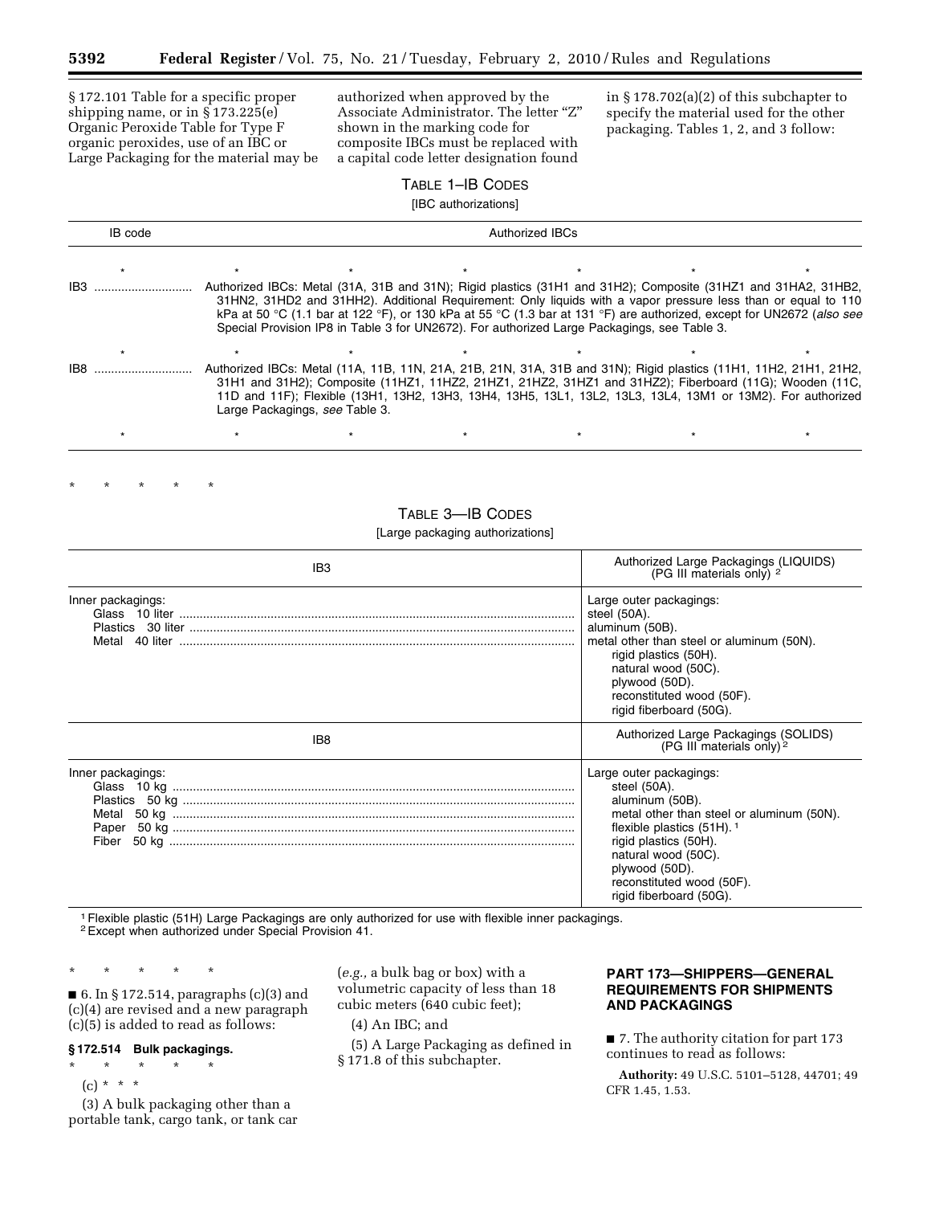§ 172.101 Table for a specific proper shipping name, or in § 173.225(e) Organic Peroxide Table for Type F organic peroxides, use of an IBC or Large Packaging for the material may be authorized when approved by the Associate Administrator. The letter "Z" shown in the marking code for composite IBCs must be replaced with a capital code letter designation found in § 178.702(a)(2) of this subchapter to specify the material used for the other packaging. Tables 1, 2, and 3 follow:

TABLE 1–IB CODES

[IBC authorizations]

| IB code | Authorized IBCs |
|---|---|
| * * * | * * * * |
| IB3 | Authorized IBCs: Metal (31A, 31B and 31N); Rigid plastics (31H1 and 31H2); Composite (31HZ1 and 31HA2, 31HB2, 31HN2, 31HD2 and 31HH2). Additional Requirement: Only liquids with a vapor pressure less than or equal to 110 kPa at 50 °C (1.1 bar at 122 °F), or 130 kPa at 55 °C (1.3 bar at 131 °F) are authorized, except for UN2672 (*also see* Special Provision IP8 in Table 3 for UN2672). For authorized Large Packagings, see Table 3. |
| * * * | * * * * |
| IB8 | Authorized IBCs: Metal (11A, 11B, 11N, 21A, 21B, 21N, 31A, 31B and 31N); Rigid plastics (11H1, 11H2, 21H1, 21H2, 31H1 and 31H2); Composite (11HZ1, 11HZ2, 21HZ1, 21HZ2, 31HZ1 and 31HZ2); Fiberboard (11G); Wooden (11C, 11D and 11F); Flexible (13H1, 13H2, 13H3, 13H4, 13H5, 13L1, 13L2, 13L3, 13L4, 13M1 or 13M2). For authorized Large Packagings, *see* Table 3. |
| * * * | * * * * |

\* \* \* \* \*

TABLE 3—IB CODES

[Large packaging authorizations]

| IB3 | Authorized Large Packagings (LIQUIDS) (PG III materials only) [2] |
|---|---|
| Inner packagings:<br>Glass 10 liter<br>Plastics 30 liter<br>Metal 40 liter | Large outer packagings:<br>steel (50A).<br>aluminum (50B).<br>metal other than steel or aluminum (50N).<br>rigid plastics (50H).<br>natural wood (50C).<br>plywood (50D).<br>reconstituted wood (50F).<br>rigid fiberboard (50G). |
| **IB8** | **Authorized Large Packagings (SOLIDS) (PG III materials only) [2]** |
| Inner packagings:<br>Glass 10 kg<br>Plastics 50 kg<br>Metal 50 kg<br>Paper 50 kg<br>Fiber 50 kg | Large outer packagings:<br>steel (50A).<br>aluminum (50B).<br>metal other than steel or aluminum (50N).<br>flexible plastics (51H). [1]<br>rigid plastics (50H).<br>natural wood (50C).<br>plywood (50D).<br>reconstituted wood (50F).<br>rigid fiberboard (50G). |

[1] Flexible plastic (51H) Large Packagings are only authorized for use with flexible inner packagings.
[2] Except when authorized under Special Provision 41.

\* \* \* \* \*

■ 6. In § 172.514, paragraphs (c)(3) and (c)(4) are revised and a new paragraph (c)(5) is added to read as follows:

**§ 172.514 Bulk packagings.**

\* \* \* \* \*

(c) \* \* \*

(3) A bulk packaging other than a portable tank, cargo tank, or tank car (*e.g.,* a bulk bag or box) with a volumetric capacity of less than 18 cubic meters (640 cubic feet);

(4) An IBC; and

(5) A Large Packaging as defined in § 171.8 of this subchapter.

## PART 173—SHIPPERS—GENERAL REQUIREMENTS FOR SHIPMENTS AND PACKAGINGS

■ 7. The authority citation for part 173 continues to read as follows:

**Authority:** 49 U.S.C. 5101–5128, 44701; 49 CFR 1.45, 1.53.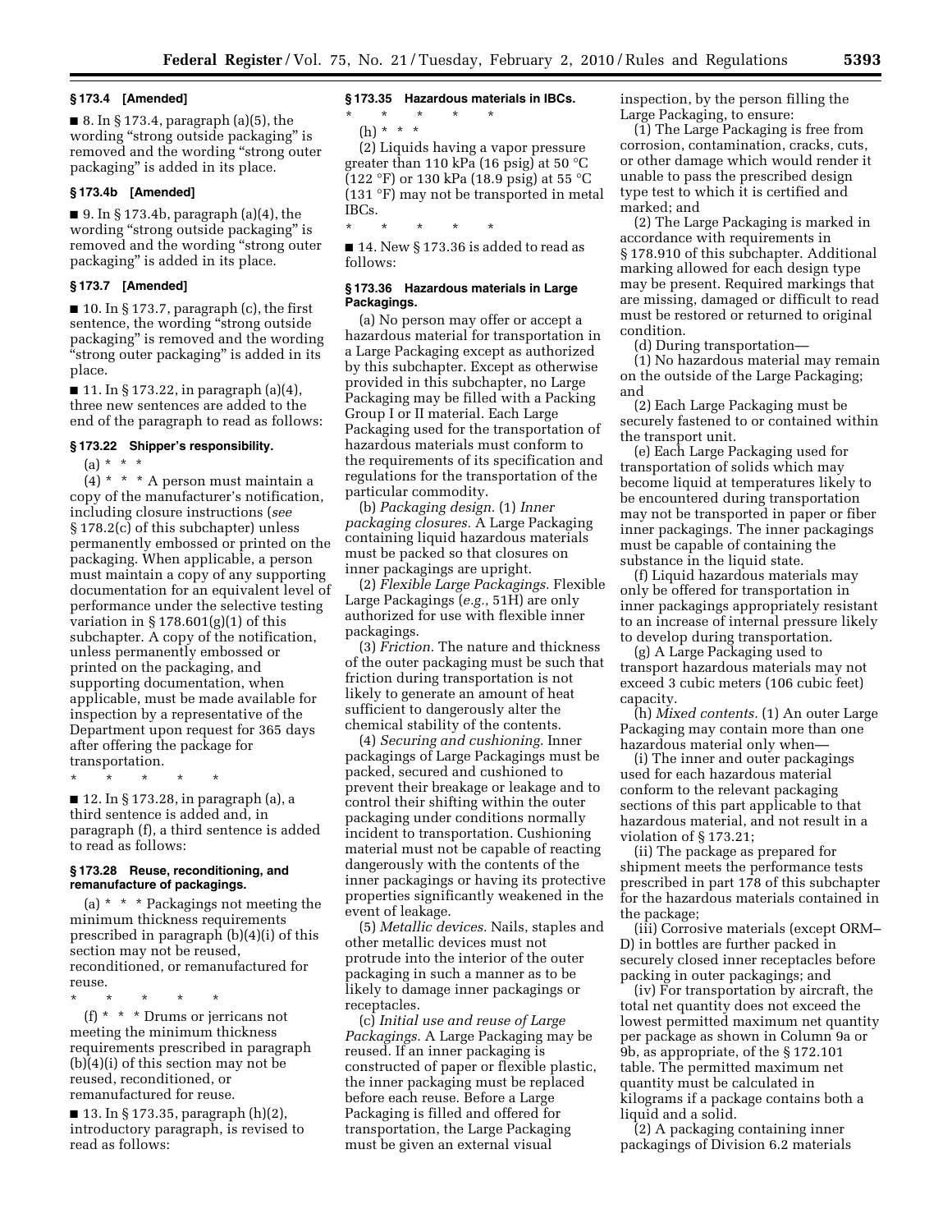### § 173.4 [Amended]

■ 8. In § 173.4, paragraph (a)(5), the wording "strong outside packaging" is removed and the wording "strong outer packaging" is added in its place.

### § 173.4b [Amended]

■ 9. In § 173.4b, paragraph (a)(4), the wording "strong outside packaging" is removed and the wording "strong outer packaging" is added in its place.

### § 173.7 [Amended]

■ 10. In § 173.7, paragraph (c), the first sentence, the wording "strong outside packaging" is removed and the wording "strong outer packaging" is added in its place.

■ 11. In § 173.22, in paragraph (a)(4), three new sentences are added to the end of the paragraph to read as follows:

### § 173.22 Shipper's responsibility.

(a) * * *

(4) * * * A person must maintain a copy of the manufacturer's notification, including closure instructions (*see* § 178.2(c) of this subchapter) unless permanently embossed or printed on the packaging. When applicable, a person must maintain a copy of any supporting documentation for an equivalent level of performance under the selective testing variation in § 178.601(g)(1) of this subchapter. A copy of the notification, unless permanently embossed or printed on the packaging, and supporting documentation, when applicable, must be made available for inspection by a representative of the Department upon request for 365 days after offering the package for transportation.

\* \* \* \* \*

■ 12. In § 173.28, in paragraph (a), a third sentence is added and, in paragraph (f), a third sentence is added to read as follows:

### § 173.28 Reuse, reconditioning, and remanufacture of packagings.

(a) * * * Packagings not meeting the minimum thickness requirements prescribed in paragraph (b)(4)(i) of this section may not be reused, reconditioned, or remanufactured for reuse.

\* \* \* \* \*

(f) * * * Drums or jerricans not meeting the minimum thickness requirements prescribed in paragraph (b)(4)(i) of this section may not be reused, reconditioned, or remanufactured for reuse.

■ 13. In § 173.35, paragraph (h)(2), introductory paragraph, is revised to read as follows:

### § 173.35 Hazardous materials in IBCs.

\* \* \* \* \*

(h) * * *

(2) Liquids having a vapor pressure greater than 110 kPa (16 psig) at 50 °C (122 °F) or 130 kPa (18.9 psig) at 55 °C (131 °F) may not be transported in metal IBCs.

\* \* \* \* \*

■ 14. New § 173.36 is added to read as follows:

### § 173.36 Hazardous materials in Large Packagings.

(a) No person may offer or accept a hazardous material for transportation in a Large Packaging except as authorized by this subchapter. Except as otherwise provided in this subchapter, no Large Packaging may be filled with a Packing Group I or II material. Each Large Packaging used for the transportation of hazardous materials must conform to the requirements of its specification and regulations for the transportation of the particular commodity.

(b) *Packaging design.* (1) *Inner packaging closures.* A Large Packaging containing liquid hazardous materials must be packed so that closures on inner packagings are upright.

(2) *Flexible Large Packagings.* Flexible Large Packagings (*e.g.,* 51H) are only authorized for use with flexible inner packagings.

(3) *Friction.* The nature and thickness of the outer packaging must be such that friction during transportation is not likely to generate an amount of heat sufficient to dangerously alter the chemical stability of the contents.

(4) *Securing and cushioning.* Inner packagings of Large Packagings must be packed, secured and cushioned to prevent their breakage or leakage and to control their shifting within the outer packaging under conditions normally incident to transportation. Cushioning material must not be capable of reacting dangerously with the contents of the inner packagings or having its protective properties significantly weakened in the event of leakage.

(5) *Metallic devices.* Nails, staples and other metallic devices must not protrude into the interior of the outer packaging in such a manner as to be likely to damage inner packagings or receptacles.

(c) *Initial use and reuse of Large Packagings.* A Large Packaging may be reused. If an inner packaging is constructed of paper or flexible plastic, the inner packaging must be replaced before each reuse. Before a Large Packaging is filled and offered for transportation, the Large Packaging must be given an external visual inspection, by the person filling the Large Packaging, to ensure:

(1) The Large Packaging is free from corrosion, contamination, cracks, cuts, or other damage which would render it unable to pass the prescribed design type test to which it is certified and marked; and

(2) The Large Packaging is marked in accordance with requirements in § 178.910 of this subchapter. Additional marking allowed for each design type may be present. Required markings that are missing, damaged or difficult to read must be restored or returned to original condition.

(d) During transportation—

(1) No hazardous material may remain on the outside of the Large Packaging; and

(2) Each Large Packaging must be securely fastened to or contained within the transport unit.

(e) Each Large Packaging used for transportation of solids which may become liquid at temperatures likely to be encountered during transportation may not be transported in paper or fiber inner packagings. The inner packagings must be capable of containing the substance in the liquid state.

(f) Liquid hazardous materials may only be offered for transportation in inner packagings appropriately resistant to an increase of internal pressure likely to develop during transportation.

(g) A Large Packaging used to transport hazardous materials may not exceed 3 cubic meters (106 cubic feet) capacity.

(h) *Mixed contents.* (1) An outer Large Packaging may contain more than one hazardous material only when—

(i) The inner and outer packagings used for each hazardous material conform to the relevant packaging sections of this part applicable to that hazardous material, and not result in a violation of § 173.21;

(ii) The package as prepared for shipment meets the performance tests prescribed in part 178 of this subchapter for the hazardous materials contained in the package;

(iii) Corrosive materials (except ORM–D) in bottles are further packed in securely closed inner receptacles before packing in outer packagings; and

(iv) For transportation by aircraft, the total net quantity does not exceed the lowest permitted maximum net quantity per package as shown in Column 9a or 9b, as appropriate, of the § 172.101 table. The permitted maximum net quantity must be calculated in kilograms if a package contains both a liquid and a solid.

(2) A packaging containing inner packagings of Division 6.2 materials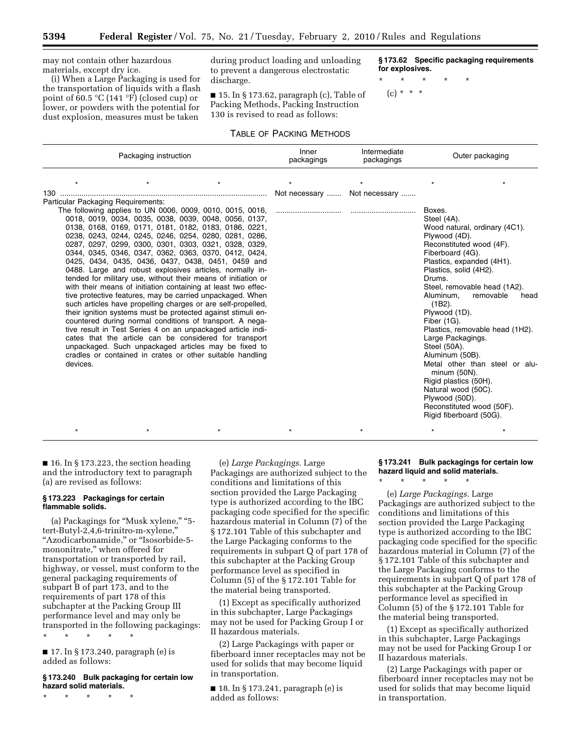may not contain other hazardous materials, except dry ice.

(i) When a Large Packaging is used for the transportation of liquids with a flash point of 60.5 °C (141 °F) (closed cup) or lower, or powders with the potential for dust explosion, measures must be taken during product loading and unloading to prevent a dangerous electrostatic discharge.

■ 15. In § 173.62, paragraph (c), Table of Packing Methods, Packing Instruction 130 is revised to read as follows:

**§ 173.62 Specific packaging requirements for explosives.**

\* \* \* \* \*

(c) \* \* \*

TABLE OF PACKING METHODS

| Packaging instruction | Inner packagings | Intermediate packagings | Outer packaging |
|---|---|---|---|
| \* \* \* | \* | \* | \* \* |
| 130 | Not necessary | Not necessary | |
| Particular Packaging Requirements: The following applies to UN 0006, 0009, 0010, 0015, 0016, 0018, 0019, 0034, 0035, 0038, 0039, 0048, 0056, 0137, 0138, 0168, 0169, 0171, 0181, 0182, 0183, 0186, 0221, 0238, 0243, 0244, 0245, 0246, 0254, 0280, 0281, 0286, 0287, 0297, 0299, 0300, 0301, 0303, 0321, 0328, 0329, 0344, 0345, 0346, 0347, 0362, 0363, 0370, 0412, 0424, 0425, 0434, 0435, 0436, 0437, 0438, 0451, 0459 and 0488. Large and robust explosives articles, normally intended for military use, without their means of initiation or with their means of initiation containing at least two effective protective features, may be carried unpackaged. When such articles have propelling charges or are self-propelled, their ignition systems must be protected against stimuli encountered during normal conditions of transport. A negative result in Test Series 4 on an unpackaged article indicates that the article can be considered for transport unpackaged. Such unpackaged articles may be fixed to cradles or contained in crates or other suitable handling devices. | | | Boxes.<br>Steel (4A).<br>Wood natural, ordinary (4C1).<br>Plywood (4D).<br>Reconstituted wood (4F).<br>Fiberboard (4G).<br>Plastics, expanded (4H1).<br>Plastics, solid (4H2).<br>Drums.<br>Steel, removable head (1A2).<br>Aluminum, removable head (1B2).<br>Plywood (1D).<br>Fiber (1G).<br>Plastics, removable head (1H2).<br>Large Packagings.<br>Steel (50A).<br>Aluminum (50B).<br>Metal other than steel or aluminum (50N).<br>Rigid plastics (50H).<br>Natural wood (50C).<br>Plywood (50D).<br>Reconstituted wood (50F).<br>Rigid fiberboard (50G). |
| \* \* \* | \* | \* | \* \* |

■ 16. In § 173.223, the section heading and the introductory text to paragraph (a) are revised as follows:

**§ 173.223 Packagings for certain flammable solids.**

(a) Packagings for "Musk xylene," "5-tert-Butyl-2,4,6-trinitro-m-xylene," "Azodicarbonamide," or "Isosorbide-5-mononitrate," when offered for transportation or transported by rail, highway, or vessel, must conform to the general packaging requirements of subpart B of part 173, and to the requirements of part 178 of this subchapter at the Packing Group III performance level and may only be transported in the following packagings:

\* \* \* \* \*

■ 17. In § 173.240, paragraph (e) is added as follows:

**§ 173.240 Bulk packaging for certain low hazard solid materials.**

\* \* \* \* \*

(e) *Large Packagings.* Large Packagings are authorized subject to the conditions and limitations of this section provided the Large Packaging type is authorized according to the IBC packaging code specified for the specific hazardous material in Column (7) of the § 172.101 Table of this subchapter and the Large Packaging conforms to the requirements in subpart Q of part 178 of this subchapter at the Packing Group performance level as specified in Column (5) of the § 172.101 Table for the material being transported.

(1) Except as specifically authorized in this subchapter, Large Packagings may not be used for Packing Group I or II hazardous materials.

(2) Large Packagings with paper or fiberboard inner receptacles may not be used for solids that may become liquid in transportation.

■ 18. In § 173.241, paragraph (e) is added as follows:

**§ 173.241 Bulk packagings for certain low hazard liquid and solid materials.**

\* \* \* \* \*

(e) *Large Packagings.* Large Packagings are authorized subject to the conditions and limitations of this section provided the Large Packaging type is authorized according to the IBC packaging code specified for the specific hazardous material in Column (7) of the § 172.101 Table of this subchapter and the Large Packaging conforms to the requirements in subpart Q of part 178 of this subchapter at the Packing Group performance level as specified in Column (5) of the § 172.101 Table for the material being transported.

(1) Except as specifically authorized in this subchapter, Large Packagings may not be used for Packing Group I or II hazardous materials.

(2) Large Packagings with paper or fiberboard inner receptacles may not be used for solids that may become liquid in transportation.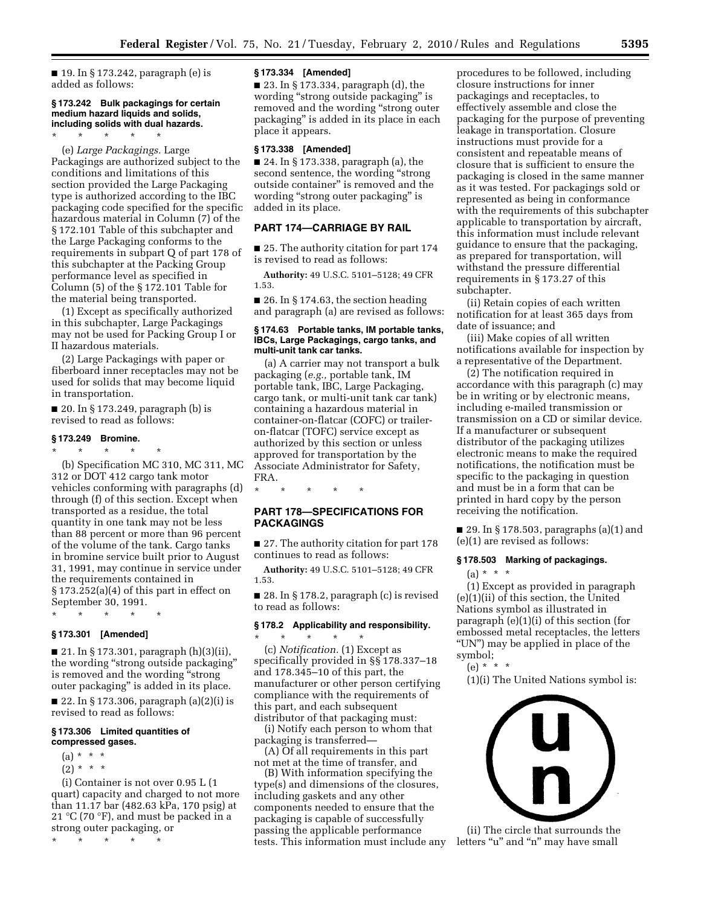■ 19. In § 173.242, paragraph (e) is added as follows:

**§ 173.242 Bulk packagings for certain medium hazard liquids and solids, including solids with dual hazards.**

\* \* \* \* \*

(e) *Large Packagings.* Large Packagings are authorized subject to the conditions and limitations of this section provided the Large Packaging type is authorized according to the IBC packaging code specified for the specific hazardous material in Column (7) of the § 172.101 Table of this subchapter and the Large Packaging conforms to the requirements in subpart Q of part 178 of this subchapter at the Packing Group performance level as specified in Column (5) of the § 172.101 Table for the material being transported.

(1) Except as specifically authorized in this subchapter, Large Packagings may not be used for Packing Group I or II hazardous materials.

(2) Large Packagings with paper or fiberboard inner receptacles may not be used for solids that may become liquid in transportation.

■ 20. In § 173.249, paragraph (b) is revised to read as follows:

**§ 173.249 Bromine.**

\* \* \* \* \*

(b) Specification MC 310, MC 311, MC 312 or DOT 412 cargo tank motor vehicles conforming with paragraphs (d) through (f) of this section. Except when transported as a residue, the total quantity in one tank may not be less than 88 percent or more than 96 percent of the volume of the tank. Cargo tanks in bromine service built prior to August 31, 1991, may continue in service under the requirements contained in § 173.252(a)(4) of this part in effect on September 30, 1991.

\* \* \* \* \*

**§ 173.301 [Amended]**

■ 21. In § 173.301, paragraph (h)(3)(ii), the wording "strong outside packaging" is removed and the wording "strong outer packaging" is added in its place.

■ 22. In § 173.306, paragraph (a)(2)(i) is revised to read as follows:

**§ 173.306 Limited quantities of compressed gases.**

(a) \* \* \*

(2) \* \* \*

(i) Container is not over 0.95 L (1 quart) capacity and charged to not more than 11.17 bar (482.63 kPa, 170 psig) at 21 °C (70 °F), and must be packed in a strong outer packaging, or

\* \* \* \* \*

**§ 173.334 [Amended]**

■ 23. In § 173.334, paragraph (d), the wording "strong outside packaging" is removed and the wording "strong outer packaging" is added in its place in each place it appears.

**§ 173.338 [Amended]**

■ 24. In § 173.338, paragraph (a), the second sentence, the wording "strong outside container" is removed and the wording "strong outer packaging" is added in its place.

## PART 174—CARRIAGE BY RAIL

■ 25. The authority citation for part 174 is revised to read as follows:

**Authority:** 49 U.S.C. 5101–5128; 49 CFR 1.53.

■ 26. In § 174.63, the section heading and paragraph (a) are revised as follows:

**§ 174.63 Portable tanks, IM portable tanks, IBCs, Large Packagings, cargo tanks, and multi-unit tank car tanks.**

(a) A carrier may not transport a bulk packaging (*e.g.,* portable tank, IM portable tank, IBC, Large Packaging, cargo tank, or multi-unit tank car tank) containing a hazardous material in container-on-flatcar (COFC) or trailer-on-flatcar (TOFC) service except as authorized by this section or unless approved for transportation by the Associate Administrator for Safety, FRA.

\* \* \* \* \*

## PART 178—SPECIFICATIONS FOR PACKAGINGS

■ 27. The authority citation for part 178 continues to read as follows:

**Authority:** 49 U.S.C. 5101–5128; 49 CFR 1.53.

■ 28. In § 178.2, paragraph (c) is revised to read as follows:

**§ 178.2 Applicability and responsibility.**

\* \* \* \* \*

(c) *Notification.* (1) Except as specifically provided in §§ 178.337–18 and 178.345–10 of this part, the manufacturer or other person certifying compliance with the requirements of this part, and each subsequent distributor of that packaging must:

(i) Notify each person to whom that packaging is transferred—

(A) Of all requirements in this part not met at the time of transfer, and

(B) With information specifying the type(s) and dimensions of the closures, including gaskets and any other components needed to ensure that the packaging is capable of successfully passing the applicable performance tests. This information must include any procedures to be followed, including closure instructions for inner packagings and receptacles, to effectively assemble and close the packaging for the purpose of preventing leakage in transportation. Closure instructions must provide for a consistent and repeatable means of closure that is sufficient to ensure the packaging is closed in the same manner as it was tested. For packagings sold or represented as being in conformance with the requirements of this subchapter applicable to transportation by aircraft, this information must include relevant guidance to ensure that the packaging, as prepared for transportation, will withstand the pressure differential requirements in § 173.27 of this subchapter.

(ii) Retain copies of each written notification for at least 365 days from date of issuance; and

(iii) Make copies of all written notifications available for inspection by a representative of the Department.

(2) The notification required in accordance with this paragraph (c) may be in writing or by electronic means, including e-mailed transmission or transmission on a CD or similar device. If a manufacturer or subsequent distributor of the packaging utilizes electronic means to make the required notifications, the notification must be specific to the packaging in question and must be in a form that can be printed in hard copy by the person receiving the notification.

■ 29. In § 178.503, paragraphs (a)(1) and (e)(1) are revised as follows:

**§ 178.503 Marking of packagings.**

(a) \* \* \*

(1) Except as provided in paragraph (e)(1)(ii) of this section, the United Nations symbol as illustrated in paragraph (e)(1)(i) of this section (for embossed metal receptacles, the letters "UN") may be applied in place of the symbol;

(e) \* \* \*

(1)(i) The United Nations symbol is:

(ii) The circle that surrounds the letters "u" and "n" may have small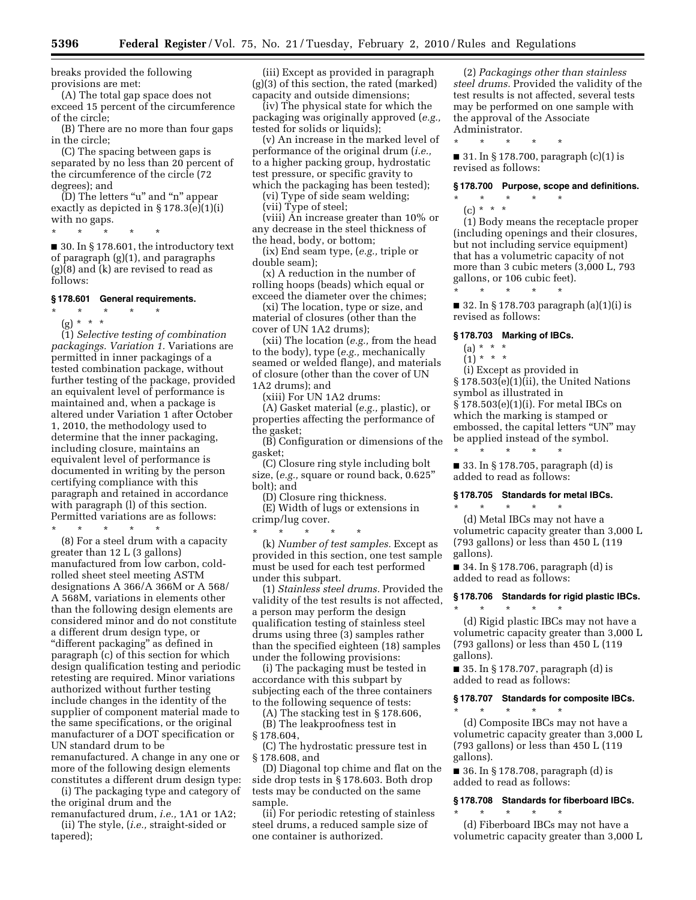breaks provided the following provisions are met:

(A) The total gap space does not exceed 15 percent of the circumference of the circle;

(B) There are no more than four gaps in the circle;

(C) The spacing between gaps is separated by no less than 20 percent of the circumference of the circle (72 degrees); and

(D) The letters "u" and "n" appear exactly as depicted in § 178.3(e)(1)(i) with no gaps.

\* \* \* \* \*

■ 30. In § 178.601, the introductory text of paragraph (g)(1), and paragraphs (g)(8) and (k) are revised to read as follows:

### § 178.601 General requirements.

\* \* \* \* \*

(g) \* \* \*

(1) *Selective testing of combination packagings. Variation 1.* Variations are permitted in inner packagings of a tested combination package, without further testing of the package, provided an equivalent level of performance is maintained and, when a package is altered under Variation 1 after October 1, 2010, the methodology used to determine that the inner packaging, including closure, maintains an equivalent level of performance is documented in writing by the person certifying compliance with this paragraph and retained in accordance with paragraph (l) of this section. Permitted variations are as follows:

\* \* \* \* \*

(8) For a steel drum with a capacity greater than 12 L (3 gallons) manufactured from low carbon, cold-rolled sheet steel meeting ASTM designations A 366/A 366M or A 568/A 568M, variations in elements other than the following design elements are considered minor and do not constitute a different drum design type, or "different packaging" as defined in paragraph (c) of this section for which design qualification testing and periodic retesting are required. Minor variations authorized without further testing include changes in the identity of the supplier of component material made to the same specifications, or the original manufacturer of a DOT specification or UN standard drum to be remanufactured. A change in any one or more of the following design elements constitutes a different drum design type:

(i) The packaging type and category of the original drum and the remanufactured drum, *i.e.,* 1A1 or 1A2;

(ii) The style, (*i.e.,* straight-sided or tapered);

(iii) Except as provided in paragraph (g)(3) of this section, the rated (marked) capacity and outside dimensions;

(iv) The physical state for which the packaging was originally approved (*e.g.,* tested for solids or liquids);

(v) An increase in the marked level of performance of the original drum (*i.e.,* to a higher packing group, hydrostatic test pressure, or specific gravity to which the packaging has been tested);

(vi) Type of side seam welding;

(vii) Type of steel;

(viii) An increase greater than 10% or any decrease in the steel thickness of the head, body, or bottom;

(ix) End seam type, (*e.g.,* triple or double seam);

(x) A reduction in the number of rolling hoops (beads) which equal or exceed the diameter over the chimes;

(xi) The location, type or size, and material of closures (other than the cover of UN 1A2 drums);

(xii) The location (*e.g.,* from the head to the body), type (*e.g.,* mechanically seamed or welded flange), and materials of closure (other than the cover of UN 1A2 drums); and

(xiii) For UN 1A2 drums:

(A) Gasket material (*e.g.,* plastic), or properties affecting the performance of the gasket;

(B) Configuration or dimensions of the gasket;

(C) Closure ring style including bolt size, (*e.g.,* square or round back, 0.625" bolt); and

(D) Closure ring thickness.

(E) Width of lugs or extensions in crimp/lug cover.

\* \* \* \* \*

(k) *Number of test samples.* Except as provided in this section, one test sample must be used for each test performed under this subpart.

(1) *Stainless steel drums.* Provided the validity of the test results is not affected, a person may perform the design qualification testing of stainless steel drums using three (3) samples rather than the specified eighteen (18) samples under the following provisions:

(i) The packaging must be tested in accordance with this subpart by subjecting each of the three containers to the following sequence of tests:

(A) The stacking test in § 178.606,

(B) The leakproofness test in § 178.604,

(C) The hydrostatic pressure test in § 178.608, and

(D) Diagonal top chime and flat on the side drop tests in § 178.603. Both drop tests may be conducted on the same sample.

(ii) For periodic retesting of stainless steel drums, a reduced sample size of one container is authorized.

(2) *Packagings other than stainless steel drums.* Provided the validity of the test results is not affected, several tests may be performed on one sample with the approval of the Associate Administrator.

\* \* \* \* \*

■ 31. In § 178.700, paragraph (c)(1) is revised as follows:

### § 178.700 Purpose, scope and definitions.

\* \* \* \* \*

(c) \* \* \*

(1) Body means the receptacle proper (including openings and their closures, but not including service equipment) that has a volumetric capacity of not more than 3 cubic meters (3,000 L, 793 gallons, or 106 cubic feet).

\* \* \* \* \*

■ 32. In § 178.703 paragraph (a)(1)(i) is revised as follows:

### § 178.703 Marking of IBCs.

(a) \* \* \*

(1) \* \* \*

(i) Except as provided in § 178.503(e)(1)(ii), the United Nations symbol as illustrated in § 178.503(e)(1)(i). For metal IBCs on which the marking is stamped or embossed, the capital letters "UN" may be applied instead of the symbol.

\* \* \* \* \*

■ 33. In § 178.705, paragraph (d) is added to read as follows:

### § 178.705 Standards for metal IBCs.

\* \* \* \* \*

(d) Metal IBCs may not have a volumetric capacity greater than 3,000 L (793 gallons) or less than 450 L (119 gallons).

■ 34. In § 178.706, paragraph (d) is added to read as follows:

### § 178.706 Standards for rigid plastic IBCs.

\* \* \* \* \*

(d) Rigid plastic IBCs may not have a volumetric capacity greater than 3,000 L (793 gallons) or less than 450 L (119 gallons).

■ 35. In § 178.707, paragraph (d) is added to read as follows:

### § 178.707 Standards for composite IBCs.

\* \* \* \* \*

(d) Composite IBCs may not have a volumetric capacity greater than 3,000 L (793 gallons) or less than 450 L (119 gallons).

■ 36. In § 178.708, paragraph (d) is added to read as follows:

### § 178.708 Standards for fiberboard IBCs.

\* \* \* \* \*

(d) Fiberboard IBCs may not have a volumetric capacity greater than 3,000 L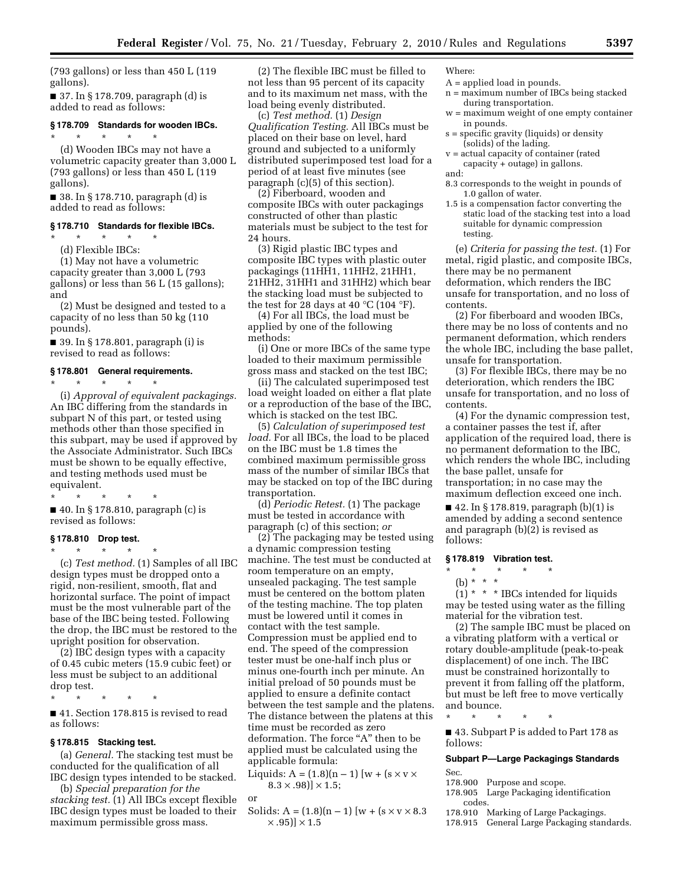(793 gallons) or less than 450 L (119 gallons).

■ 37. In § 178.709, paragraph (d) is added to read as follows:

### § 178.709 Standards for wooden IBCs.

\* \* \* \* \*

(d) Wooden IBCs may not have a volumetric capacity greater than 3,000 L (793 gallons) or less than 450 L (119 gallons).

■ 38. In § 178.710, paragraph (d) is added to read as follows:

### § 178.710 Standards for flexible IBCs.

\* \* \* \* \*

(d) Flexible IBCs:

(1) May not have a volumetric capacity greater than 3,000 L (793 gallons) or less than 56 L (15 gallons); and

(2) Must be designed and tested to a capacity of no less than 50 kg (110 pounds).

■ 39. In § 178.801, paragraph (i) is revised to read as follows:

### § 178.801 General requirements.

\* \* \* \* \*

(i) *Approval of equivalent packagings.* An IBC differing from the standards in subpart N of this part, or tested using methods other than those specified in this subpart, may be used if approved by the Associate Administrator. Such IBCs must be shown to be equally effective, and testing methods used must be equivalent.

\* \* \* \* \*

■ 40. In § 178.810, paragraph (c) is revised as follows:

### § 178.810 Drop test.

\* \* \* \* \*

(c) *Test method.* (1) Samples of all IBC design types must be dropped onto a rigid, non-resilient, smooth, flat and horizontal surface. The point of impact must be the most vulnerable part of the base of the IBC being tested. Following the drop, the IBC must be restored to the upright position for observation.

(2) IBC design types with a capacity of 0.45 cubic meters (15.9 cubic feet) or less must be subject to an additional drop test.

\* \* \* \* \*

■ 41. Section 178.815 is revised to read as follows:

### § 178.815 Stacking test.

(a) *General.* The stacking test must be conducted for the qualification of all IBC design types intended to be stacked.

(b) *Special preparation for the stacking test.* (1) All IBCs except flexible IBC design types must be loaded to their maximum permissible gross mass.

(2) The flexible IBC must be filled to not less than 95 percent of its capacity and to its maximum net mass, with the load being evenly distributed.

(c) *Test method.* (1) *Design Qualification Testing.* All IBCs must be placed on their base on level, hard ground and subjected to a uniformly distributed superimposed test load for a period of at least five minutes (see paragraph (c)(5) of this section).

(2) Fiberboard, wooden and composite IBCs with outer packagings constructed of other than plastic materials must be subject to the test for 24 hours.

(3) Rigid plastic IBC types and composite IBC types with plastic outer packagings (11HH1, 11HH2, 21HH1, 21HH2, 31HH1 and 31HH2) which bear the stacking load must be subjected to the test for 28 days at 40 °C (104 °F).

(4) For all IBCs, the load must be applied by one of the following methods:

(i) One or more IBCs of the same type loaded to their maximum permissible gross mass and stacked on the test IBC;

(ii) The calculated superimposed test load weight loaded on either a flat plate or a reproduction of the base of the IBC, which is stacked on the test IBC.

(5) *Calculation of superimposed test load.* For all IBCs, the load to be placed on the IBC must be 1.8 times the combined maximum permissible gross mass of the number of similar IBCs that may be stacked on top of the IBC during transportation.

(d) *Periodic Retest.* (1) The package must be tested in accordance with paragraph (c) of this section; *or*

(2) The packaging may be tested using a dynamic compression testing machine. The test must be conducted at room temperature on an empty, unsealed packaging. The test sample must be centered on the bottom platen of the testing machine. The top platen must be lowered until it comes in contact with the test sample. Compression must be applied end to end. The speed of the compression tester must be one-half inch plus or minus one-fourth inch per minute. An initial preload of 50 pounds must be applied to ensure a definite contact between the test sample and the platens. The distance between the platens at this time must be recorded as zero deformation. The force "A" then to be applied must be calculated using the applicable formula:

Liquids: $A = (1.8)(n - 1)\,[w + (s \times v \times 8.3 \times .98)] \times 1.5$;

or

Solids: $A = (1.8)(n - 1)\,[w + (s \times v \times 8.3 \times .95)] \times 1.5$

Where:

A = applied load in pounds.
n = maximum number of IBCs being stacked during transportation.
w = maximum weight of one empty container in pounds.
s = specific gravity (liquids) or density (solids) of the lading.
v = actual capacity of container (rated capacity + outage) in gallons.

and:

8.3 corresponds to the weight in pounds of 1.0 gallon of water.
1.5 is a compensation factor converting the static load of the stacking test into a load suitable for dynamic compression testing.

(e) *Criteria for passing the test.* (1) For metal, rigid plastic, and composite IBCs, there may be no permanent deformation, which renders the IBC unsafe for transportation, and no loss of contents.

(2) For fiberboard and wooden IBCs, there may be no loss of contents and no permanent deformation, which renders the whole IBC, including the base pallet, unsafe for transportation.

(3) For flexible IBCs, there may be no deterioration, which renders the IBC unsafe for transportation, and no loss of contents.

(4) For the dynamic compression test, a container passes the test if, after application of the required load, there is no permanent deformation to the IBC, which renders the whole IBC, including the base pallet, unsafe for transportation; in no case may the maximum deflection exceed one inch.

■ 42. In § 178.819, paragraph (b)(1) is amended by adding a second sentence and paragraph (b)(2) is revised as follows:

### § 178.819 Vibration test.

\* \* \* \* \*

(b) \* \* \*

(1) \* \* \* IBCs intended for liquids may be tested using water as the filling material for the vibration test.

(2) The sample IBC must be placed on a vibrating platform with a vertical or rotary double-amplitude (peak-to-peak displacement) of one inch. The IBC must be constrained horizontally to prevent it from falling off the platform, but must be left free to move vertically and bounce.

\* \* \* \* \*

■ 43. Subpart P is added to Part 178 as follows:

## Subpart P—Large Packagings Standards

Sec.
178.900 Purpose and scope.
178.905 Large Packaging identification codes.
178.910 Marking of Large Packagings.
178.915 General Large Packaging standards.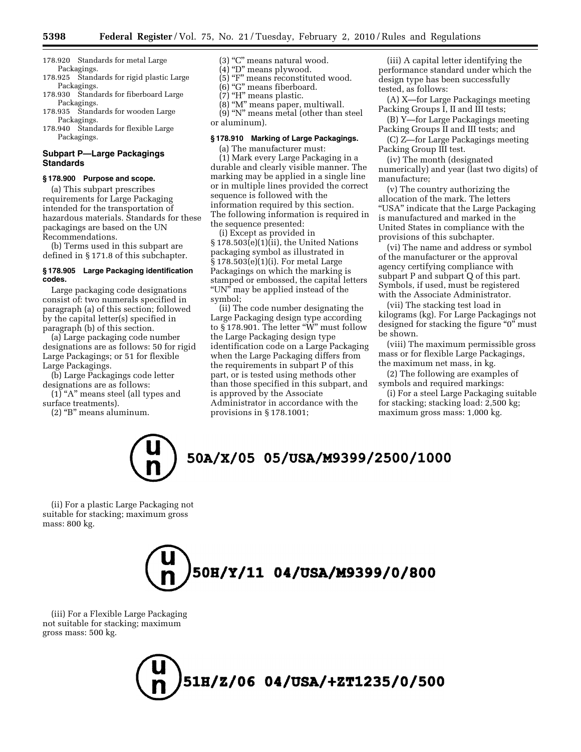178.920 Standards for metal Large Packagings.
178.925 Standards for rigid plastic Large Packagings.
178.930 Standards for fiberboard Large Packagings.
178.935 Standards for wooden Large Packagings.
178.940 Standards for flexible Large Packagings.

## Subpart P—Large Packagings Standards

### § 178.900 Purpose and scope.

(a) This subpart prescribes requirements for Large Packaging intended for the transportation of hazardous materials. Standards for these packagings are based on the UN Recommendations.

(b) Terms used in this subpart are defined in § 171.8 of this subchapter.

### § 178.905 Large Packaging identification codes.

Large packaging code designations consist of: two numerals specified in paragraph (a) of this section; followed by the capital letter(s) specified in paragraph (b) of this section.

(a) Large packaging code number designations are as follows: 50 for rigid Large Packagings; or 51 for flexible Large Packagings.

(b) Large Packagings code letter designations are as follows:

(1) "A" means steel (all types and surface treatments).

(2) "B" means aluminum.

(3) "C" means natural wood.

(4) "D" means plywood.

(5) "F" means reconstituted wood.

(6) "G" means fiberboard.

(7) "H" means plastic.

(8) "M" means paper, multiwall.

(9) "N" means metal (other than steel or aluminum).

### § 178.910 Marking of Large Packagings.

(a) The manufacturer must:

(1) Mark every Large Packaging in a durable and clearly visible manner. The marking may be applied in a single line or in multiple lines provided the correct sequence is followed with the information required by this section. The following information is required in the sequence presented:

(i) Except as provided in § 178.503(e)(1)(ii), the United Nations packaging symbol as illustrated in § 178.503(e)(1)(i). For metal Large Packagings on which the marking is stamped or embossed, the capital letters "UN" may be applied instead of the symbol;

(ii) The code number designating the Large Packaging design type according to § 178.901. The letter "W" must follow the Large Packaging design type identification code on a Large Packaging when the Large Packaging differs from the requirements in subpart P of this part, or is tested using methods other than those specified in this subpart, and is approved by the Associate Administrator in accordance with the provisions in § 178.1001;

(iii) A capital letter identifying the performance standard under which the design type has been successfully tested, as follows:

(A) X—for Large Packagings meeting Packing Groups I, II and III tests;

(B) Y—for Large Packagings meeting Packing Groups II and III tests; and

(C) Z—for Large Packagings meeting Packing Group III test.

(iv) The month (designated numerically) and year (last two digits) of manufacture;

(v) The country authorizing the allocation of the mark. The letters "USA" indicate that the Large Packaging is manufactured and marked in the United States in compliance with the provisions of this subchapter.

(vi) The name and address or symbol of the manufacturer or the approval agency certifying compliance with subpart P and subpart Q of this part. Symbols, if used, must be registered with the Associate Administrator.

(vii) The stacking test load in kilograms (kg). For Large Packagings not designed for stacking the figure "0" must be shown.

(viii) The maximum permissible gross mass or for flexible Large Packagings, the maximum net mass, in kg.

(2) The following are examples of symbols and required markings:

(i) For a steel Large Packaging suitable for stacking; stacking load: 2,500 kg; maximum gross mass: 1,000 kg.

u/n 50A/X/05 05/USA/M9399/2500/1000

(ii) For a plastic Large Packaging not suitable for stacking; maximum gross mass: 800 kg.

u/n 50H/Y/11 04/USA/M9399/0/800

(iii) For a Flexible Large Packaging not suitable for stacking; maximum gross mass: 500 kg.

u/n 51H/Z/06 04/USA/+ZT1235/0/500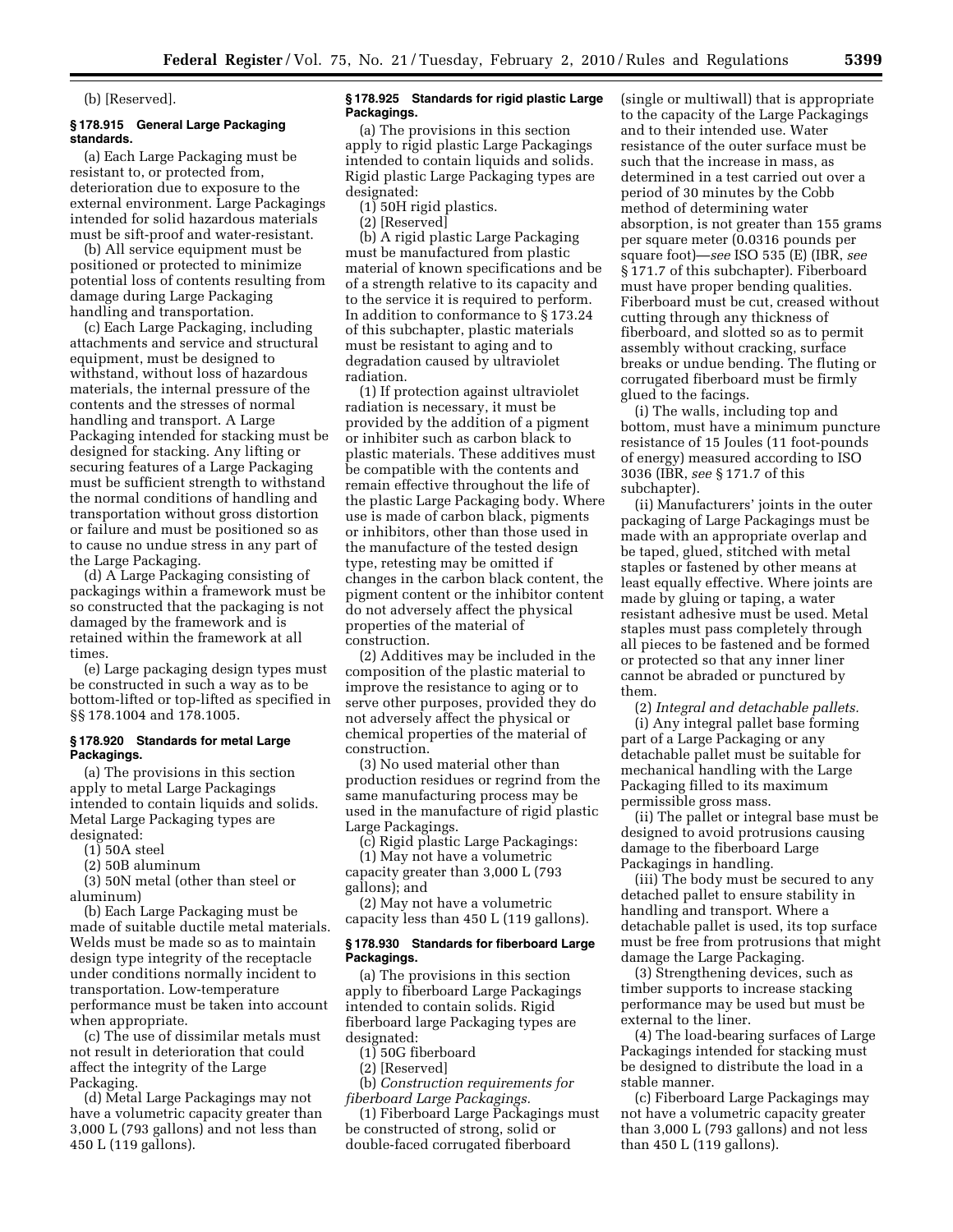(b) [Reserved].

### § 178.915 General Large Packaging standards.

(a) Each Large Packaging must be resistant to, or protected from, deterioration due to exposure to the external environment. Large Packagings intended for solid hazardous materials must be sift-proof and water-resistant.

(b) All service equipment must be positioned or protected to minimize potential loss of contents resulting from damage during Large Packaging handling and transportation.

(c) Each Large Packaging, including attachments and service and structural equipment, must be designed to withstand, without loss of hazardous materials, the internal pressure of the contents and the stresses of normal handling and transport. A Large Packaging intended for stacking must be designed for stacking. Any lifting or securing features of a Large Packaging must be sufficient strength to withstand the normal conditions of handling and transportation without gross distortion or failure and must be positioned so as to cause no undue stress in any part of the Large Packaging.

(d) A Large Packaging consisting of packagings within a framework must be so constructed that the packaging is not damaged by the framework and is retained within the framework at all times.

(e) Large packaging design types must be constructed in such a way as to be bottom-lifted or top-lifted as specified in §§ 178.1004 and 178.1005.

### § 178.920 Standards for metal Large Packagings.

(a) The provisions in this section apply to metal Large Packagings intended to contain liquids and solids. Metal Large Packaging types are designated:

(1) 50A steel

(2) 50B aluminum

(3) 50N metal (other than steel or aluminum)

(b) Each Large Packaging must be made of suitable ductile metal materials. Welds must be made so as to maintain design type integrity of the receptacle under conditions normally incident to transportation. Low-temperature performance must be taken into account when appropriate.

(c) The use of dissimilar metals must not result in deterioration that could affect the integrity of the Large Packaging.

(d) Metal Large Packagings may not have a volumetric capacity greater than 3,000 L (793 gallons) and not less than 450 L (119 gallons).

### § 178.925 Standards for rigid plastic Large Packagings.

(a) The provisions in this section apply to rigid plastic Large Packagings intended to contain liquids and solids. Rigid plastic Large Packaging types are designated:

(1) 50H rigid plastics.

(2) [Reserved]

(b) A rigid plastic Large Packaging must be manufactured from plastic material of known specifications and be of a strength relative to its capacity and to the service it is required to perform. In addition to conformance to § 173.24 of this subchapter, plastic materials must be resistant to aging and to degradation caused by ultraviolet radiation.

(1) If protection against ultraviolet radiation is necessary, it must be provided by the addition of a pigment or inhibiter such as carbon black to plastic materials. These additives must be compatible with the contents and remain effective throughout the life of the plastic Large Packaging body. Where use is made of carbon black, pigments or inhibitors, other than those used in the manufacture of the tested design type, retesting may be omitted if changes in the carbon black content, the pigment content or the inhibitor content do not adversely affect the physical properties of the material of construction.

(2) Additives may be included in the composition of the plastic material to improve the resistance to aging or to serve other purposes, provided they do not adversely affect the physical or chemical properties of the material of construction.

(3) No used material other than production residues or regrind from the same manufacturing process may be used in the manufacture of rigid plastic Large Packagings.

(c) Rigid plastic Large Packagings:

(1) May not have a volumetric capacity greater than 3,000 L (793 gallons); and

(2) May not have a volumetric capacity less than 450 L (119 gallons).

### § 178.930 Standards for fiberboard Large Packagings.

(a) The provisions in this section apply to fiberboard Large Packagings intended to contain solids. Rigid fiberboard large Packaging types are designated:

(1) 50G fiberboard

(2) [Reserved]

(b) *Construction requirements for fiberboard Large Packagings.*

(1) Fiberboard Large Packagings must be constructed of strong, solid or double-faced corrugated fiberboard (single or multiwall) that is appropriate to the capacity of the Large Packagings and to their intended use. Water resistance of the outer surface must be such that the increase in mass, as determined in a test carried out over a period of 30 minutes by the Cobb method of determining water absorption, is not greater than 155 grams per square meter (0.0316 pounds per square foot)—*see* ISO 535 (E) (IBR, *see* § 171.7 of this subchapter). Fiberboard must have proper bending qualities. Fiberboard must be cut, creased without cutting through any thickness of fiberboard, and slotted so as to permit assembly without cracking, surface breaks or undue bending. The fluting or corrugated fiberboard must be firmly glued to the facings.

(i) The walls, including top and bottom, must have a minimum puncture resistance of 15 Joules (11 foot-pounds of energy) measured according to ISO 3036 (IBR, *see* § 171.7 of this subchapter).

(ii) Manufacturers' joints in the outer packaging of Large Packagings must be made with an appropriate overlap and be taped, glued, stitched with metal staples or fastened by other means at least equally effective. Where joints are made by gluing or taping, a water resistant adhesive must be used. Metal staples must pass completely through all pieces to be fastened and be formed or protected so that any inner liner cannot be abraded or punctured by them.

(2) *Integral and detachable pallets.*

(i) Any integral pallet base forming part of a Large Packaging or any detachable pallet must be suitable for mechanical handling with the Large Packaging filled to its maximum permissible gross mass.

(ii) The pallet or integral base must be designed to avoid protrusions causing damage to the fiberboard Large Packagings in handling.

(iii) The body must be secured to any detached pallet to ensure stability in handling and transport. Where a detachable pallet is used, its top surface must be free from protrusions that might damage the Large Packaging.

(3) Strengthening devices, such as timber supports to increase stacking performance may be used but must be external to the liner.

(4) The load-bearing surfaces of Large Packagings intended for stacking must be designed to distribute the load in a stable manner.

(c) Fiberboard Large Packagings may not have a volumetric capacity greater than 3,000 L (793 gallons) and not less than 450 L (119 gallons).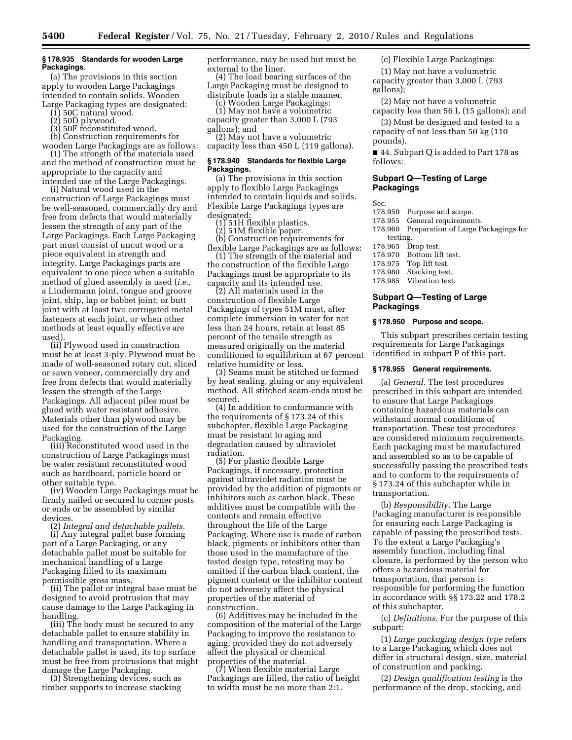### § 178.935 Standards for wooden Large Packagings.

(a) The provisions in this section apply to wooden Large Packagings intended to contain solids. Wooden Large Packaging types are designated:

(1) 50C natural wood.

(2) 50D plywood.

(3) 50F reconstituted wood.

(b) Construction requirements for wooden Large Packagings are as follows:

(1) The strength of the materials used and the method of construction must be appropriate to the capacity and intended use of the Large Packagings.

(i) Natural wood used in the construction of Large Packagings must be well-seasoned, commercially dry and free from defects that would materially lessen the strength of any part of the Large Packagings. Each Large Packaging part must consist of uncut wood or a piece equivalent in strength and integrity. Large Packagings parts are equivalent to one piece when a suitable method of glued assembly is used (*i.e.,* a Lindermann joint, tongue and groove joint, ship, lap or babbet joint; or butt joint with at least two corrugated metal fasteners at each joint, or when other methods at least equally effective are used).

(ii) Plywood used in construction must be at least 3-ply. Plywood must be made of well-seasoned rotary cut, sliced or sawn veneer, commercially dry and free from defects that would materially lessen the strength of the Large Packagings. All adjacent piles must be glued with water resistant adhesive. Materials other than plywood may be used for the construction of the Large Packaging.

(iii) Reconstituted wood used in the construction of Large Packagings must be water resistant reconstituted wood such as hardboard, particle board or other suitable type.

(iv) Wooden Large Packagings must be firmly nailed or secured to corner posts or ends or be assembled by similar devices.

(2) *Integral and detachable pallets.*

(i) Any integral pallet base forming part of a Large Packaging, or any detachable pallet must be suitable for mechanical handling of a Large Packaging filled to its maximum permissible gross mass.

(ii) The pallet or integral base must be designed to avoid protrusion that may cause damage to the Large Packaging in handling.

(iii) The body must be secured to any detachable pallet to ensure stability in handling and transportation. Where a detachable pallet is used, its top surface must be free from protrusions that might damage the Large Packaging.

(3) Strengthening devices, such as timber supports to increase stacking performance, may be used but must be external to the liner.

(4) The load bearing surfaces of the Large Packaging must be designed to distribute loads in a stable manner.

(c) Wooden Large Packagings:

(1) May not have a volumetric capacity greater than 3,000 L (793 gallons); and

(2) May not have a volumetric capacity less than 450 L (119 gallons).

### § 178.940 Standards for flexible Large Packagings.

(a) The provisions in this section apply to flexible Large Packagings intended to contain liquids and solids. Flexible Large Packagings types are designated:

(1) 51H flexible plastics.

(2) 51M flexible paper.

(b) Construction requirements for flexible Large Packagings are as follows:

(1) The strength of the material and the construction of the flexible Large Packagings must be appropriate to its capacity and its intended use.

(2) All materials used in the construction of flexible Large Packagings of types 51M must, after complete immersion in water for not less than 24 hours, retain at least 85 percent of the tensile strength as measured originally on the material conditioned to equilibrium at 67 percent relative humidity or less.

(3) Seams must be stitched or formed by heat sealing, gluing or any equivalent method. All stitched seam-ends must be secured.

(4) In addition to conformance with the requirements of § 173.24 of this subchapter, flexible Large Packaging must be resistant to aging and degradation caused by ultraviolet radiation.

(5) For plastic flexible Large Packagings, if necessary, protection against ultraviolet radiation must be provided by the addition of pigments or inhibitors such as carbon black. These additives must be compatible with the contents and remain effective throughout the life of the Large Packaging. Where use is made of carbon black, pigments or inhibitors other than those used in the manufacture of the tested design type, retesting may be omitted if the carbon black content, the pigment content or the inhibitor content do not adversely affect the physical properties of the material of construction.

(6) Additives may be included in the composition of the material of the Large Packaging to improve the resistance to aging, provided they do not adversely affect the physical or chemical properties of the material.

(7) When flexible material Large Packagings are filled, the ratio of height to width must be no more than 2:1.

(c) Flexible Large Packagings:

(1) May not have a volumetric capacity greater than 3,000 L (793 gallons);

(2) May not have a volumetric capacity less than 56 L (15 gallons); and

(3) Must be designed and tested to a capacity of not less than 50 kg (110 pounds).

■ 44. Subpart Q is added to Part 178 as follows:

## Subpart Q—Testing of Large Packagings

Sec.
178.950 Purpose and scope.
178.955 General requirements.
178.960 Preparation of Large Packagings for testing.
178.965 Drop test.
178.970 Bottom lift test.
178.975 Top lift test.
178.980 Stacking test.
178.985 Vibration test.

## Subpart Q—Testing of Large Packagings

### § 178.950 Purpose and scope.

This subpart prescribes certain testing requirements for Large Packagings identified in subpart P of this part.

### § 178.955 General requirements.

(a) *General.* The test procedures prescribed in this subpart are intended to ensure that Large Packagings containing hazardous materials can withstand normal conditions of transportation. These test procedures are considered minimum requirements. Each packaging must be manufactured and assembled so as to be capable of successfully passing the prescribed tests and to conform to the requirements of § 173.24 of this subchapter while in transportation.

(b) *Responsibility.* The Large Packaging manufacturer is responsible for ensuring each Large Packaging is capable of passing the prescribed tests. To the extent a Large Packaging's assembly function, including final closure, is performed by the person who offers a hazardous material for transportation, that person is responsible for performing the function in accordance with §§ 173.22 and 178.2 of this subchapter.

(c) *Definitions.* For the purpose of this subpart:

(1) *Large packaging design type* refers to a Large Packaging which does not differ in structural design, size, material of construction and packing.

(2) *Design qualification testing* is the performance of the drop, stacking, and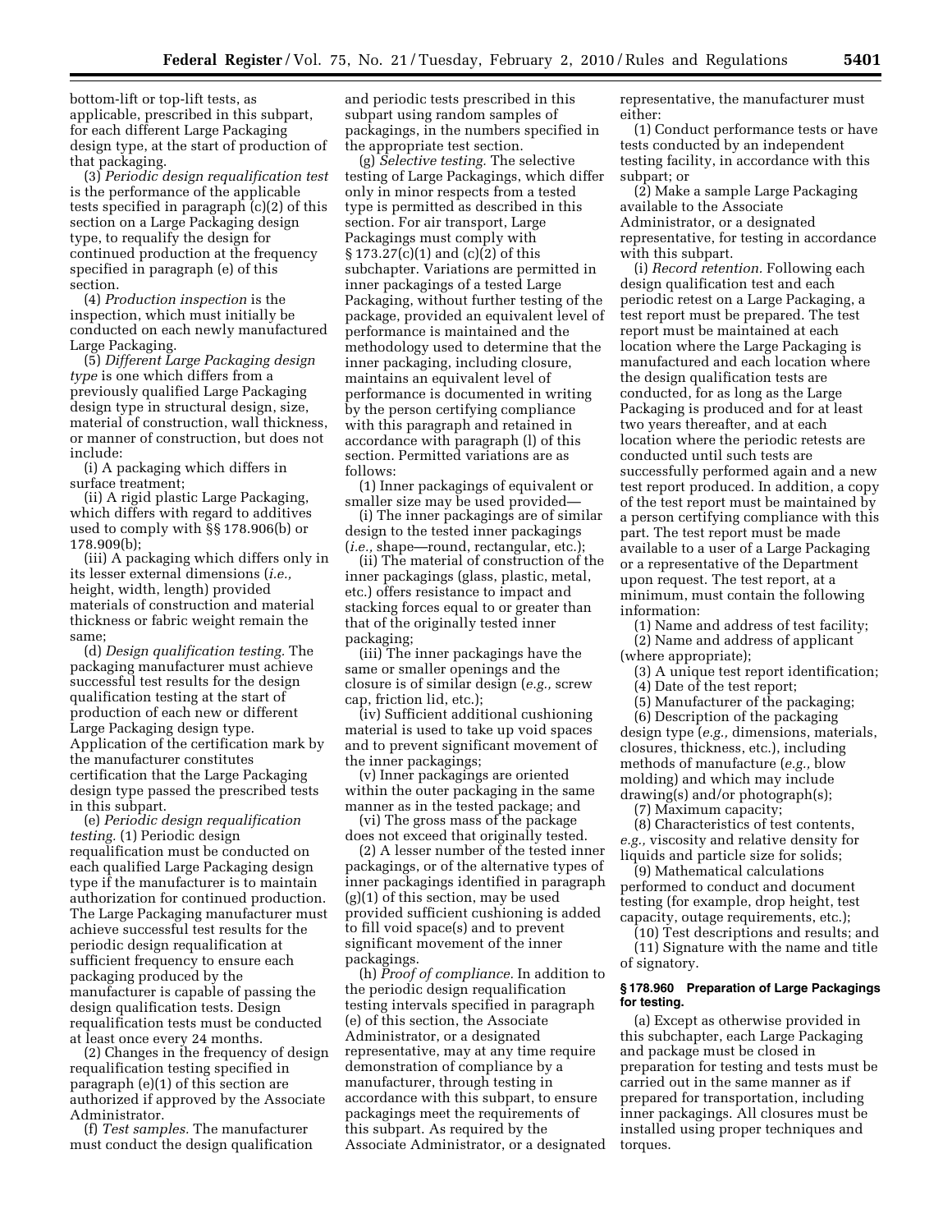bottom-lift or top-lift tests, as applicable, prescribed in this subpart, for each different Large Packaging design type, at the start of production of that packaging.

(3) *Periodic design requalification test* is the performance of the applicable tests specified in paragraph (c)(2) of this section on a Large Packaging design type, to requalify the design for continued production at the frequency specified in paragraph (e) of this section.

(4) *Production inspection* is the inspection, which must initially be conducted on each newly manufactured Large Packaging.

(5) *Different Large Packaging design type* is one which differs from a previously qualified Large Packaging design type in structural design, size, material of construction, wall thickness, or manner of construction, but does not include:

(i) A packaging which differs in surface treatment;

(ii) A rigid plastic Large Packaging, which differs with regard to additives used to comply with §§ 178.906(b) or 178.909(b);

(iii) A packaging which differs only in its lesser external dimensions (*i.e.,* height, width, length) provided materials of construction and material thickness or fabric weight remain the same;

(d) *Design qualification testing.* The packaging manufacturer must achieve successful test results for the design qualification testing at the start of production of each new or different Large Packaging design type. Application of the certification mark by the manufacturer constitutes certification that the Large Packaging design type passed the prescribed tests in this subpart.

(e) *Periodic design requalification testing.* (1) Periodic design requalification must be conducted on each qualified Large Packaging design type if the manufacturer is to maintain authorization for continued production. The Large Packaging manufacturer must achieve successful test results for the periodic design requalification at sufficient frequency to ensure each packaging produced by the manufacturer is capable of passing the design qualification tests. Design requalification tests must be conducted at least once every 24 months.

(2) Changes in the frequency of design requalification testing specified in paragraph (e)(1) of this section are authorized if approved by the Associate Administrator.

(f) *Test samples.* The manufacturer must conduct the design qualification and periodic tests prescribed in this subpart using random samples of packagings, in the numbers specified in the appropriate test section.

(g) *Selective testing.* The selective testing of Large Packagings, which differ only in minor respects from a tested type is permitted as described in this section. For air transport, Large Packagings must comply with § 173.27(c)(1) and (c)(2) of this subchapter. Variations are permitted in inner packagings of a tested Large Packaging, without further testing of the package, provided an equivalent level of performance is maintained and the methodology used to determine that the inner packaging, including closure, maintains an equivalent level of performance is documented in writing by the person certifying compliance with this paragraph and retained in accordance with paragraph (l) of this section. Permitted variations are as follows:

(1) Inner packagings of equivalent or smaller size may be used provided—

(i) The inner packagings are of similar design to the tested inner packagings (*i.e.,* shape—round, rectangular, etc.);

(ii) The material of construction of the inner packagings (glass, plastic, metal, etc.) offers resistance to impact and stacking forces equal to or greater than that of the originally tested inner packaging;

(iii) The inner packagings have the same or smaller openings and the closure is of similar design (*e.g.,* screw cap, friction lid, etc.);

(iv) Sufficient additional cushioning material is used to take up void spaces and to prevent significant movement of the inner packagings;

(v) Inner packagings are oriented within the outer packaging in the same manner as in the tested package; and

(vi) The gross mass of the package does not exceed that originally tested.

(2) A lesser number of the tested inner packagings, or of the alternative types of inner packagings identified in paragraph (g)(1) of this section, may be used provided sufficient cushioning is added to fill void space(s) and to prevent significant movement of the inner packagings.

(h) *Proof of compliance.* In addition to the periodic design requalification testing intervals specified in paragraph (e) of this section, the Associate Administrator, or a designated representative, may at any time require demonstration of compliance by a manufacturer, through testing in accordance with this subpart, to ensure packagings meet the requirements of this subpart. As required by the Associate Administrator, or a designated representative, the manufacturer must either:

(1) Conduct performance tests or have tests conducted by an independent testing facility, in accordance with this subpart; or

(2) Make a sample Large Packaging available to the Associate Administrator, or a designated representative, for testing in accordance with this subpart.

(i) *Record retention.* Following each design qualification test and each periodic retest on a Large Packaging, a test report must be prepared. The test report must be maintained at each location where the Large Packaging is manufactured and each location where the design qualification tests are conducted, for as long as the Large Packaging is produced and for at least two years thereafter, and at each location where the periodic retests are conducted until such tests are successfully performed again and a new test report produced. In addition, a copy of the test report must be maintained by a person certifying compliance with this part. The test report must be made available to a user of a Large Packaging or a representative of the Department upon request. The test report, at a minimum, must contain the following information:

(1) Name and address of test facility;

(2) Name and address of applicant (where appropriate);

(3) A unique test report identification;

(4) Date of the test report;

(5) Manufacturer of the packaging;

(6) Description of the packaging design type (*e.g.,* dimensions, materials, closures, thickness, etc.), including methods of manufacture (*e.g.,* blow molding) and which may include drawing(s) and/or photograph(s);

(7) Maximum capacity;

(8) Characteristics of test contents, *e.g.,* viscosity and relative density for liquids and particle size for solids;

(9) Mathematical calculations performed to conduct and document testing (for example, drop height, test capacity, outage requirements, etc.);

(10) Test descriptions and results; and

(11) Signature with the name and title of signatory.

### § 178.960 Preparation of Large Packagings for testing.

(a) Except as otherwise provided in this subchapter, each Large Packaging and package must be closed in preparation for testing and tests must be carried out in the same manner as if prepared for transportation, including inner packagings. All closures must be installed using proper techniques and torques.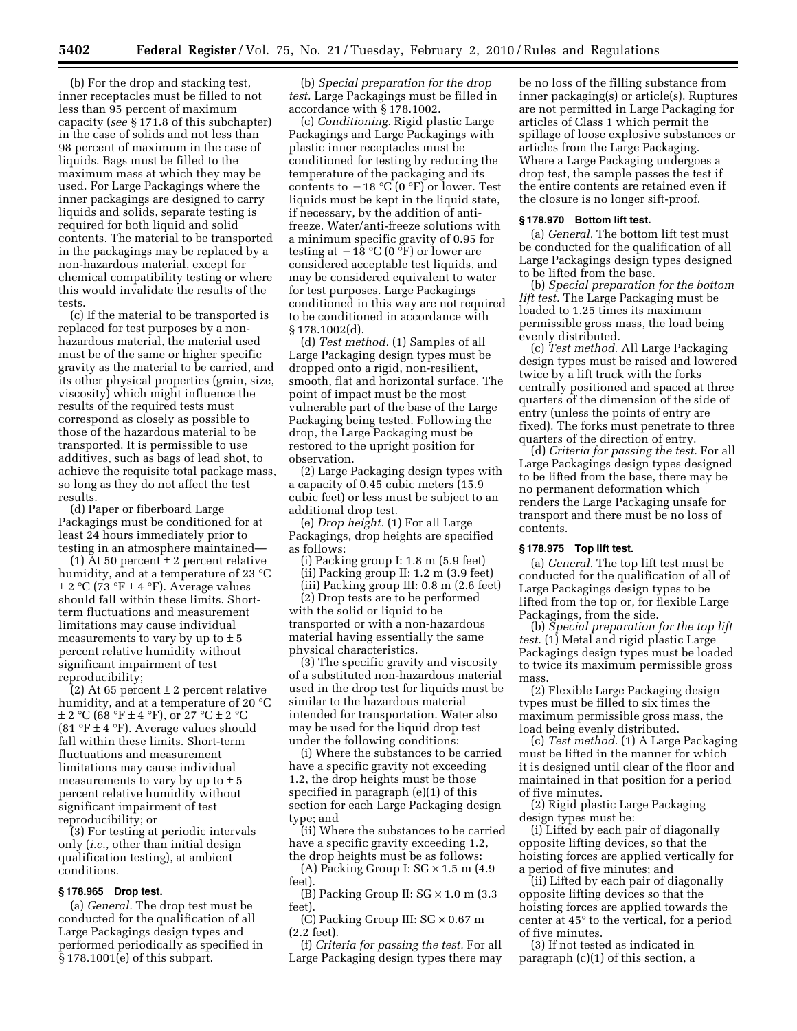(b) For the drop and stacking test, inner receptacles must be filled to not less than 95 percent of maximum capacity (*see* § 171.8 of this subchapter) in the case of solids and not less than 98 percent of maximum in the case of liquids. Bags must be filled to the maximum mass at which they may be used. For Large Packagings where the inner packagings are designed to carry liquids and solids, separate testing is required for both liquid and solid contents. The material to be transported in the packagings may be replaced by a non-hazardous material, except for chemical compatibility testing or where this would invalidate the results of the tests.

(c) If the material to be transported is replaced for test purposes by a non-hazardous material, the material used must be of the same or higher specific gravity as the material to be carried, and its other physical properties (grain, size, viscosity) which might influence the results of the required tests must correspond as closely as possible to those of the hazardous material to be transported. It is permissible to use additives, such as bags of lead shot, to achieve the requisite total package mass, so long as they do not affect the test results.

(d) Paper or fiberboard Large Packagings must be conditioned for at least 24 hours immediately prior to testing in an atmosphere maintained—

(1) At 50 percent ± 2 percent relative humidity, and at a temperature of 23 °C ± 2 °C (73 °F ± 4 °F). Average values should fall within these limits. Short-term fluctuations and measurement limitations may cause individual measurements to vary by up to ± 5 percent relative humidity without significant impairment of test reproducibility;

(2) At 65 percent ± 2 percent relative humidity, and at a temperature of 20 °C ± 2 °C (68 °F ± 4 °F), or 27 °C ± 2 °C (81 °F ± 4 °F). Average values should fall within these limits. Short-term fluctuations and measurement limitations may cause individual measurements to vary by up to ± 5 percent relative humidity without significant impairment of test reproducibility; or

(3) For testing at periodic intervals only (*i.e.*, other than initial design qualification testing), at ambient conditions.

### § 178.965 Drop test.

(a) *General.* The drop test must be conducted for the qualification of all Large Packagings design types and performed periodically as specified in § 178.1001(e) of this subpart.

(b) *Special preparation for the drop test.* Large Packagings must be filled in accordance with § 178.1002.

(c) *Conditioning.* Rigid plastic Large Packagings and Large Packagings with plastic inner receptacles must be conditioned for testing by reducing the temperature of the packaging and its contents to −18 °C (0 °F) or lower. Test liquids must be kept in the liquid state, if necessary, by the addition of anti-freeze. Water/anti-freeze solutions with a minimum specific gravity of 0.95 for testing at −18 °C (0 °F) or lower are considered acceptable test liquids, and may be considered equivalent to water for test purposes. Large Packagings conditioned in this way are not required to be conditioned in accordance with § 178.1002(d).

(d) *Test method.* (1) Samples of all Large Packaging design types must be dropped onto a rigid, non-resilient, smooth, flat and horizontal surface. The point of impact must be the most vulnerable part of the base of the Large Packaging being tested. Following the drop, the Large Packaging must be restored to the upright position for observation.

(2) Large Packaging design types with a capacity of 0.45 cubic meters (15.9 cubic feet) or less must be subject to an additional drop test.

(e) *Drop height.* (1) For all Large Packagings, drop heights are specified as follows:

(i) Packing group I: 1.8 m (5.9 feet)

(ii) Packing group II: 1.2 m (3.9 feet)

(iii) Packing group III: 0.8 m (2.6 feet)

(2) Drop tests are to be performed with the solid or liquid to be transported or with a non-hazardous material having essentially the same physical characteristics.

(3) The specific gravity and viscosity of a substituted non-hazardous material used in the drop test for liquids must be similar to the hazardous material intended for transportation. Water also may be used for the liquid drop test under the following conditions:

(i) Where the substances to be carried have a specific gravity not exceeding 1.2, the drop heights must be those specified in paragraph (e)(1) of this section for each Large Packaging design type; and

(ii) Where the substances to be carried have a specific gravity exceeding 1.2, the drop heights must be as follows:

(A) Packing Group I: SG × 1.5 m (4.9 feet).

(B) Packing Group II: SG × 1.0 m (3.3 feet).

(C) Packing Group III: SG × 0.67 m (2.2 feet).

(f) *Criteria for passing the test.* For all Large Packaging design types there may be no loss of the filling substance from inner packaging(s) or article(s). Ruptures are not permitted in Large Packaging for articles of Class 1 which permit the spillage of loose explosive substances or articles from the Large Packaging. Where a Large Packaging undergoes a drop test, the sample passes the test if the entire contents are retained even if the closure is no longer sift-proof.

### § 178.970 Bottom lift test.

(a) *General.* The bottom lift test must be conducted for the qualification of all Large Packagings design types designed to be lifted from the base.

(b) *Special preparation for the bottom lift test.* The Large Packaging must be loaded to 1.25 times its maximum permissible gross mass, the load being evenly distributed.

(c) *Test method.* All Large Packaging design types must be raised and lowered twice by a lift truck with the forks centrally positioned and spaced at three quarters of the dimension of the side of entry (unless the points of entry are fixed). The forks must penetrate to three quarters of the direction of entry.

(d) *Criteria for passing the test.* For all Large Packagings design types designed to be lifted from the base, there may be no permanent deformation which renders the Large Packaging unsafe for transport and there must be no loss of contents.

### § 178.975 Top lift test.

(a) *General.* The top lift test must be conducted for the qualification of all of Large Packagings design types to be lifted from the top or, for flexible Large Packagings, from the side.

(b) *Special preparation for the top lift test.* (1) Metal and rigid plastic Large Packagings design types must be loaded to twice its maximum permissible gross mass.

(2) Flexible Large Packaging design types must be filled to six times the maximum permissible gross mass, the load being evenly distributed.

(c) *Test method.* (1) A Large Packaging must be lifted in the manner for which it is designed until clear of the floor and maintained in that position for a period of five minutes.

(2) Rigid plastic Large Packaging design types must be:

(i) Lifted by each pair of diagonally opposite lifting devices, so that the hoisting forces are applied vertically for a period of five minutes; and

(ii) Lifted by each pair of diagonally opposite lifting devices so that the hoisting forces are applied towards the center at 45° to the vertical, for a period of five minutes.

(3) If not tested as indicated in paragraph (c)(1) of this section, a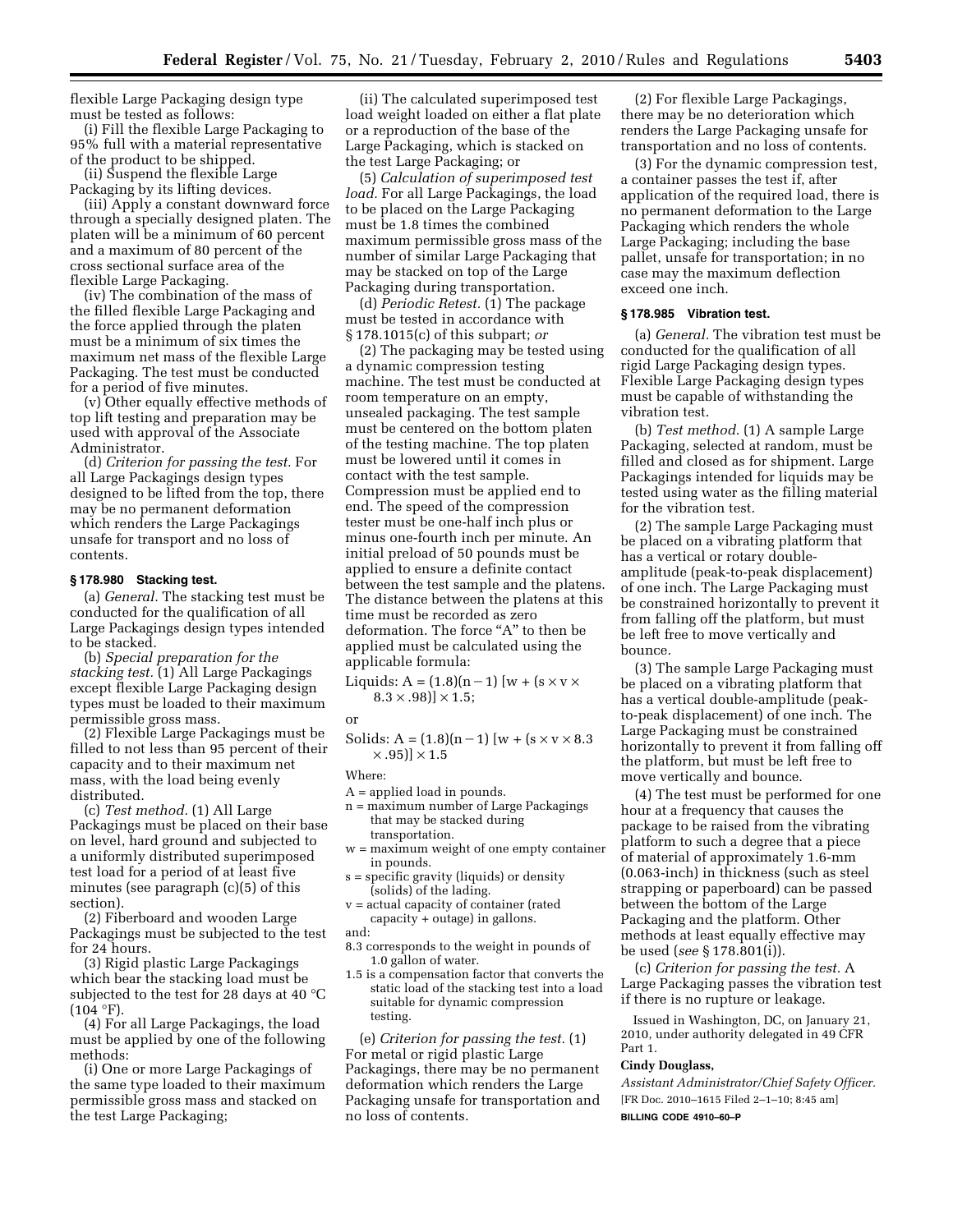flexible Large Packaging design type must be tested as follows:

(i) Fill the flexible Large Packaging to 95% full with a material representative of the product to be shipped.

(ii) Suspend the flexible Large Packaging by its lifting devices.

(iii) Apply a constant downward force through a specially designed platen. The platen will be a minimum of 60 percent and a maximum of 80 percent of the cross sectional surface area of the flexible Large Packaging.

(iv) The combination of the mass of the filled flexible Large Packaging and the force applied through the platen must be a minimum of six times the maximum net mass of the flexible Large Packaging. The test must be conducted for a period of five minutes.

(v) Other equally effective methods of top lift testing and preparation may be used with approval of the Associate Administrator.

(d) *Criterion for passing the test.* For all Large Packagings design types designed to be lifted from the top, there may be no permanent deformation which renders the Large Packagings unsafe for transport and no loss of contents.

### § 178.980 Stacking test.

(a) *General.* The stacking test must be conducted for the qualification of all Large Packagings design types intended to be stacked.

(b) *Special preparation for the stacking test.* (1) All Large Packagings except flexible Large Packaging design types must be loaded to their maximum permissible gross mass.

(2) Flexible Large Packagings must be filled to not less than 95 percent of their capacity and to their maximum net mass, with the load being evenly distributed.

(c) *Test method.* (1) All Large Packagings must be placed on their base on level, hard ground and subjected to a uniformly distributed superimposed test load for a period of at least five minutes (see paragraph (c)(5) of this section).

(2) Fiberboard and wooden Large Packagings must be subjected to the test for 24 hours.

(3) Rigid plastic Large Packagings which bear the stacking load must be subjected to the test for 28 days at 40 °C (104 °F).

(4) For all Large Packagings, the load must be applied by one of the following methods:

(i) One or more Large Packagings of the same type loaded to their maximum permissible gross mass and stacked on the test Large Packaging;

(ii) The calculated superimposed test load weight loaded on either a flat plate or a reproduction of the base of the Large Packaging, which is stacked on the test Large Packaging; or

(5) *Calculation of superimposed test load.* For all Large Packagings, the load to be placed on the Large Packaging must be 1.8 times the combined maximum permissible gross mass of the number of similar Large Packaging that may be stacked on top of the Large Packaging during transportation.

(d) *Periodic Retest.* (1) The package must be tested in accordance with § 178.1015(c) of this subpart; *or*

(2) The packaging may be tested using a dynamic compression testing machine. The test must be conducted at room temperature on an empty, unsealed packaging. The test sample must be centered on the bottom platen of the testing machine. The top platen must be lowered until it comes in contact with the test sample. Compression must be applied end to end. The speed of the compression tester must be one-half inch plus or minus one-fourth inch per minute. An initial preload of 50 pounds must be applied to ensure a definite contact between the test sample and the platens. The distance between the platens at this time must be recorded as zero deformation. The force "A" to then be applied must be calculated using the applicable formula:

Liquids: $A = (1.8)(n - 1)\,[w + (s \times v \times 8.3 \times .98)] \times 1.5$;

or

Solids: $A = (1.8)(n - 1)\,[w + (s \times v \times 8.3 \times .95)] \times 1.5$

Where:

A = applied load in pounds.

n = maximum number of Large Packagings that may be stacked during transportation.

w = maximum weight of one empty container in pounds.

s = specific gravity (liquids) or density (solids) of the lading.

v = actual capacity of container (rated capacity + outage) in gallons.

and:

8.3 corresponds to the weight in pounds of 1.0 gallon of water.

1.5 is a compensation factor that converts the static load of the stacking test into a load suitable for dynamic compression testing.

(e) *Criterion for passing the test.* (1) For metal or rigid plastic Large Packagings, there may be no permanent deformation which renders the Large Packaging unsafe for transportation and no loss of contents.

(2) For flexible Large Packagings, there may be no deterioration which renders the Large Packaging unsafe for transportation and no loss of contents.

(3) For the dynamic compression test, a container passes the test if, after application of the required load, there is no permanent deformation to the Large Packaging which renders the whole Large Packaging; including the base pallet, unsafe for transportation; in no case may the maximum deflection exceed one inch.

### § 178.985 Vibration test.

(a) *General.* The vibration test must be conducted for the qualification of all rigid Large Packaging design types. Flexible Large Packaging design types must be capable of withstanding the vibration test.

(b) *Test method.* (1) A sample Large Packaging, selected at random, must be filled and closed as for shipment. Large Packagings intended for liquids may be tested using water as the filling material for the vibration test.

(2) The sample Large Packaging must be placed on a vibrating platform that has a vertical or rotary double-amplitude (peak-to-peak displacement) of one inch. The Large Packaging must be constrained horizontally to prevent it from falling off the platform, but must be left free to move vertically and bounce.

(3) The sample Large Packaging must be placed on a vibrating platform that has a vertical double-amplitude (peak-to-peak displacement) of one inch. The Large Packaging must be constrained horizontally to prevent it from falling off the platform, but must be left free to move vertically and bounce.

(4) The test must be performed for one hour at a frequency that causes the package to be raised from the vibrating platform to such a degree that a piece of material of approximately 1.6-mm (0.063-inch) in thickness (such as steel strapping or paperboard) can be passed between the bottom of the Large Packaging and the platform. Other methods at least equally effective may be used (*see* § 178.801(i)).

(c) *Criterion for passing the test.* A Large Packaging passes the vibration test if there is no rupture or leakage.

Issued in Washington, DC, on January 21, 2010, under authority delegated in 49 CFR Part 1.

**Cindy Douglass,**

*Assistant Administrator/Chief Safety Officer.*

[FR Doc. 2010–1615 Filed 2–1–10; 8:45 am]

**BILLING CODE 4910–60–P**